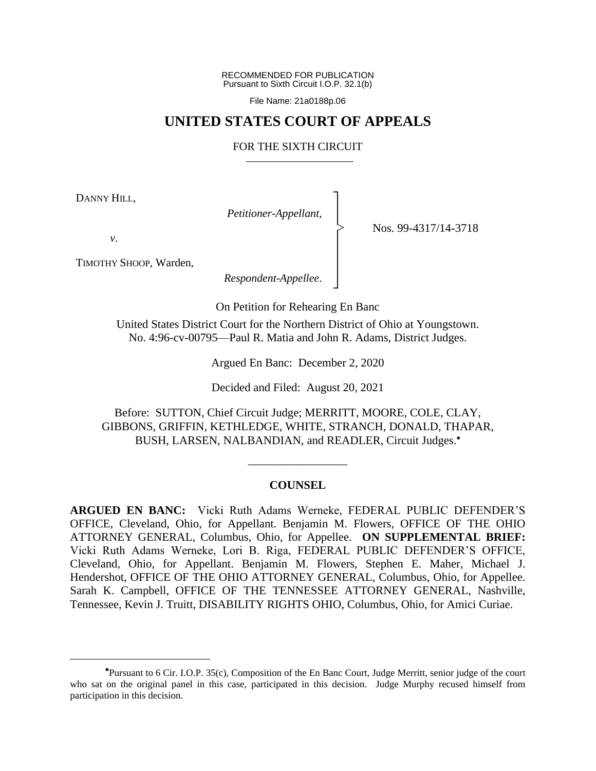RECOMMENDED FOR PUBLICATION
Pursuant to Sixth Circuit I.O.P. 32.1(b)

File Name: 21a0188p.06

# UNITED STATES COURT OF APPEALS

## FOR THE SIXTH CIRCUIT

DANNY HILL,

*Petitioner-Appellant*,

*v*.

TIMOTHY SHOOP, Warden,

*Respondent-Appellee*.

Nos. 99-4317/14-3718

On Petition for Rehearing En Banc

United States District Court for the Northern District of Ohio at Youngstown.
No. 4:96-cv-00795—Paul R. Matia and John R. Adams, District Judges.

Argued En Banc: December 2, 2020

Decided and Filed: August 20, 2021

Before: SUTTON, Chief Circuit Judge; MERRITT, MOORE, COLE, CLAY, GIBBONS, GRIFFIN, KETHLEDGE, WHITE, STRANCH, DONALD, THAPAR, BUSH, LARSEN, NALBANDIAN, and READLER, Circuit Judges.*

---

**COUNSEL**

**ARGUED EN BANC:** Vicki Ruth Adams Werneke, FEDERAL PUBLIC DEFENDER'S OFFICE, Cleveland, Ohio, for Appellant. Benjamin M. Flowers, OFFICE OF THE OHIO ATTORNEY GENERAL, Columbus, Ohio, for Appellee. **ON SUPPLEMENTAL BRIEF:** Vicki Ruth Adams Werneke, Lori B. Riga, FEDERAL PUBLIC DEFENDER'S OFFICE, Cleveland, Ohio, for Appellant. Benjamin M. Flowers, Stephen E. Maher, Michael J. Hendershot, OFFICE OF THE OHIO ATTORNEY GENERAL, Columbus, Ohio, for Appellee. Sarah K. Campbell, OFFICE OF THE TENNESSEE ATTORNEY GENERAL, Nashville, Tennessee, Kevin J. Truitt, DISABILITY RIGHTS OHIO, Columbus, Ohio, for Amici Curiae.

---

*Pursuant to 6 Cir. I.O.P. 35(c), Composition of the En Banc Court, Judge Merritt, senior judge of the court who sat on the original panel in this case, participated in this decision. Judge Murphy recused himself from participation in this decision.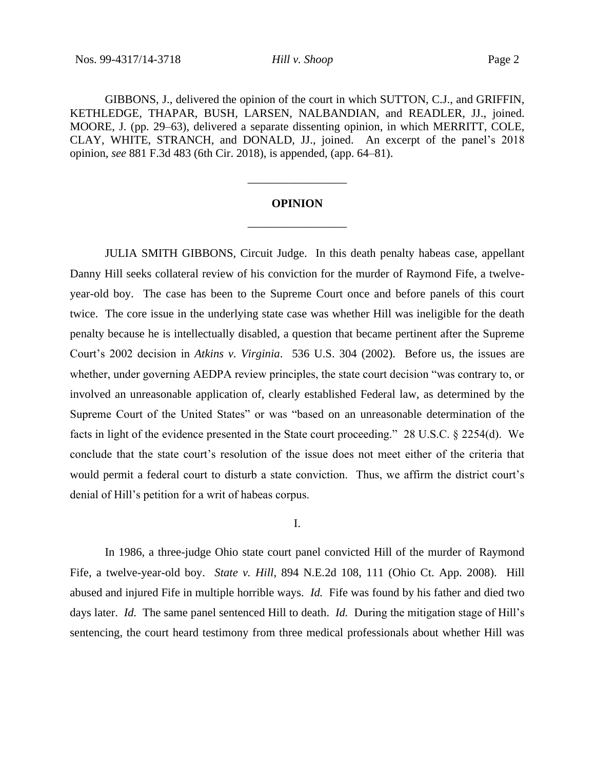GIBBONS, J., delivered the opinion of the court in which SUTTON, C.J., and GRIFFIN, KETHLEDGE, THAPAR, BUSH, LARSEN, NALBANDIAN, and READLER, JJ., joined. MOORE, J. (pp. 29–63), delivered a separate dissenting opinion, in which MERRITT, COLE, CLAY, WHITE, STRANCH, and DONALD, JJ., joined. An excerpt of the panel's 2018 opinion, *see* 881 F.3d 483 (6th Cir. 2018), is appended, (app. 64–81).

---

**OPINION**

---

JULIA SMITH GIBBONS, Circuit Judge. In this death penalty habeas case, appellant Danny Hill seeks collateral review of his conviction for the murder of Raymond Fife, a twelve-year-old boy. The case has been to the Supreme Court once and before panels of this court twice. The core issue in the underlying state case was whether Hill was ineligible for the death penalty because he is intellectually disabled, a question that became pertinent after the Supreme Court's 2002 decision in *Atkins v. Virginia*. 536 U.S. 304 (2002). Before us, the issues are whether, under governing AEDPA review principles, the state court decision "was contrary to, or involved an unreasonable application of, clearly established Federal law, as determined by the Supreme Court of the United States" or was "based on an unreasonable determination of the facts in light of the evidence presented in the State court proceeding." 28 U.S.C. § 2254(d). We conclude that the state court's resolution of the issue does not meet either of the criteria that would permit a federal court to disturb a state conviction. Thus, we affirm the district court's denial of Hill's petition for a writ of habeas corpus.

I.

In 1986, a three-judge Ohio state court panel convicted Hill of the murder of Raymond Fife, a twelve-year-old boy. *State v. Hill*, 894 N.E.2d 108, 111 (Ohio Ct. App. 2008). Hill abused and injured Fife in multiple horrible ways. *Id.* Fife was found by his father and died two days later. *Id.* The same panel sentenced Hill to death. *Id.* During the mitigation stage of Hill's sentencing, the court heard testimony from three medical professionals about whether Hill was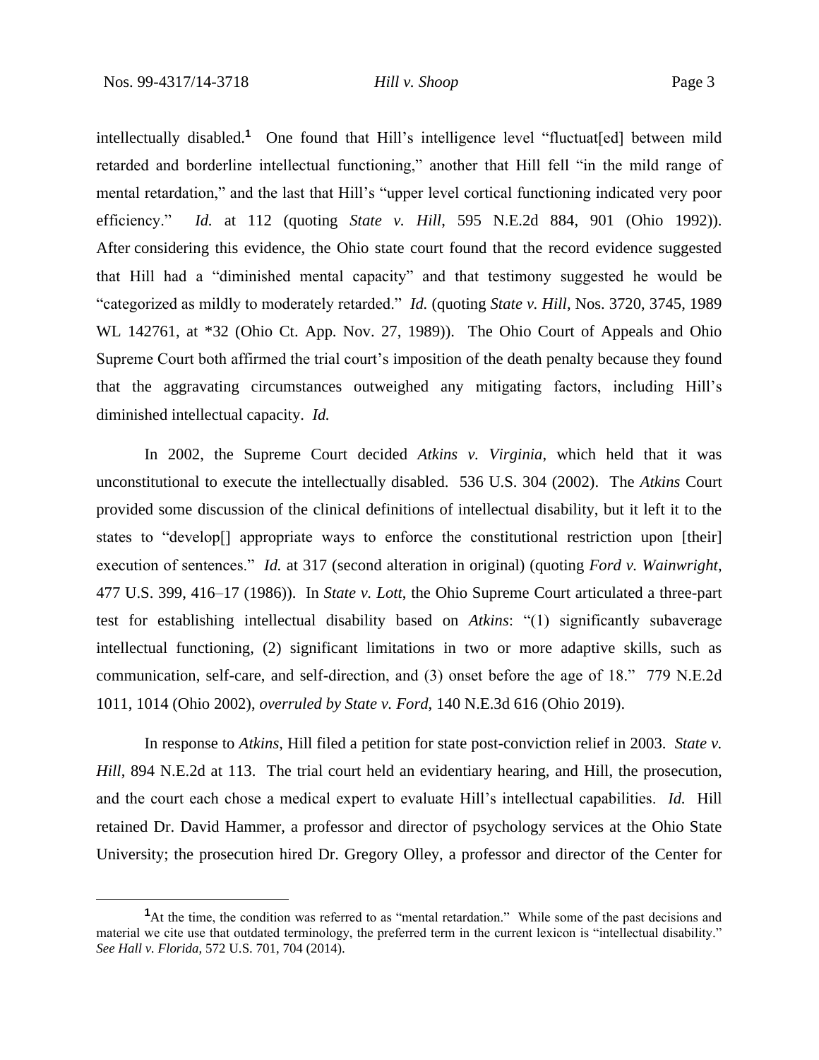intellectually disabled.[1] One found that Hill's intelligence level "fluctuat[ed] between mild retarded and borderline intellectual functioning," another that Hill fell "in the mild range of mental retardation," and the last that Hill's "upper level cortical functioning indicated very poor efficiency." *Id.* at 112 (quoting *State v. Hill*, 595 N.E.2d 884, 901 (Ohio 1992)). After considering this evidence, the Ohio state court found that the record evidence suggested that Hill had a "diminished mental capacity" and that testimony suggested he would be "categorized as mildly to moderately retarded." *Id.* (quoting *State v. Hill*, Nos. 3720, 3745, 1989 WL 142761, at *32 (Ohio Ct. App. Nov. 27, 1989)). The Ohio Court of Appeals and Ohio Supreme Court both affirmed the trial court's imposition of the death penalty because they found that the aggravating circumstances outweighed any mitigating factors, including Hill's diminished intellectual capacity. *Id.*

In 2002, the Supreme Court decided *Atkins v. Virginia*, which held that it was unconstitutional to execute the intellectually disabled. 536 U.S. 304 (2002). The *Atkins* Court provided some discussion of the clinical definitions of intellectual disability, but it left it to the states to "develop[] appropriate ways to enforce the constitutional restriction upon [their] execution of sentences." *Id.* at 317 (second alteration in original) (quoting *Ford v. Wainwright*, 477 U.S. 399, 416–17 (1986)). In *State v. Lott*, the Ohio Supreme Court articulated a three-part test for establishing intellectual disability based on *Atkins*: "(1) significantly subaverage intellectual functioning, (2) significant limitations in two or more adaptive skills, such as communication, self-care, and self-direction, and (3) onset before the age of 18." 779 N.E.2d 1011, 1014 (Ohio 2002), *overruled by State v. Ford*, 140 N.E.3d 616 (Ohio 2019).

In response to *Atkins*, Hill filed a petition for state post-conviction relief in 2003. *State v. Hill*, 894 N.E.2d at 113. The trial court held an evidentiary hearing, and Hill, the prosecution, and the court each chose a medical expert to evaluate Hill's intellectual capabilities. *Id.* Hill retained Dr. David Hammer, a professor and director of psychology services at the Ohio State University; the prosecution hired Dr. Gregory Olley, a professor and director of the Center for

[1] At the time, the condition was referred to as "mental retardation." While some of the past decisions and material we cite use that outdated terminology, the preferred term in the current lexicon is "intellectual disability." *See Hall v. Florida*, 572 U.S. 701, 704 (2014).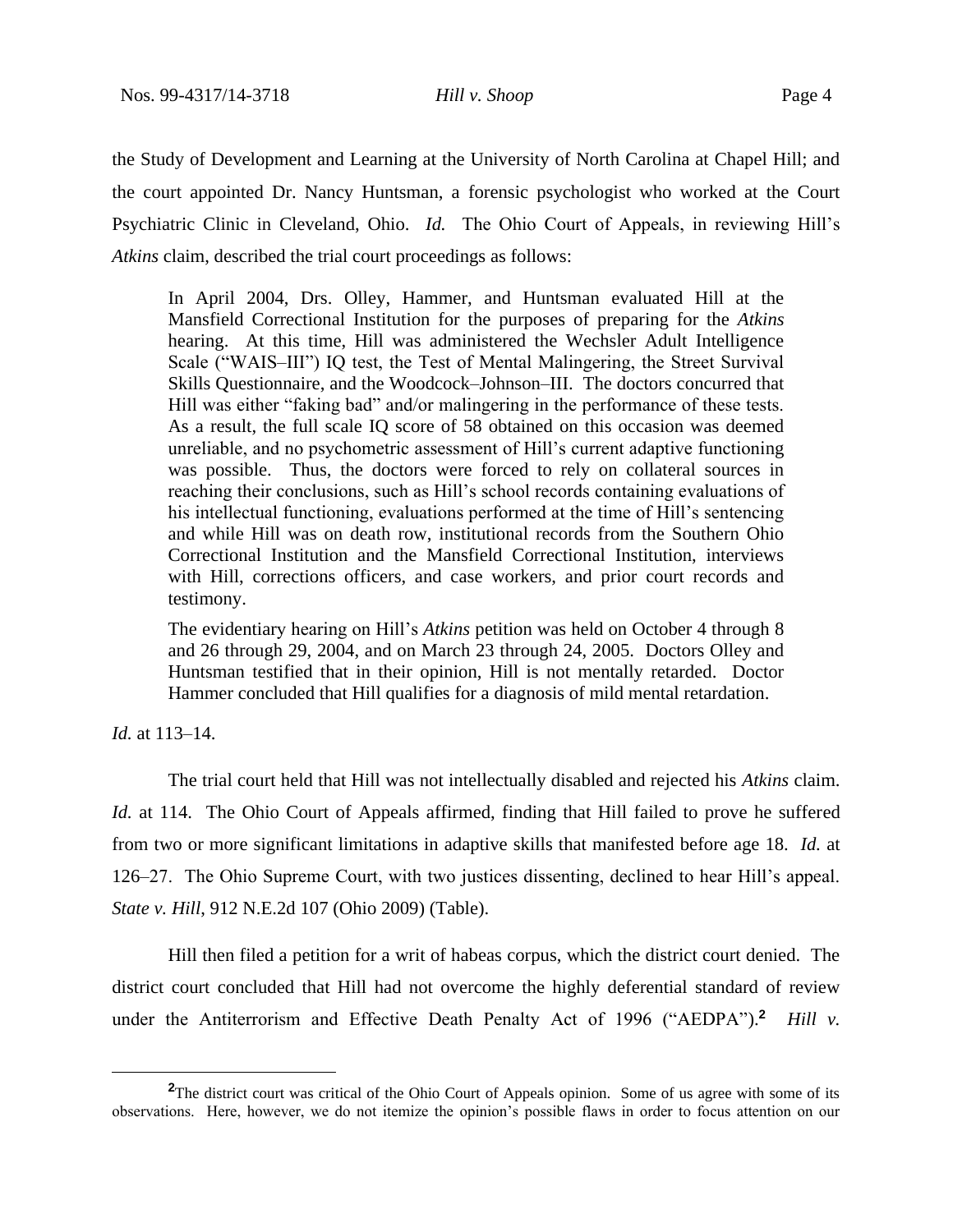the Study of Development and Learning at the University of North Carolina at Chapel Hill; and the court appointed Dr. Nancy Huntsman, a forensic psychologist who worked at the Court Psychiatric Clinic in Cleveland, Ohio. *Id.* The Ohio Court of Appeals, in reviewing Hill's *Atkins* claim, described the trial court proceedings as follows:

> In April 2004, Drs. Olley, Hammer, and Huntsman evaluated Hill at the Mansfield Correctional Institution for the purposes of preparing for the *Atkins* hearing. At this time, Hill was administered the Wechsler Adult Intelligence Scale ("WAIS–III") IQ test, the Test of Mental Malingering, the Street Survival Skills Questionnaire, and the Woodcock–Johnson–III. The doctors concurred that Hill was either "faking bad" and/or malingering in the performance of these tests. As a result, the full scale IQ score of 58 obtained on this occasion was deemed unreliable, and no psychometric assessment of Hill's current adaptive functioning was possible. Thus, the doctors were forced to rely on collateral sources in reaching their conclusions, such as Hill's school records containing evaluations of his intellectual functioning, evaluations performed at the time of Hill's sentencing and while Hill was on death row, institutional records from the Southern Ohio Correctional Institution and the Mansfield Correctional Institution, interviews with Hill, corrections officers, and case workers, and prior court records and testimony.
>
> The evidentiary hearing on Hill's *Atkins* petition was held on October 4 through 8 and 26 through 29, 2004, and on March 23 through 24, 2005. Doctors Olley and Huntsman testified that in their opinion, Hill is not mentally retarded. Doctor Hammer concluded that Hill qualifies for a diagnosis of mild mental retardation.

*Id.* at 113–14.

The trial court held that Hill was not intellectually disabled and rejected his *Atkins* claim. *Id.* at 114. The Ohio Court of Appeals affirmed, finding that Hill failed to prove he suffered from two or more significant limitations in adaptive skills that manifested before age 18. *Id.* at 126–27. The Ohio Supreme Court, with two justices dissenting, declined to hear Hill's appeal. *State v. Hill*, 912 N.E.2d 107 (Ohio 2009) (Table).

Hill then filed a petition for a writ of habeas corpus, which the district court denied. The district court concluded that Hill had not overcome the highly deferential standard of review under the Antiterrorism and Effective Death Penalty Act of 1996 ("AEDPA").[2] *Hill v.*

[2]The district court was critical of the Ohio Court of Appeals opinion. Some of us agree with some of its observations. Here, however, we do not itemize the opinion's possible flaws in order to focus attention on our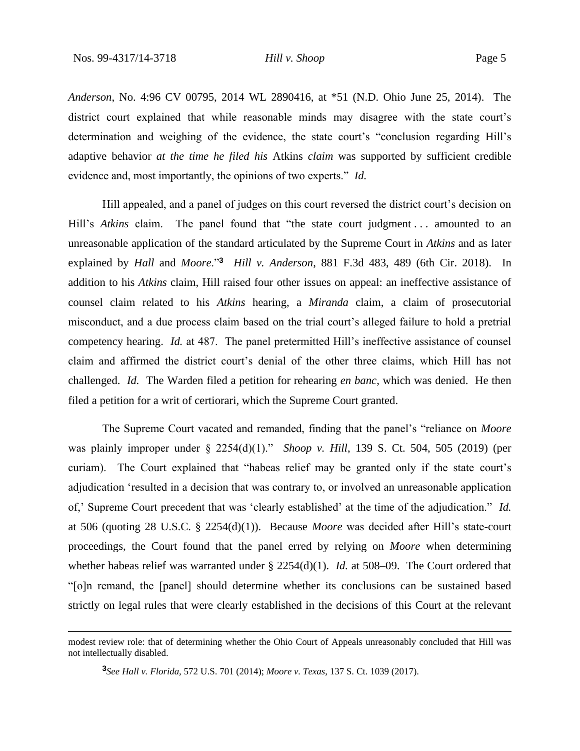*Anderson*, No. 4:96 CV 00795, 2014 WL 2890416, at *51 (N.D. Ohio June 25, 2014). The district court explained that while reasonable minds may disagree with the state court's determination and weighing of the evidence, the state court's "conclusion regarding Hill's adaptive behavior *at the time he filed his* Atkins *claim* was supported by sufficient credible evidence and, most importantly, the opinions of two experts." *Id.*

Hill appealed, and a panel of judges on this court reversed the district court's decision on Hill's *Atkins* claim. The panel found that "the state court judgment . . . amounted to an unreasonable application of the standard articulated by the Supreme Court in *Atkins* and as later explained by *Hall* and *Moore*."[3] *Hill v. Anderson*, 881 F.3d 483, 489 (6th Cir. 2018). In addition to his *Atkins* claim, Hill raised four other issues on appeal: an ineffective assistance of counsel claim related to his *Atkins* hearing, a *Miranda* claim, a claim of prosecutorial misconduct, and a due process claim based on the trial court's alleged failure to hold a pretrial competency hearing. *Id.* at 487. The panel pretermitted Hill's ineffective assistance of counsel claim and affirmed the district court's denial of the other three claims, which Hill has not challenged. *Id.* The Warden filed a petition for rehearing *en banc*, which was denied. He then filed a petition for a writ of certiorari, which the Supreme Court granted.

The Supreme Court vacated and remanded, finding that the panel's "reliance on *Moore* was plainly improper under § 2254(d)(1)." *Shoop v. Hill*, 139 S. Ct. 504, 505 (2019) (per curiam). The Court explained that "habeas relief may be granted only if the state court's adjudication 'resulted in a decision that was contrary to, or involved an unreasonable application of,' Supreme Court precedent that was 'clearly established' at the time of the adjudication." *Id.* at 506 (quoting 28 U.S.C. § 2254(d)(1)). Because *Moore* was decided after Hill's state-court proceedings, the Court found that the panel erred by relying on *Moore* when determining whether habeas relief was warranted under § 2254(d)(1). *Id.* at 508–09. The Court ordered that "[o]n remand, the [panel] should determine whether its conclusions can be sustained based strictly on legal rules that were clearly established in the decisions of this Court at the relevant

---

modest review role: that of determining whether the Ohio Court of Appeals unreasonably concluded that Hill was not intellectually disabled.

[3]*See Hall v. Florida*, 572 U.S. 701 (2014); *Moore v. Texas*, 137 S. Ct. 1039 (2017).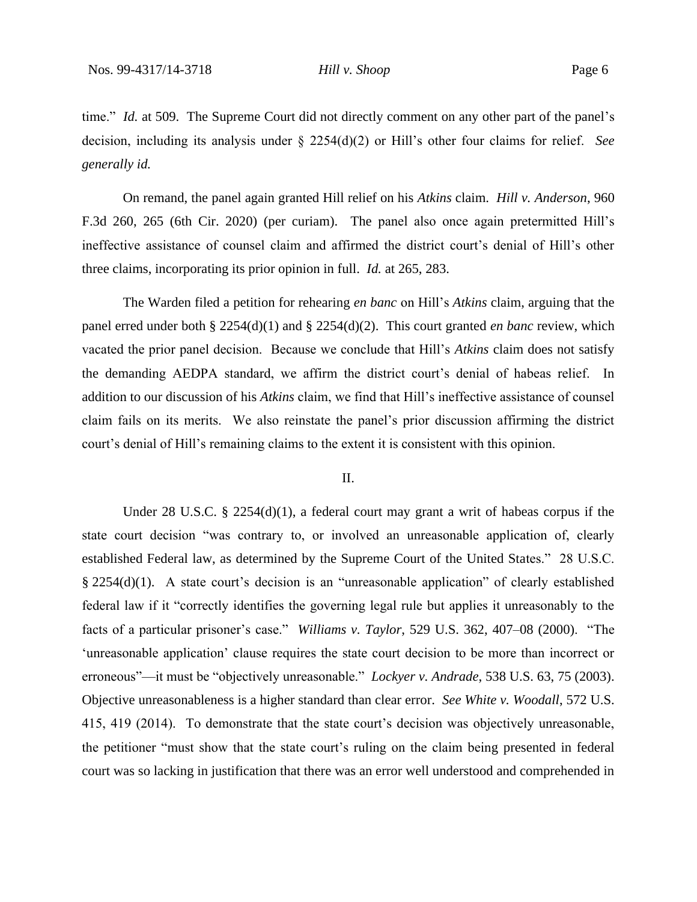time." *Id.* at 509. The Supreme Court did not directly comment on any other part of the panel's decision, including its analysis under § 2254(d)(2) or Hill's other four claims for relief. *See generally id.*

On remand, the panel again granted Hill relief on his *Atkins* claim. *Hill v. Anderson*, 960 F.3d 260, 265 (6th Cir. 2020) (per curiam). The panel also once again pretermitted Hill's ineffective assistance of counsel claim and affirmed the district court's denial of Hill's other three claims, incorporating its prior opinion in full. *Id.* at 265, 283.

The Warden filed a petition for rehearing *en banc* on Hill's *Atkins* claim, arguing that the panel erred under both § 2254(d)(1) and § 2254(d)(2). This court granted *en banc* review, which vacated the prior panel decision. Because we conclude that Hill's *Atkins* claim does not satisfy the demanding AEDPA standard, we affirm the district court's denial of habeas relief. In addition to our discussion of his *Atkins* claim, we find that Hill's ineffective assistance of counsel claim fails on its merits. We also reinstate the panel's prior discussion affirming the district court's denial of Hill's remaining claims to the extent it is consistent with this opinion.

## II.

Under 28 U.S.C. § 2254(d)(1), a federal court may grant a writ of habeas corpus if the state court decision "was contrary to, or involved an unreasonable application of, clearly established Federal law, as determined by the Supreme Court of the United States." 28 U.S.C. § 2254(d)(1). A state court's decision is an "unreasonable application" of clearly established federal law if it "correctly identifies the governing legal rule but applies it unreasonably to the facts of a particular prisoner's case." *Williams v. Taylor*, 529 U.S. 362, 407–08 (2000). "The 'unreasonable application' clause requires the state court decision to be more than incorrect or erroneous"—it must be "objectively unreasonable." *Lockyer v. Andrade*, 538 U.S. 63, 75 (2003). Objective unreasonableness is a higher standard than clear error. *See White v. Woodall*, 572 U.S. 415, 419 (2014). To demonstrate that the state court's decision was objectively unreasonable, the petitioner "must show that the state court's ruling on the claim being presented in federal court was so lacking in justification that there was an error well understood and comprehended in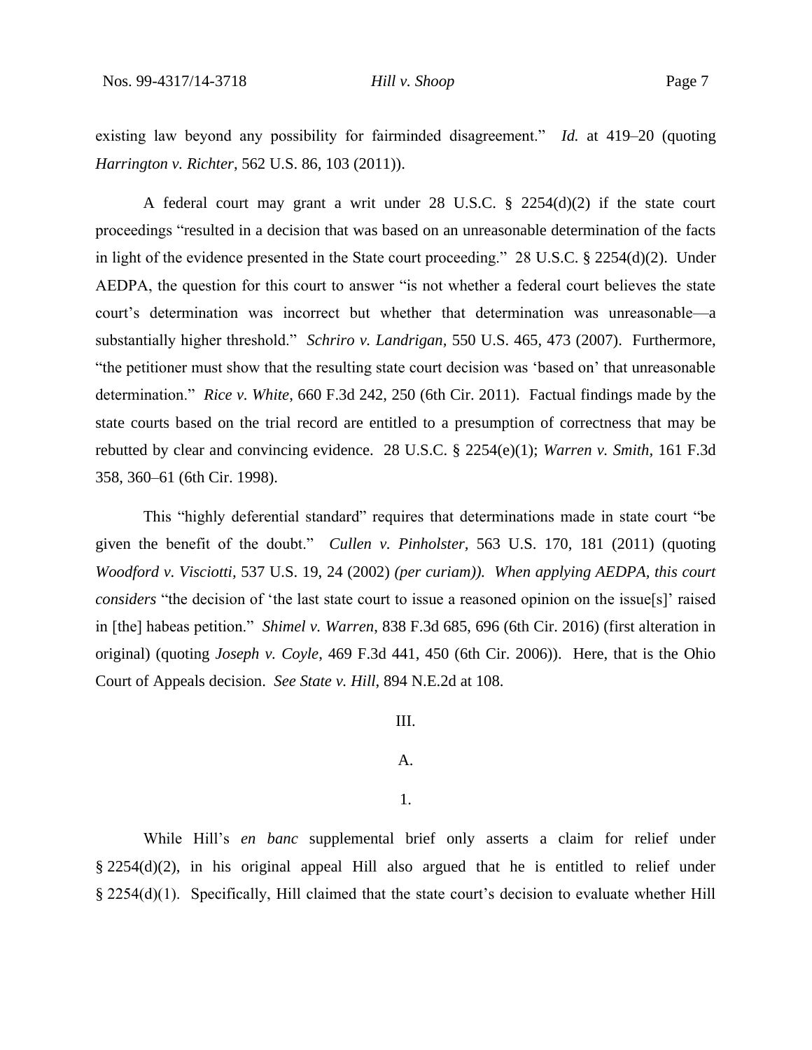existing law beyond any possibility for fairminded disagreement." *Id.* at 419–20 (quoting *Harrington v. Richter*, 562 U.S. 86, 103 (2011)).

A federal court may grant a writ under 28 U.S.C. § 2254(d)(2) if the state court proceedings "resulted in a decision that was based on an unreasonable determination of the facts in light of the evidence presented in the State court proceeding." 28 U.S.C. § 2254(d)(2). Under AEDPA, the question for this court to answer "is not whether a federal court believes the state court's determination was incorrect but whether that determination was unreasonable—a substantially higher threshold." *Schriro v. Landrigan*, 550 U.S. 465, 473 (2007). Furthermore, "the petitioner must show that the resulting state court decision was 'based on' that unreasonable determination." *Rice v. White*, 660 F.3d 242, 250 (6th Cir. 2011). Factual findings made by the state courts based on the trial record are entitled to a presumption of correctness that may be rebutted by clear and convincing evidence. 28 U.S.C. § 2254(e)(1); *Warren v. Smith*, 161 F.3d 358, 360–61 (6th Cir. 1998).

This "highly deferential standard" requires that determinations made in state court "be given the benefit of the doubt." *Cullen v. Pinholster*, 563 U.S. 170, 181 (2011) (quoting *Woodford v. Visciotti*, 537 U.S. 19, 24 (2002) *(per curiam)). When applying AEDPA, this court considers* "the decision of 'the last state court to issue a reasoned opinion on the issue[s]' raised in [the] habeas petition." *Shimel v. Warren*, 838 F.3d 685, 696 (6th Cir. 2016) (first alteration in original) (quoting *Joseph v. Coyle*, 469 F.3d 441, 450 (6th Cir. 2006)). Here, that is the Ohio Court of Appeals decision. *See State v. Hill*, 894 N.E.2d at 108.

## III.

### A.

#### 1.

While Hill's *en banc* supplemental brief only asserts a claim for relief under § 2254(d)(2), in his original appeal Hill also argued that he is entitled to relief under § 2254(d)(1). Specifically, Hill claimed that the state court's decision to evaluate whether Hill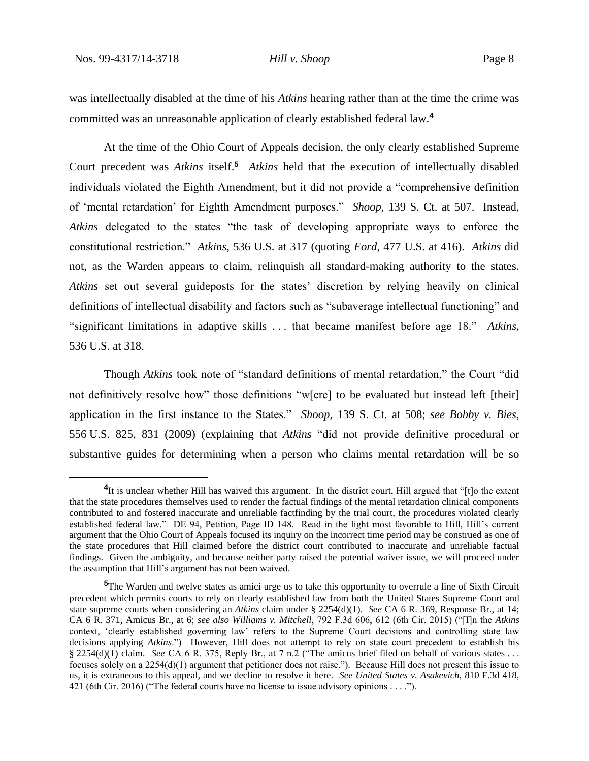was intellectually disabled at the time of his *Atkins* hearing rather than at the time the crime was committed was an unreasonable application of clearly established federal law.[4]

At the time of the Ohio Court of Appeals decision, the only clearly established Supreme Court precedent was *Atkins* itself.[5] *Atkins* held that the execution of intellectually disabled individuals violated the Eighth Amendment, but it did not provide a "comprehensive definition of 'mental retardation' for Eighth Amendment purposes." *Shoop*, 139 S. Ct. at 507. Instead, *Atkins* delegated to the states "the task of developing appropriate ways to enforce the constitutional restriction." *Atkins*, 536 U.S. at 317 (quoting *Ford*, 477 U.S. at 416). *Atkins* did not, as the Warden appears to claim, relinquish all standard-making authority to the states. *Atkins* set out several guideposts for the states' discretion by relying heavily on clinical definitions of intellectual disability and factors such as "subaverage intellectual functioning" and "significant limitations in adaptive skills . . . that became manifest before age 18." *Atkins*, 536 U.S. at 318.

Though *Atkins* took note of "standard definitions of mental retardation," the Court "did not definitively resolve how" those definitions "w[ere] to be evaluated but instead left [their] application in the first instance to the States." *Shoop*, 139 S. Ct. at 508; *see Bobby v. Bies*, 556 U.S. 825, 831 (2009) (explaining that *Atkins* "did not provide definitive procedural or substantive guides for determining when a person who claims mental retardation will be so

---

[4] It is unclear whether Hill has waived this argument. In the district court, Hill argued that "[t]o the extent that the state procedures themselves used to render the factual findings of the mental retardation clinical components contributed to and fostered inaccurate and unreliable factfinding by the trial court, the procedures violated clearly established federal law." DE 94, Petition, Page ID 148. Read in the light most favorable to Hill, Hill's current argument that the Ohio Court of Appeals focused its inquiry on the incorrect time period may be construed as one of the state procedures that Hill claimed before the district court contributed to inaccurate and unreliable factual findings. Given the ambiguity, and because neither party raised the potential waiver issue, we will proceed under the assumption that Hill's argument has not been waived.

[5] The Warden and twelve states as amici urge us to take this opportunity to overrule a line of Sixth Circuit precedent which permits courts to rely on clearly established law from both the United States Supreme Court and state supreme courts when considering an *Atkins* claim under § 2254(d)(1). *See* CA 6 R. 369, Response Br., at 14; CA 6 R. 371, Amicus Br., at 6; *see also Williams v. Mitchell*, 792 F.3d 606, 612 (6th Cir. 2015) ("[I]n the *Atkins* context, 'clearly established governing law' refers to the Supreme Court decisions and controlling state law decisions applying *Atkins*.") However, Hill does not attempt to rely on state court precedent to establish his § 2254(d)(1) claim. *See* CA 6 R. 375, Reply Br., at 7 n.2 ("The amicus brief filed on behalf of various states . . . focuses solely on a 2254(d)(1) argument that petitioner does not raise."). Because Hill does not present this issue to us, it is extraneous to this appeal, and we decline to resolve it here. *See United States v. Asakevich*, 810 F.3d 418, 421 (6th Cir. 2016) ("The federal courts have no license to issue advisory opinions . . . .").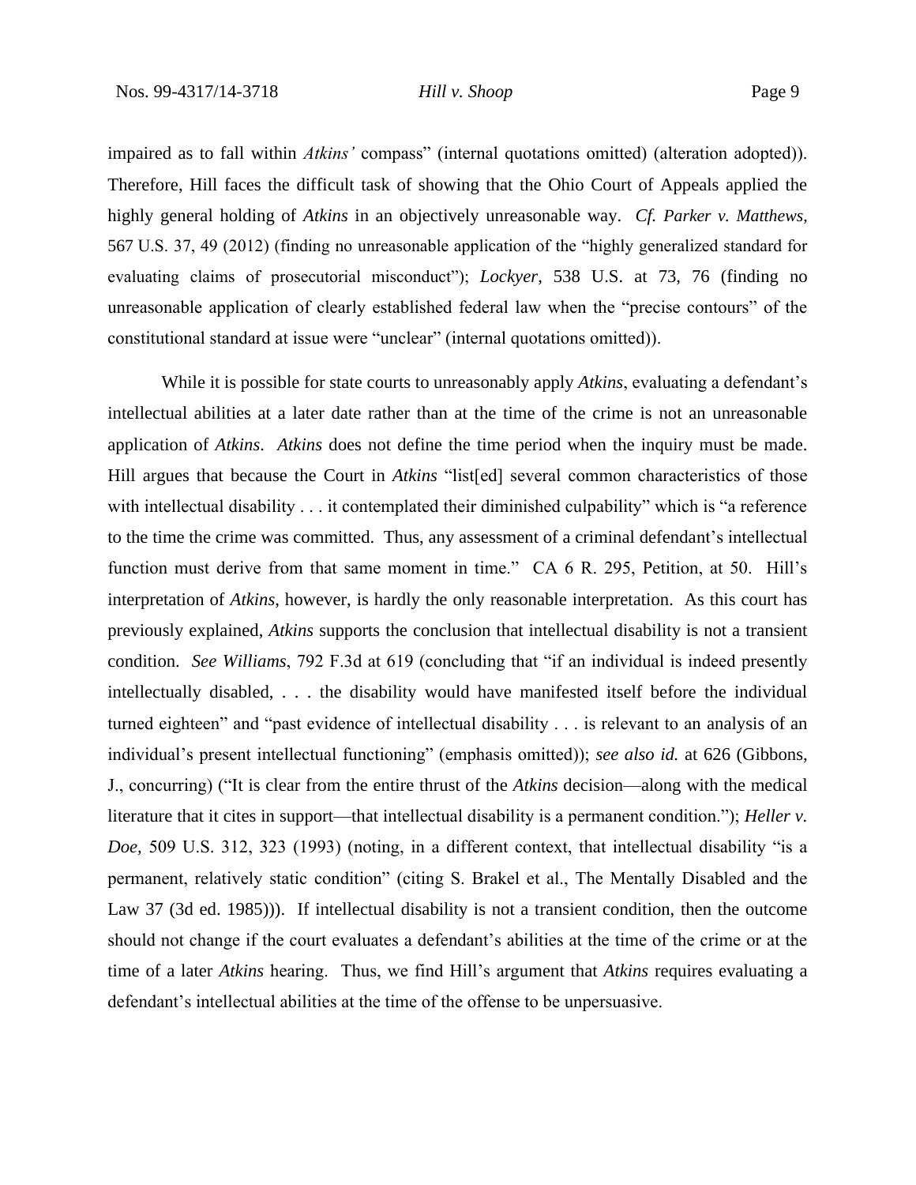impaired as to fall within *Atkins'* compass" (internal quotations omitted) (alteration adopted)). Therefore, Hill faces the difficult task of showing that the Ohio Court of Appeals applied the highly general holding of *Atkins* in an objectively unreasonable way. *Cf. Parker v. Matthews*, 567 U.S. 37, 49 (2012) (finding no unreasonable application of the "highly generalized standard for evaluating claims of prosecutorial misconduct"); *Lockyer*, 538 U.S. at 73, 76 (finding no unreasonable application of clearly established federal law when the "precise contours" of the constitutional standard at issue were "unclear" (internal quotations omitted)).

While it is possible for state courts to unreasonably apply *Atkins*, evaluating a defendant's intellectual abilities at a later date rather than at the time of the crime is not an unreasonable application of *Atkins*. *Atkins* does not define the time period when the inquiry must be made. Hill argues that because the Court in *Atkins* "list[ed] several common characteristics of those with intellectual disability . . . it contemplated their diminished culpability" which is "a reference to the time the crime was committed. Thus, any assessment of a criminal defendant's intellectual function must derive from that same moment in time." CA 6 R. 295, Petition, at 50. Hill's interpretation of *Atkins*, however, is hardly the only reasonable interpretation. As this court has previously explained, *Atkins* supports the conclusion that intellectual disability is not a transient condition. *See Williams*, 792 F.3d at 619 (concluding that "if an individual is indeed presently intellectually disabled, . . . the disability would have manifested itself before the individual turned eighteen" and "past evidence of intellectual disability . . . is relevant to an analysis of an individual's present intellectual functioning" (emphasis omitted)); *see also id.* at 626 (Gibbons, J., concurring) ("It is clear from the entire thrust of the *Atkins* decision—along with the medical literature that it cites in support—that intellectual disability is a permanent condition."); *Heller v. Doe*, 509 U.S. 312, 323 (1993) (noting, in a different context, that intellectual disability "is a permanent, relatively static condition" (citing S. Brakel et al., The Mentally Disabled and the Law 37 (3d ed. 1985))). If intellectual disability is not a transient condition, then the outcome should not change if the court evaluates a defendant's abilities at the time of the crime or at the time of a later *Atkins* hearing. Thus, we find Hill's argument that *Atkins* requires evaluating a defendant's intellectual abilities at the time of the offense to be unpersuasive.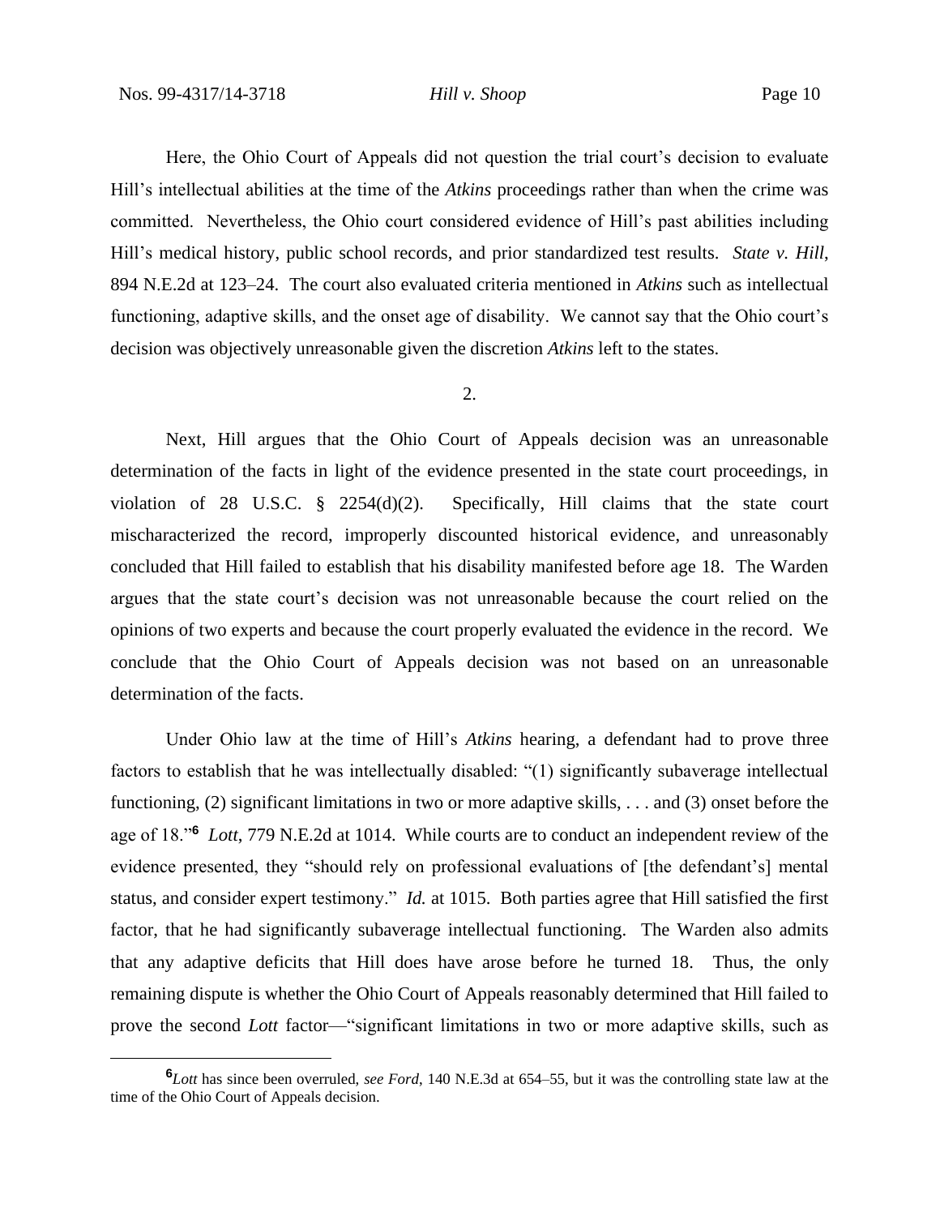Here, the Ohio Court of Appeals did not question the trial court's decision to evaluate Hill's intellectual abilities at the time of the *Atkins* proceedings rather than when the crime was committed. Nevertheless, the Ohio court considered evidence of Hill's past abilities including Hill's medical history, public school records, and prior standardized test results. *State v. Hill*, 894 N.E.2d at 123–24. The court also evaluated criteria mentioned in *Atkins* such as intellectual functioning, adaptive skills, and the onset age of disability. We cannot say that the Ohio court's decision was objectively unreasonable given the discretion *Atkins* left to the states.

2.

Next, Hill argues that the Ohio Court of Appeals decision was an unreasonable determination of the facts in light of the evidence presented in the state court proceedings, in violation of 28 U.S.C. § 2254(d)(2). Specifically, Hill claims that the state court mischaracterized the record, improperly discounted historical evidence, and unreasonably concluded that Hill failed to establish that his disability manifested before age 18. The Warden argues that the state court's decision was not unreasonable because the court relied on the opinions of two experts and because the court properly evaluated the evidence in the record. We conclude that the Ohio Court of Appeals decision was not based on an unreasonable determination of the facts.

Under Ohio law at the time of Hill's *Atkins* hearing, a defendant had to prove three factors to establish that he was intellectually disabled: "(1) significantly subaverage intellectual functioning, (2) significant limitations in two or more adaptive skills, . . . and (3) onset before the age of 18."[6] *Lott*, 779 N.E.2d at 1014. While courts are to conduct an independent review of the evidence presented, they "should rely on professional evaluations of [the defendant's] mental status, and consider expert testimony." *Id.* at 1015. Both parties agree that Hill satisfied the first factor, that he had significantly subaverage intellectual functioning. The Warden also admits that any adaptive deficits that Hill does have arose before he turned 18. Thus, the only remaining dispute is whether the Ohio Court of Appeals reasonably determined that Hill failed to prove the second *Lott* factor—"significant limitations in two or more adaptive skills, such as

[6] *Lott* has since been overruled, *see Ford*, 140 N.E.3d at 654–55, but it was the controlling state law at the time of the Ohio Court of Appeals decision.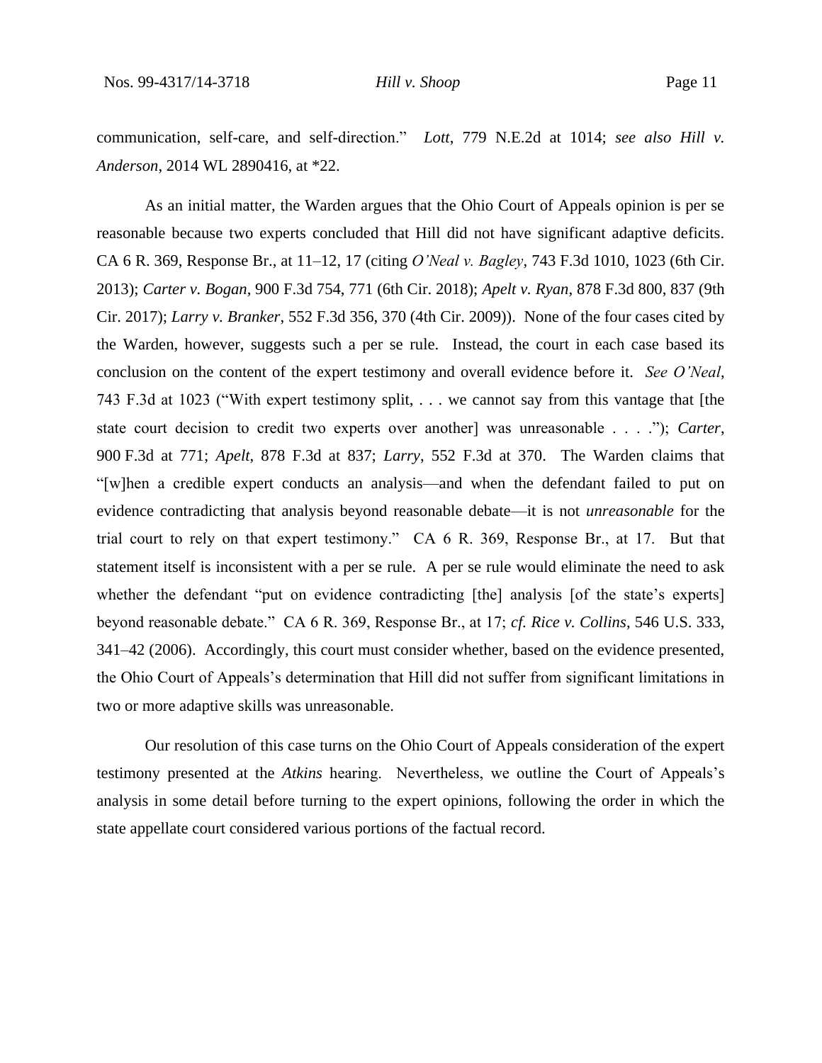communication, self-care, and self-direction." *Lott*, 779 N.E.2d at 1014; *see also Hill v. Anderson*, 2014 WL 2890416, at *22.

As an initial matter, the Warden argues that the Ohio Court of Appeals opinion is per se reasonable because two experts concluded that Hill did not have significant adaptive deficits. CA 6 R. 369, Response Br., at 11–12, 17 (citing *O'Neal v. Bagley*, 743 F.3d 1010, 1023 (6th Cir. 2013); *Carter v. Bogan*, 900 F.3d 754, 771 (6th Cir. 2018); *Apelt v. Ryan*, 878 F.3d 800, 837 (9th Cir. 2017); *Larry v. Branker*, 552 F.3d 356, 370 (4th Cir. 2009)). None of the four cases cited by the Warden, however, suggests such a per se rule. Instead, the court in each case based its conclusion on the content of the expert testimony and overall evidence before it. *See O'Neal*, 743 F.3d at 1023 ("With expert testimony split, . . . we cannot say from this vantage that [the state court decision to credit two experts over another] was unreasonable . . . ."); *Carter*, 900 F.3d at 771; *Apelt*, 878 F.3d at 837; *Larry*, 552 F.3d at 370. The Warden claims that "[w]hen a credible expert conducts an analysis—and when the defendant failed to put on evidence contradicting that analysis beyond reasonable debate—it is not *unreasonable* for the trial court to rely on that expert testimony." CA 6 R. 369, Response Br., at 17. But that statement itself is inconsistent with a per se rule. A per se rule would eliminate the need to ask whether the defendant "put on evidence contradicting [the] analysis [of the state's experts] beyond reasonable debate." CA 6 R. 369, Response Br., at 17; *cf. Rice v. Collins*, 546 U.S. 333, 341–42 (2006). Accordingly, this court must consider whether, based on the evidence presented, the Ohio Court of Appeals's determination that Hill did not suffer from significant limitations in two or more adaptive skills was unreasonable.

Our resolution of this case turns on the Ohio Court of Appeals consideration of the expert testimony presented at the *Atkins* hearing. Nevertheless, we outline the Court of Appeals's analysis in some detail before turning to the expert opinions, following the order in which the state appellate court considered various portions of the factual record.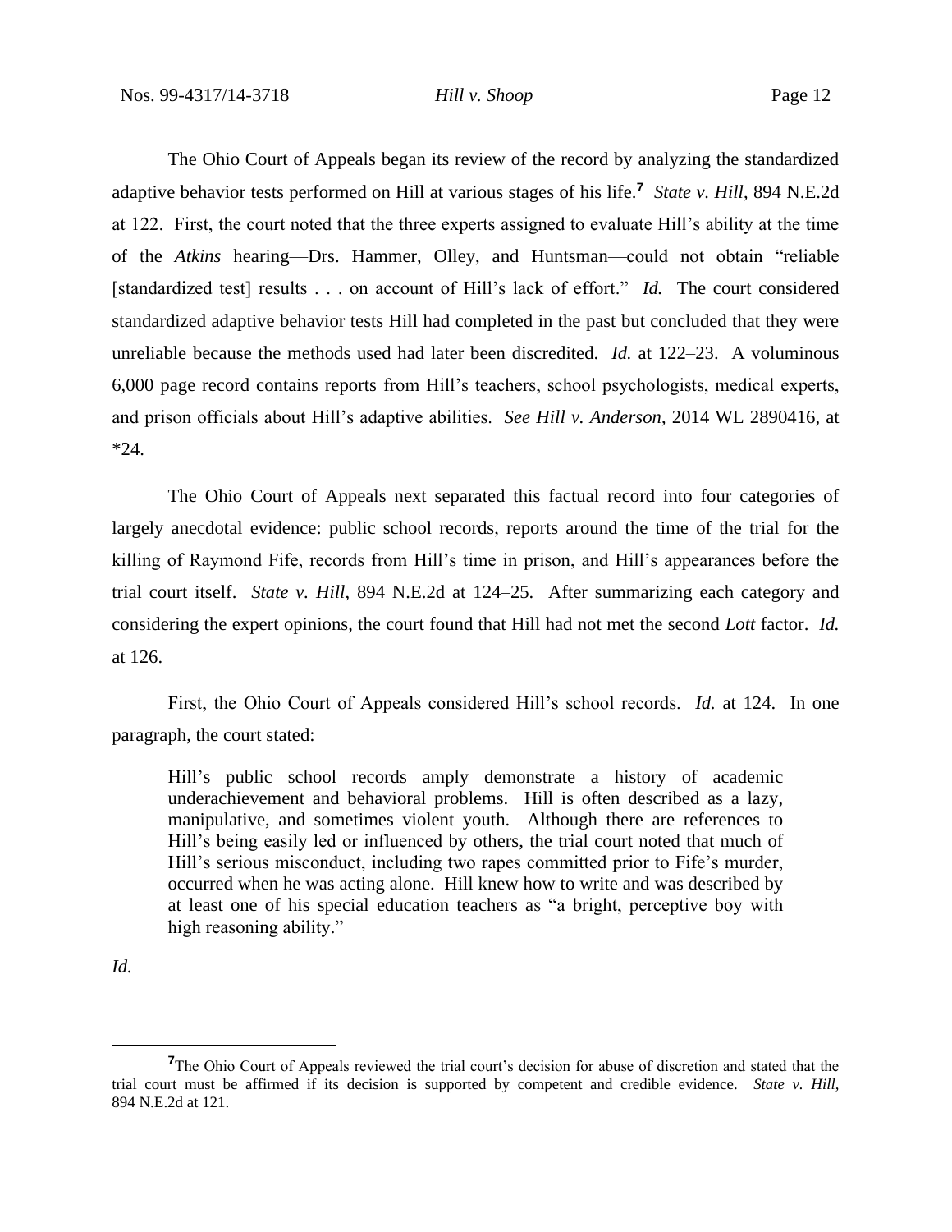The Ohio Court of Appeals began its review of the record by analyzing the standardized adaptive behavior tests performed on Hill at various stages of his life.[7] *State v. Hill*, 894 N.E.2d at 122. First, the court noted that the three experts assigned to evaluate Hill's ability at the time of the *Atkins* hearing—Drs. Hammer, Olley, and Huntsman—could not obtain "reliable [standardized test] results . . . on account of Hill's lack of effort." *Id.* The court considered standardized adaptive behavior tests Hill had completed in the past but concluded that they were unreliable because the methods used had later been discredited. *Id.* at 122–23. A voluminous 6,000 page record contains reports from Hill's teachers, school psychologists, medical experts, and prison officials about Hill's adaptive abilities. *See Hill v. Anderson*, 2014 WL 2890416, at *24.

The Ohio Court of Appeals next separated this factual record into four categories of largely anecdotal evidence: public school records, reports around the time of the trial for the killing of Raymond Fife, records from Hill's time in prison, and Hill's appearances before the trial court itself. *State v. Hill*, 894 N.E.2d at 124–25. After summarizing each category and considering the expert opinions, the court found that Hill had not met the second *Lott* factor. *Id.* at 126.

First, the Ohio Court of Appeals considered Hill's school records. *Id.* at 124. In one paragraph, the court stated:

> Hill's public school records amply demonstrate a history of academic underachievement and behavioral problems. Hill is often described as a lazy, manipulative, and sometimes violent youth. Although there are references to Hill's being easily led or influenced by others, the trial court noted that much of Hill's serious misconduct, including two rapes committed prior to Fife's murder, occurred when he was acting alone. Hill knew how to write and was described by at least one of his special education teachers as "a bright, perceptive boy with high reasoning ability."

*Id.*

[7] The Ohio Court of Appeals reviewed the trial court's decision for abuse of discretion and stated that the trial court must be affirmed if its decision is supported by competent and credible evidence. *State v. Hill*, 894 N.E.2d at 121.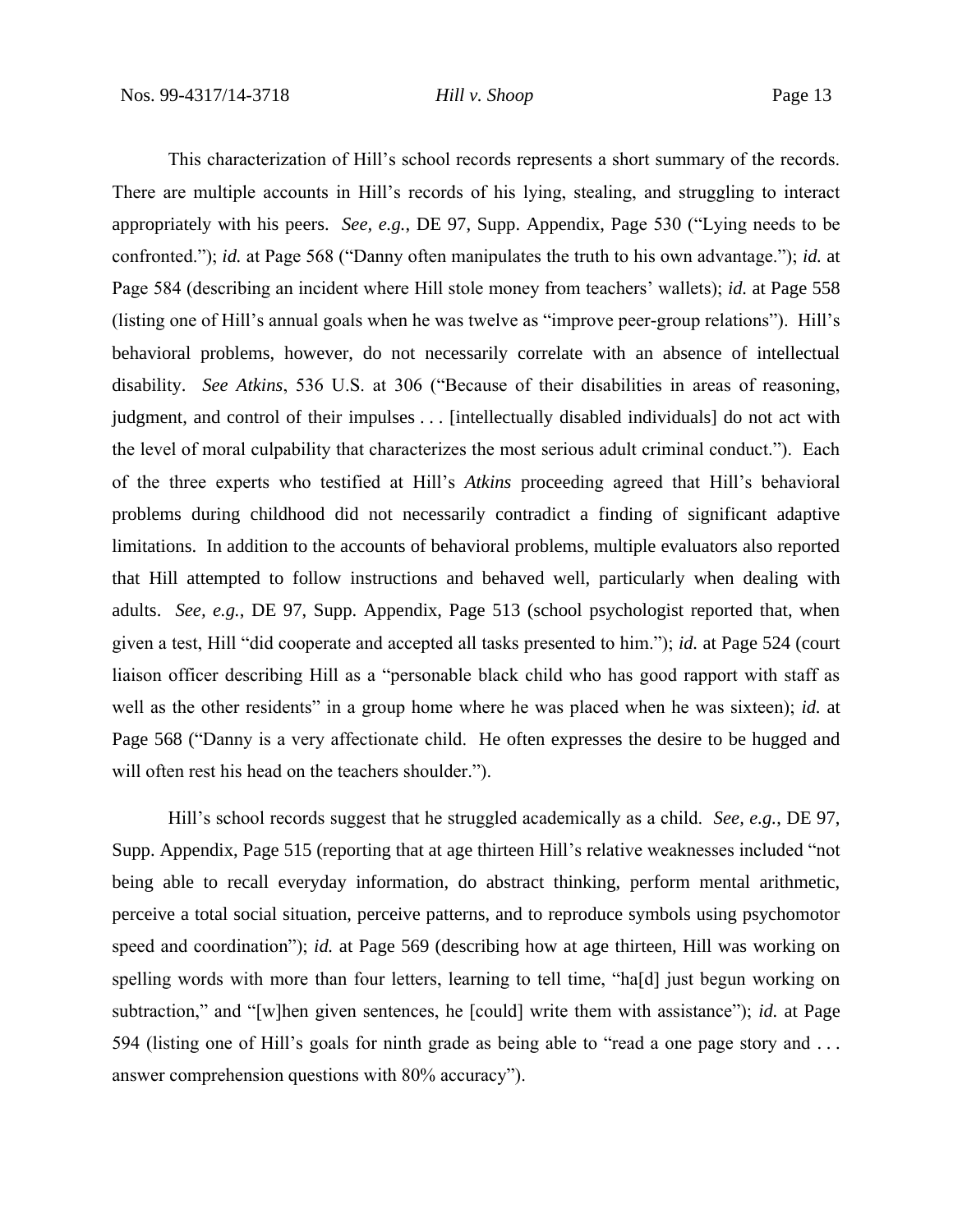This characterization of Hill's school records represents a short summary of the records. There are multiple accounts in Hill's records of his lying, stealing, and struggling to interact appropriately with his peers. *See, e.g.*, DE 97, Supp. Appendix, Page 530 ("Lying needs to be confronted."); *id.* at Page 568 ("Danny often manipulates the truth to his own advantage."); *id.* at Page 584 (describing an incident where Hill stole money from teachers' wallets); *id.* at Page 558 (listing one of Hill's annual goals when he was twelve as "improve peer-group relations"). Hill's behavioral problems, however, do not necessarily correlate with an absence of intellectual disability. *See Atkins*, 536 U.S. at 306 ("Because of their disabilities in areas of reasoning, judgment, and control of their impulses . . . [intellectually disabled individuals] do not act with the level of moral culpability that characterizes the most serious adult criminal conduct."). Each of the three experts who testified at Hill's *Atkins* proceeding agreed that Hill's behavioral problems during childhood did not necessarily contradict a finding of significant adaptive limitations. In addition to the accounts of behavioral problems, multiple evaluators also reported that Hill attempted to follow instructions and behaved well, particularly when dealing with adults. *See, e.g.*, DE 97, Supp. Appendix, Page 513 (school psychologist reported that, when given a test, Hill "did cooperate and accepted all tasks presented to him."); *id.* at Page 524 (court liaison officer describing Hill as a "personable black child who has good rapport with staff as well as the other residents" in a group home where he was placed when he was sixteen); *id.* at Page 568 ("Danny is a very affectionate child. He often expresses the desire to be hugged and will often rest his head on the teachers shoulder.").

Hill's school records suggest that he struggled academically as a child. *See, e.g.*, DE 97, Supp. Appendix, Page 515 (reporting that at age thirteen Hill's relative weaknesses included "not being able to recall everyday information, do abstract thinking, perform mental arithmetic, perceive a total social situation, perceive patterns, and to reproduce symbols using psychomotor speed and coordination"); *id.* at Page 569 (describing how at age thirteen, Hill was working on spelling words with more than four letters, learning to tell time, "ha[d] just begun working on subtraction," and "[w]hen given sentences, he [could] write them with assistance"); *id.* at Page 594 (listing one of Hill's goals for ninth grade as being able to "read a one page story and . . . answer comprehension questions with 80% accuracy").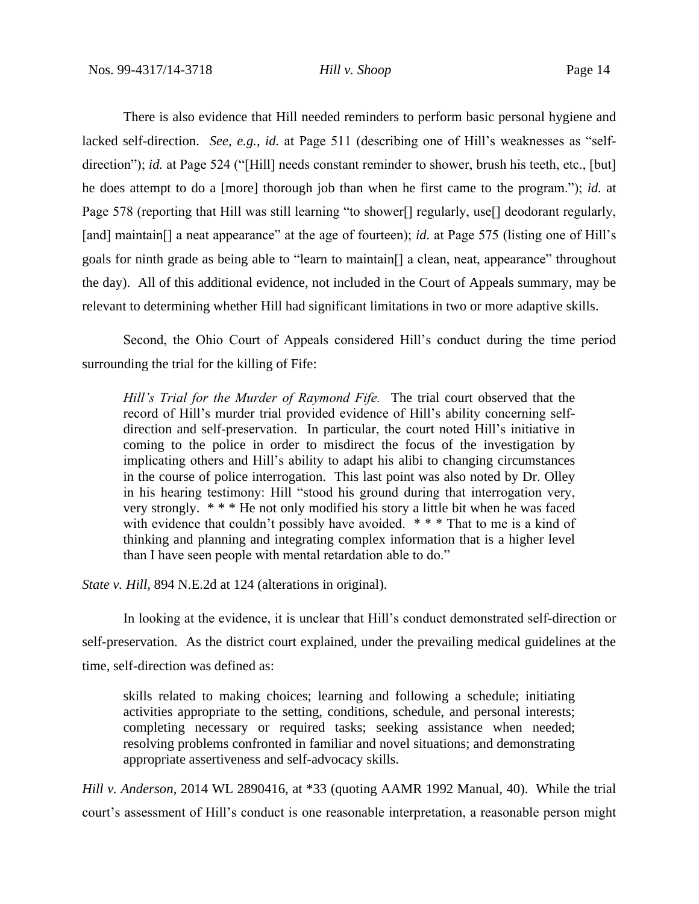There is also evidence that Hill needed reminders to perform basic personal hygiene and lacked self-direction. *See, e.g.*, *id.* at Page 511 (describing one of Hill's weaknesses as "self-direction"); *id.* at Page 524 ("[Hill] needs constant reminder to shower, brush his teeth, etc., [but] he does attempt to do a [more] thorough job than when he first came to the program."); *id.* at Page 578 (reporting that Hill was still learning "to shower[] regularly, use[] deodorant regularly, [and] maintain[] a neat appearance" at the age of fourteen); *id.* at Page 575 (listing one of Hill's goals for ninth grade as being able to "learn to maintain[] a clean, neat, appearance" throughout the day). All of this additional evidence, not included in the Court of Appeals summary, may be relevant to determining whether Hill had significant limitations in two or more adaptive skills.

Second, the Ohio Court of Appeals considered Hill's conduct during the time period surrounding the trial for the killing of Fife:

> *Hill's Trial for the Murder of Raymond Fife.* The trial court observed that the record of Hill's murder trial provided evidence of Hill's ability concerning self-direction and self-preservation. In particular, the court noted Hill's initiative in coming to the police in order to misdirect the focus of the investigation by implicating others and Hill's ability to adapt his alibi to changing circumstances in the course of police interrogation. This last point was also noted by Dr. Olley in his hearing testimony: Hill "stood his ground during that interrogation very, very strongly. * * * He not only modified his story a little bit when he was faced with evidence that couldn't possibly have avoided. * * * That to me is a kind of thinking and planning and integrating complex information that is a higher level than I have seen people with mental retardation able to do."

*State v. Hill*, 894 N.E.2d at 124 (alterations in original).

In looking at the evidence, it is unclear that Hill's conduct demonstrated self-direction or self-preservation. As the district court explained, under the prevailing medical guidelines at the time, self-direction was defined as:

> skills related to making choices; learning and following a schedule; initiating activities appropriate to the setting, conditions, schedule, and personal interests; completing necessary or required tasks; seeking assistance when needed; resolving problems confronted in familiar and novel situations; and demonstrating appropriate assertiveness and self-advocacy skills.

*Hill v. Anderson*, 2014 WL 2890416, at *33 (quoting AAMR 1992 Manual, 40). While the trial court's assessment of Hill's conduct is one reasonable interpretation, a reasonable person might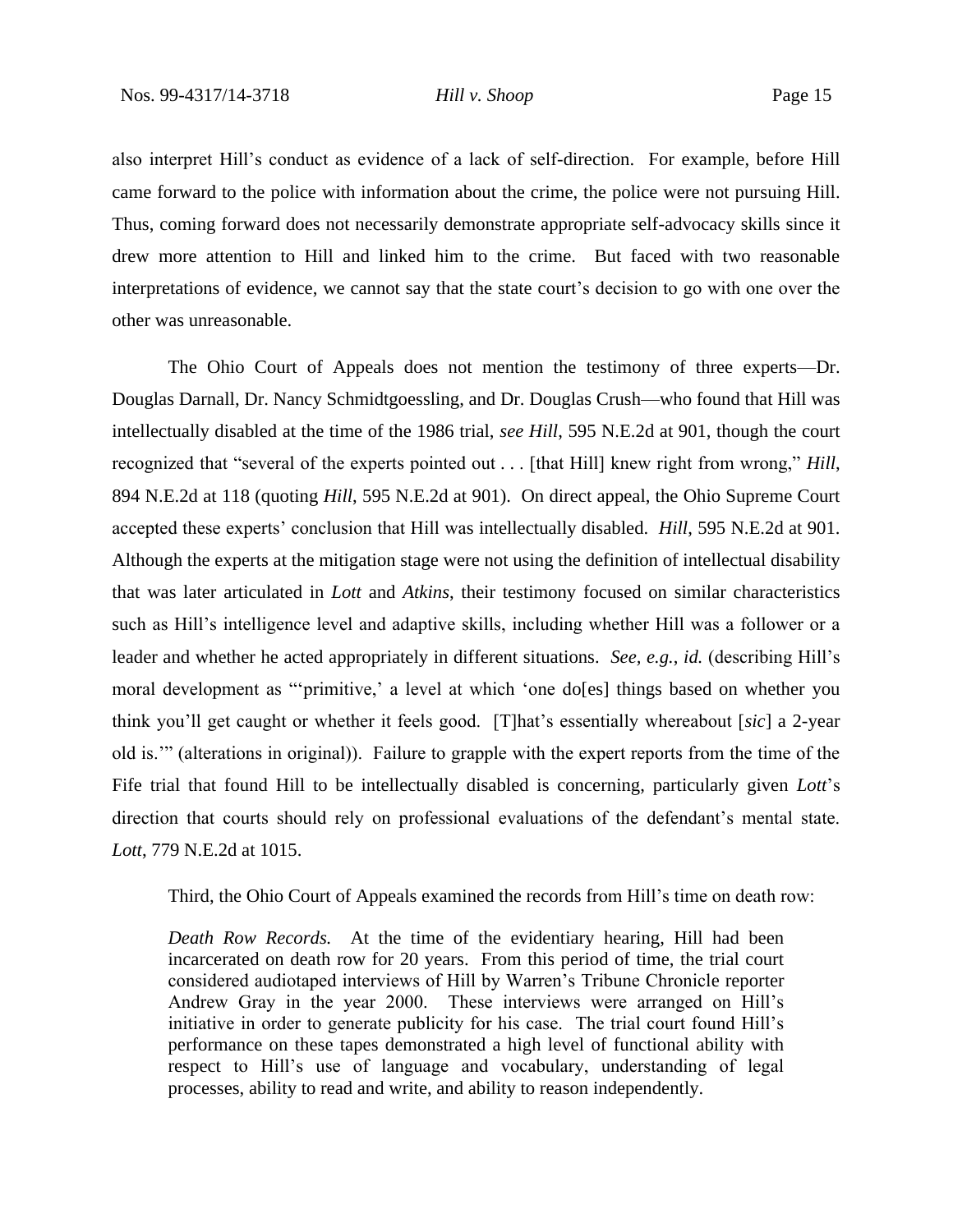also interpret Hill's conduct as evidence of a lack of self-direction. For example, before Hill came forward to the police with information about the crime, the police were not pursuing Hill. Thus, coming forward does not necessarily demonstrate appropriate self-advocacy skills since it drew more attention to Hill and linked him to the crime. But faced with two reasonable interpretations of evidence, we cannot say that the state court's decision to go with one over the other was unreasonable.

The Ohio Court of Appeals does not mention the testimony of three experts—Dr. Douglas Darnall, Dr. Nancy Schmidtgoessling, and Dr. Douglas Crush—who found that Hill was intellectually disabled at the time of the 1986 trial, *see Hill*, 595 N.E.2d at 901, though the court recognized that "several of the experts pointed out . . . [that Hill] knew right from wrong," *Hill*, 894 N.E.2d at 118 (quoting *Hill*, 595 N.E.2d at 901). On direct appeal, the Ohio Supreme Court accepted these experts' conclusion that Hill was intellectually disabled. *Hill*, 595 N.E.2d at 901. Although the experts at the mitigation stage were not using the definition of intellectual disability that was later articulated in *Lott* and *Atkins*, their testimony focused on similar characteristics such as Hill's intelligence level and adaptive skills, including whether Hill was a follower or a leader and whether he acted appropriately in different situations. *See, e.g.*, *id.* (describing Hill's moral development as "'primitive,' a level at which 'one do[es] things based on whether you think you'll get caught or whether it feels good. [T]hat's essentially whereabout [*sic*] a 2-year old is.'" (alterations in original)). Failure to grapple with the expert reports from the time of the Fife trial that found Hill to be intellectually disabled is concerning, particularly given *Lott*'s direction that courts should rely on professional evaluations of the defendant's mental state. *Lott*, 779 N.E.2d at 1015.

Third, the Ohio Court of Appeals examined the records from Hill's time on death row:

> *Death Row Records.* At the time of the evidentiary hearing, Hill had been incarcerated on death row for 20 years. From this period of time, the trial court considered audiotaped interviews of Hill by Warren's Tribune Chronicle reporter Andrew Gray in the year 2000. These interviews were arranged on Hill's initiative in order to generate publicity for his case. The trial court found Hill's performance on these tapes demonstrated a high level of functional ability with respect to Hill's use of language and vocabulary, understanding of legal processes, ability to read and write, and ability to reason independently.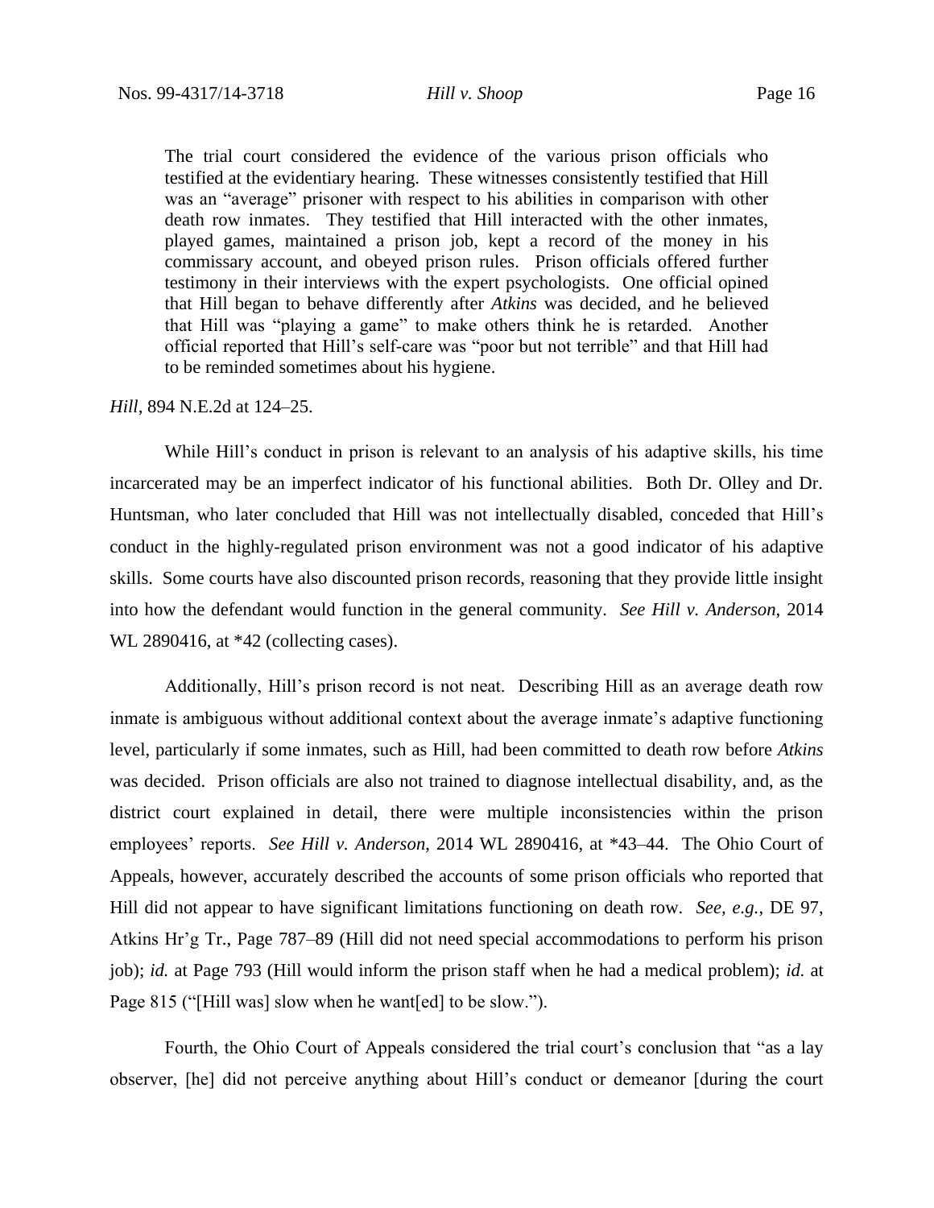> The trial court considered the evidence of the various prison officials who testified at the evidentiary hearing. These witnesses consistently testified that Hill was an "average" prisoner with respect to his abilities in comparison with other death row inmates. They testified that Hill interacted with the other inmates, played games, maintained a prison job, kept a record of the money in his commissary account, and obeyed prison rules. Prison officials offered further testimony in their interviews with the expert psychologists. One official opined that Hill began to behave differently after *Atkins* was decided, and he believed that Hill was "playing a game" to make others think he is retarded. Another official reported that Hill's self-care was "poor but not terrible" and that Hill had to be reminded sometimes about his hygiene.

*Hill*, 894 N.E.2d at 124–25.

While Hill's conduct in prison is relevant to an analysis of his adaptive skills, his time incarcerated may be an imperfect indicator of his functional abilities. Both Dr. Olley and Dr. Huntsman, who later concluded that Hill was not intellectually disabled, conceded that Hill's conduct in the highly-regulated prison environment was not a good indicator of his adaptive skills. Some courts have also discounted prison records, reasoning that they provide little insight into how the defendant would function in the general community. *See Hill v. Anderson*, 2014 WL 2890416, at *42 (collecting cases).

Additionally, Hill's prison record is not neat. Describing Hill as an average death row inmate is ambiguous without additional context about the average inmate's adaptive functioning level, particularly if some inmates, such as Hill, had been committed to death row before *Atkins* was decided. Prison officials are also not trained to diagnose intellectual disability, and, as the district court explained in detail, there were multiple inconsistencies within the prison employees' reports. *See Hill v. Anderson*, 2014 WL 2890416, at *43–44. The Ohio Court of Appeals, however, accurately described the accounts of some prison officials who reported that Hill did not appear to have significant limitations functioning on death row. *See, e.g.*, DE 97, Atkins Hr'g Tr., Page 787–89 (Hill did not need special accommodations to perform his prison job); *id.* at Page 793 (Hill would inform the prison staff when he had a medical problem); *id.* at Page 815 ("[Hill was] slow when he want[ed] to be slow.").

Fourth, the Ohio Court of Appeals considered the trial court's conclusion that "as a lay observer, [he] did not perceive anything about Hill's conduct or demeanor [during the court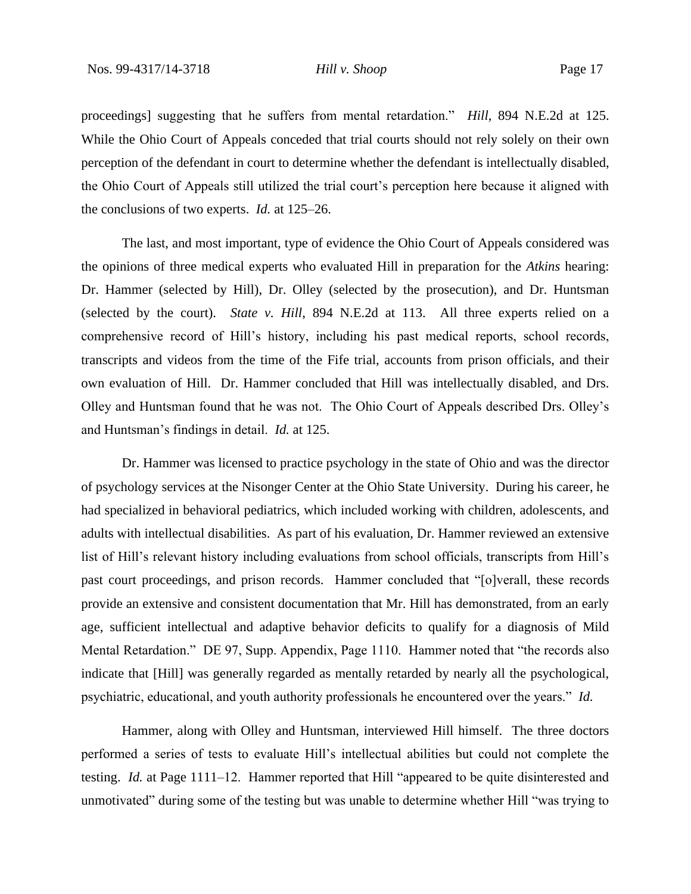proceedings] suggesting that he suffers from mental retardation." *Hill*, 894 N.E.2d at 125. While the Ohio Court of Appeals conceded that trial courts should not rely solely on their own perception of the defendant in court to determine whether the defendant is intellectually disabled, the Ohio Court of Appeals still utilized the trial court's perception here because it aligned with the conclusions of two experts. *Id.* at 125–26.

The last, and most important, type of evidence the Ohio Court of Appeals considered was the opinions of three medical experts who evaluated Hill in preparation for the *Atkins* hearing: Dr. Hammer (selected by Hill), Dr. Olley (selected by the prosecution), and Dr. Huntsman (selected by the court). *State v. Hill*, 894 N.E.2d at 113. All three experts relied on a comprehensive record of Hill's history, including his past medical reports, school records, transcripts and videos from the time of the Fife trial, accounts from prison officials, and their own evaluation of Hill. Dr. Hammer concluded that Hill was intellectually disabled, and Drs. Olley and Huntsman found that he was not. The Ohio Court of Appeals described Drs. Olley's and Huntsman's findings in detail. *Id.* at 125.

Dr. Hammer was licensed to practice psychology in the state of Ohio and was the director of psychology services at the Nisonger Center at the Ohio State University. During his career, he had specialized in behavioral pediatrics, which included working with children, adolescents, and adults with intellectual disabilities. As part of his evaluation, Dr. Hammer reviewed an extensive list of Hill's relevant history including evaluations from school officials, transcripts from Hill's past court proceedings, and prison records. Hammer concluded that "[o]verall, these records provide an extensive and consistent documentation that Mr. Hill has demonstrated, from an early age, sufficient intellectual and adaptive behavior deficits to qualify for a diagnosis of Mild Mental Retardation." DE 97, Supp. Appendix, Page 1110. Hammer noted that "the records also indicate that [Hill] was generally regarded as mentally retarded by nearly all the psychological, psychiatric, educational, and youth authority professionals he encountered over the years." *Id.*

Hammer, along with Olley and Huntsman, interviewed Hill himself. The three doctors performed a series of tests to evaluate Hill's intellectual abilities but could not complete the testing. *Id.* at Page 1111–12. Hammer reported that Hill "appeared to be quite disinterested and unmotivated" during some of the testing but was unable to determine whether Hill "was trying to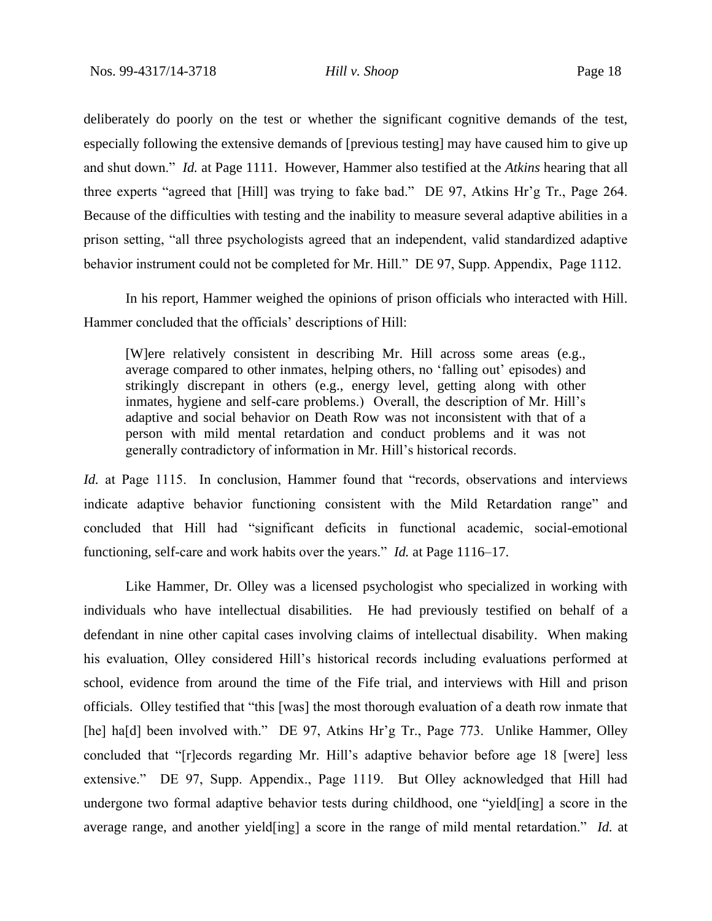deliberately do poorly on the test or whether the significant cognitive demands of the test, especially following the extensive demands of [previous testing] may have caused him to give up and shut down." *Id.* at Page 1111. However, Hammer also testified at the *Atkins* hearing that all three experts "agreed that [Hill] was trying to fake bad." DE 97, Atkins Hr'g Tr., Page 264. Because of the difficulties with testing and the inability to measure several adaptive abilities in a prison setting, "all three psychologists agreed that an independent, valid standardized adaptive behavior instrument could not be completed for Mr. Hill." DE 97, Supp. Appendix, Page 1112.

In his report, Hammer weighed the opinions of prison officials who interacted with Hill. Hammer concluded that the officials' descriptions of Hill:

> [W]ere relatively consistent in describing Mr. Hill across some areas (e.g., average compared to other inmates, helping others, no 'falling out' episodes) and strikingly discrepant in others (e.g., energy level, getting along with other inmates, hygiene and self-care problems.) Overall, the description of Mr. Hill's adaptive and social behavior on Death Row was not inconsistent with that of a person with mild mental retardation and conduct problems and it was not generally contradictory of information in Mr. Hill's historical records.

*Id.* at Page 1115. In conclusion, Hammer found that "records, observations and interviews indicate adaptive behavior functioning consistent with the Mild Retardation range" and concluded that Hill had "significant deficits in functional academic, social-emotional functioning, self-care and work habits over the years." *Id.* at Page 1116–17.

Like Hammer, Dr. Olley was a licensed psychologist who specialized in working with individuals who have intellectual disabilities. He had previously testified on behalf of a defendant in nine other capital cases involving claims of intellectual disability. When making his evaluation, Olley considered Hill's historical records including evaluations performed at school, evidence from around the time of the Fife trial, and interviews with Hill and prison officials. Olley testified that "this [was] the most thorough evaluation of a death row inmate that [he] ha[d] been involved with." DE 97, Atkins Hr'g Tr., Page 773. Unlike Hammer, Olley concluded that "[r]ecords regarding Mr. Hill's adaptive behavior before age 18 [were] less extensive." DE 97, Supp. Appendix., Page 1119. But Olley acknowledged that Hill had undergone two formal adaptive behavior tests during childhood, one "yield[ing] a score in the average range, and another yield[ing] a score in the range of mild mental retardation." *Id.* at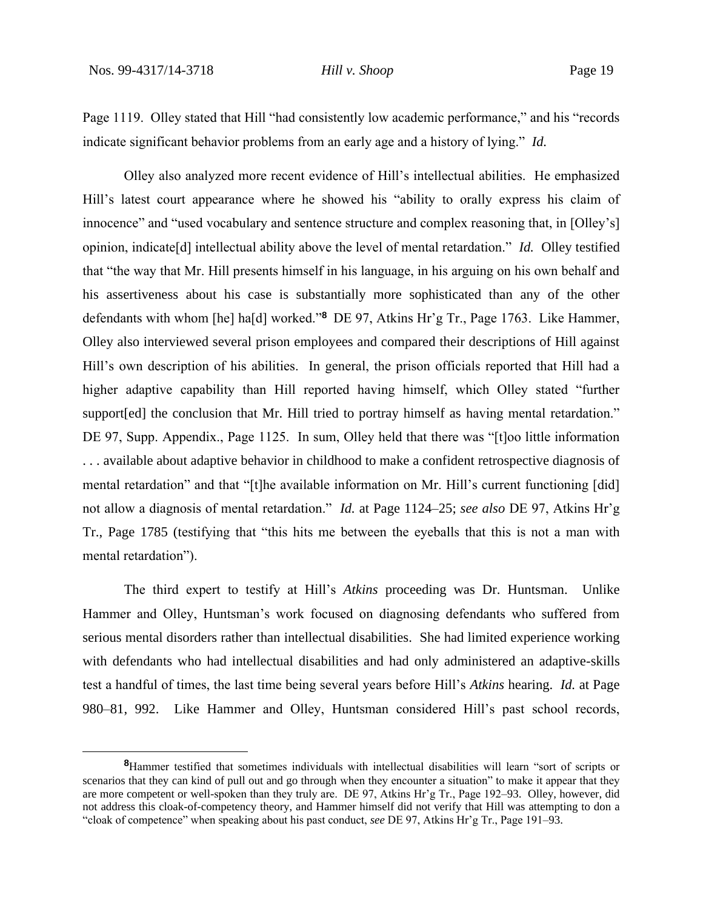Page 1119. Olley stated that Hill "had consistently low academic performance," and his "records indicate significant behavior problems from an early age and a history of lying." *Id.*

Olley also analyzed more recent evidence of Hill's intellectual abilities. He emphasized Hill's latest court appearance where he showed his "ability to orally express his claim of innocence" and "used vocabulary and sentence structure and complex reasoning that, in [Olley's] opinion, indicate[d] intellectual ability above the level of mental retardation." *Id.* Olley testified that "the way that Mr. Hill presents himself in his language, in his arguing on his own behalf and his assertiveness about his case is substantially more sophisticated than any of the other defendants with whom [he] ha[d] worked."[8] DE 97, Atkins Hr'g Tr., Page 1763. Like Hammer, Olley also interviewed several prison employees and compared their descriptions of Hill against Hill's own description of his abilities. In general, the prison officials reported that Hill had a higher adaptive capability than Hill reported having himself, which Olley stated "further support[ed] the conclusion that Mr. Hill tried to portray himself as having mental retardation." DE 97, Supp. Appendix., Page 1125. In sum, Olley held that there was "[t]oo little information . . . available about adaptive behavior in childhood to make a confident retrospective diagnosis of mental retardation" and that "[t]he available information on Mr. Hill's current functioning [did] not allow a diagnosis of mental retardation." *Id.* at Page 1124–25; *see also* DE 97, Atkins Hr'g Tr., Page 1785 (testifying that "this hits me between the eyeballs that this is not a man with mental retardation").

The third expert to testify at Hill's *Atkins* proceeding was Dr. Huntsman. Unlike Hammer and Olley, Huntsman's work focused on diagnosing defendants who suffered from serious mental disorders rather than intellectual disabilities. She had limited experience working with defendants who had intellectual disabilities and had only administered an adaptive-skills test a handful of times, the last time being several years before Hill's *Atkins* hearing. *Id.* at Page 980–81, 992. Like Hammer and Olley, Huntsman considered Hill's past school records,

[8]Hammer testified that sometimes individuals with intellectual disabilities will learn "sort of scripts or scenarios that they can kind of pull out and go through when they encounter a situation" to make it appear that they are more competent or well-spoken than they truly are. DE 97, Atkins Hr'g Tr., Page 192–93. Olley, however, did not address this cloak-of-competency theory, and Hammer himself did not verify that Hill was attempting to don a "cloak of competence" when speaking about his past conduct, *see* DE 97, Atkins Hr'g Tr., Page 191–93.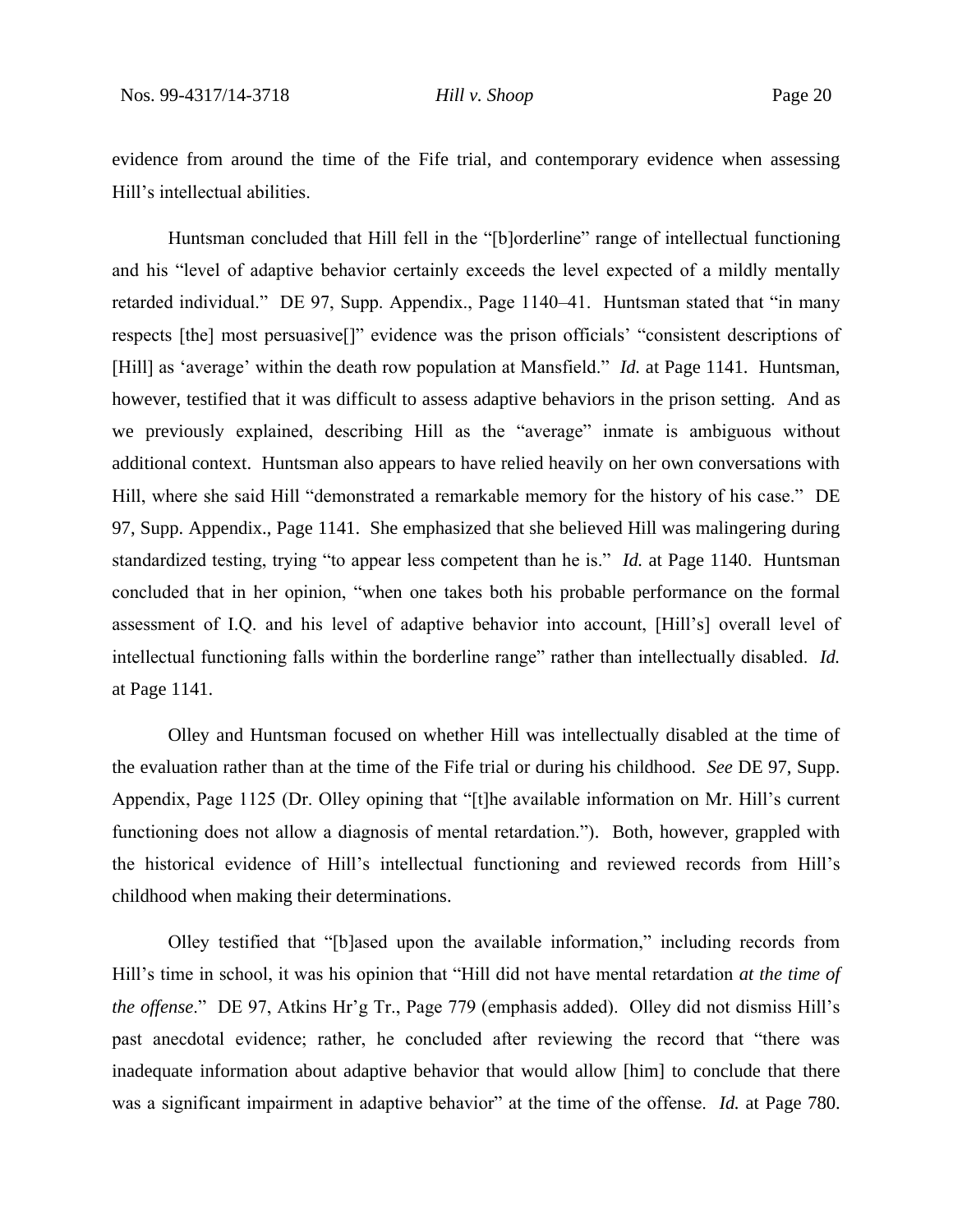evidence from around the time of the Fife trial, and contemporary evidence when assessing Hill's intellectual abilities.

Huntsman concluded that Hill fell in the "[b]orderline" range of intellectual functioning and his "level of adaptive behavior certainly exceeds the level expected of a mildly mentally retarded individual." DE 97, Supp. Appendix., Page 1140–41. Huntsman stated that "in many respects [the] most persuasive[]" evidence was the prison officials' "consistent descriptions of [Hill] as 'average' within the death row population at Mansfield." *Id.* at Page 1141. Huntsman, however, testified that it was difficult to assess adaptive behaviors in the prison setting. And as we previously explained, describing Hill as the "average" inmate is ambiguous without additional context. Huntsman also appears to have relied heavily on her own conversations with Hill, where she said Hill "demonstrated a remarkable memory for the history of his case." DE 97, Supp. Appendix., Page 1141. She emphasized that she believed Hill was malingering during standardized testing, trying "to appear less competent than he is." *Id.* at Page 1140. Huntsman concluded that in her opinion, "when one takes both his probable performance on the formal assessment of I.Q. and his level of adaptive behavior into account, [Hill's] overall level of intellectual functioning falls within the borderline range" rather than intellectually disabled. *Id.* at Page 1141.

Olley and Huntsman focused on whether Hill was intellectually disabled at the time of the evaluation rather than at the time of the Fife trial or during his childhood. *See* DE 97, Supp. Appendix, Page 1125 (Dr. Olley opining that "[t]he available information on Mr. Hill's current functioning does not allow a diagnosis of mental retardation."). Both, however, grappled with the historical evidence of Hill's intellectual functioning and reviewed records from Hill's childhood when making their determinations.

Olley testified that "[b]ased upon the available information," including records from Hill's time in school, it was his opinion that "Hill did not have mental retardation *at the time of the offense*." DE 97, Atkins Hr'g Tr., Page 779 (emphasis added). Olley did not dismiss Hill's past anecdotal evidence; rather, he concluded after reviewing the record that "there was inadequate information about adaptive behavior that would allow [him] to conclude that there was a significant impairment in adaptive behavior" at the time of the offense. *Id.* at Page 780.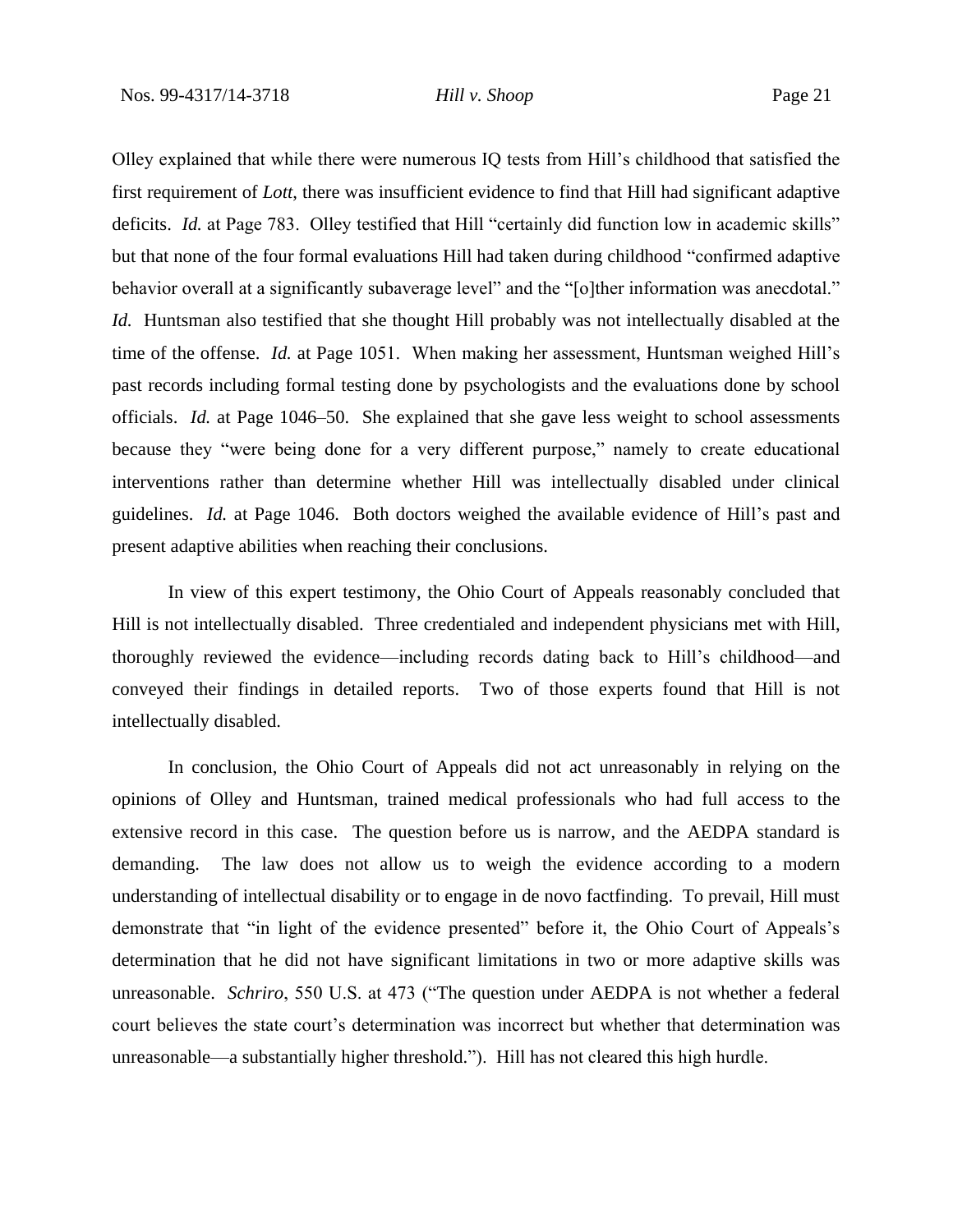Olley explained that while there were numerous IQ tests from Hill's childhood that satisfied the first requirement of *Lott*, there was insufficient evidence to find that Hill had significant adaptive deficits. *Id.* at Page 783. Olley testified that Hill "certainly did function low in academic skills" but that none of the four formal evaluations Hill had taken during childhood "confirmed adaptive behavior overall at a significantly subaverage level" and the "[o]ther information was anecdotal." *Id.* Huntsman also testified that she thought Hill probably was not intellectually disabled at the time of the offense. *Id.* at Page 1051. When making her assessment, Huntsman weighed Hill's past records including formal testing done by psychologists and the evaluations done by school officials. *Id.* at Page 1046–50. She explained that she gave less weight to school assessments because they "were being done for a very different purpose," namely to create educational interventions rather than determine whether Hill was intellectually disabled under clinical guidelines. *Id.* at Page 1046. Both doctors weighed the available evidence of Hill's past and present adaptive abilities when reaching their conclusions.

In view of this expert testimony, the Ohio Court of Appeals reasonably concluded that Hill is not intellectually disabled. Three credentialed and independent physicians met with Hill, thoroughly reviewed the evidence—including records dating back to Hill's childhood—and conveyed their findings in detailed reports. Two of those experts found that Hill is not intellectually disabled.

In conclusion, the Ohio Court of Appeals did not act unreasonably in relying on the opinions of Olley and Huntsman, trained medical professionals who had full access to the extensive record in this case. The question before us is narrow, and the AEDPA standard is demanding. The law does not allow us to weigh the evidence according to a modern understanding of intellectual disability or to engage in de novo factfinding. To prevail, Hill must demonstrate that "in light of the evidence presented" before it, the Ohio Court of Appeals's determination that he did not have significant limitations in two or more adaptive skills was unreasonable. *Schriro*, 550 U.S. at 473 ("The question under AEDPA is not whether a federal court believes the state court's determination was incorrect but whether that determination was unreasonable—a substantially higher threshold."). Hill has not cleared this high hurdle.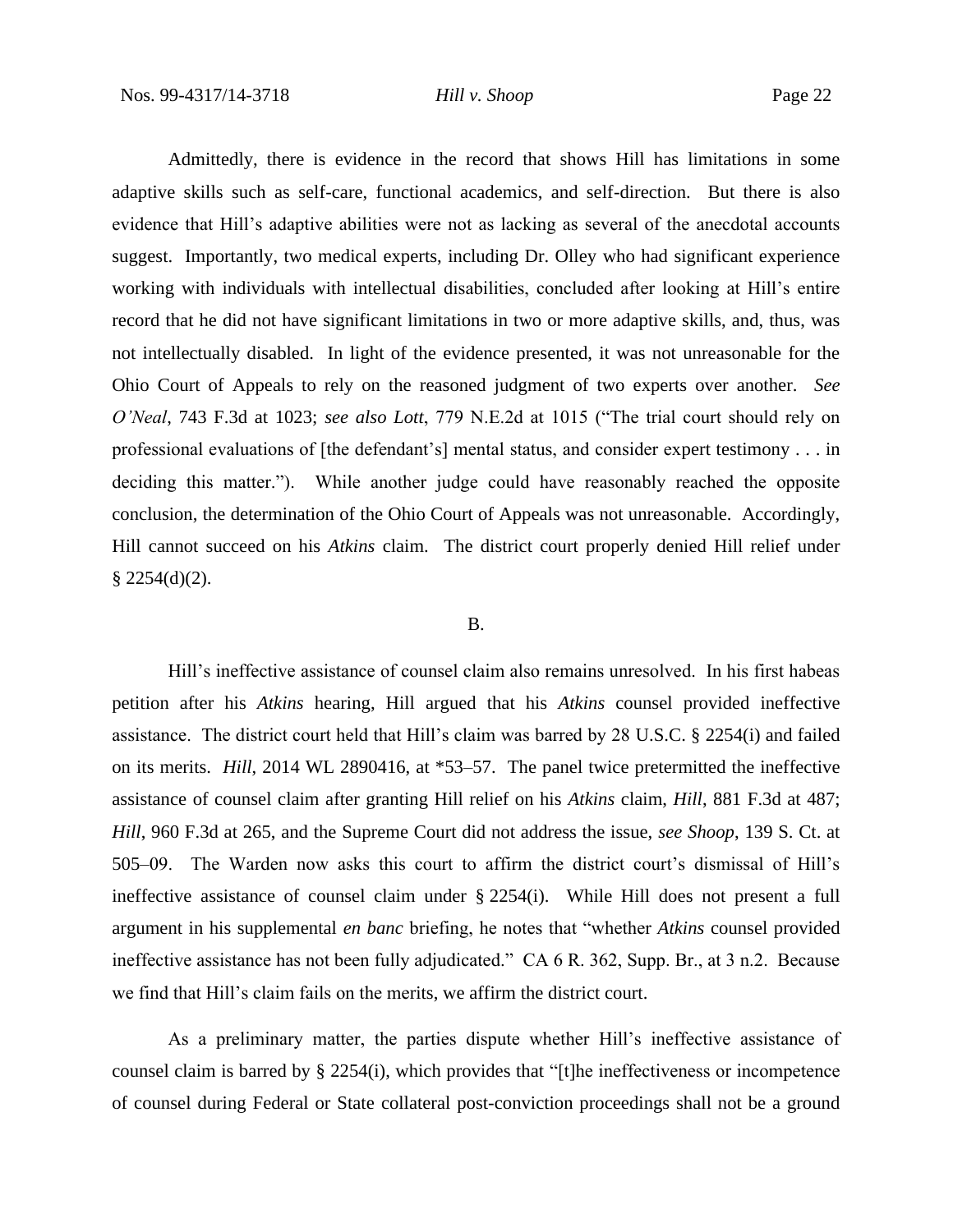Admittedly, there is evidence in the record that shows Hill has limitations in some adaptive skills such as self-care, functional academics, and self-direction. But there is also evidence that Hill's adaptive abilities were not as lacking as several of the anecdotal accounts suggest. Importantly, two medical experts, including Dr. Olley who had significant experience working with individuals with intellectual disabilities, concluded after looking at Hill's entire record that he did not have significant limitations in two or more adaptive skills, and, thus, was not intellectually disabled. In light of the evidence presented, it was not unreasonable for the Ohio Court of Appeals to rely on the reasoned judgment of two experts over another. *See O'Neal*, 743 F.3d at 1023; *see also Lott*, 779 N.E.2d at 1015 ("The trial court should rely on professional evaluations of [the defendant's] mental status, and consider expert testimony . . . in deciding this matter."). While another judge could have reasonably reached the opposite conclusion, the determination of the Ohio Court of Appeals was not unreasonable. Accordingly, Hill cannot succeed on his *Atkins* claim. The district court properly denied Hill relief under § 2254(d)(2).

B.

Hill's ineffective assistance of counsel claim also remains unresolved. In his first habeas petition after his *Atkins* hearing, Hill argued that his *Atkins* counsel provided ineffective assistance. The district court held that Hill's claim was barred by 28 U.S.C. § 2254(i) and failed on its merits. *Hill*, 2014 WL 2890416, at *53–57. The panel twice pretermitted the ineffective assistance of counsel claim after granting Hill relief on his *Atkins* claim, *Hill*, 881 F.3d at 487; *Hill*, 960 F.3d at 265, and the Supreme Court did not address the issue, *see Shoop*, 139 S. Ct. at 505–09. The Warden now asks this court to affirm the district court's dismissal of Hill's ineffective assistance of counsel claim under § 2254(i). While Hill does not present a full argument in his supplemental *en banc* briefing, he notes that "whether *Atkins* counsel provided ineffective assistance has not been fully adjudicated." CA 6 R. 362, Supp. Br., at 3 n.2. Because we find that Hill's claim fails on the merits, we affirm the district court.

As a preliminary matter, the parties dispute whether Hill's ineffective assistance of counsel claim is barred by § 2254(i), which provides that "[t]he ineffectiveness or incompetence of counsel during Federal or State collateral post-conviction proceedings shall not be a ground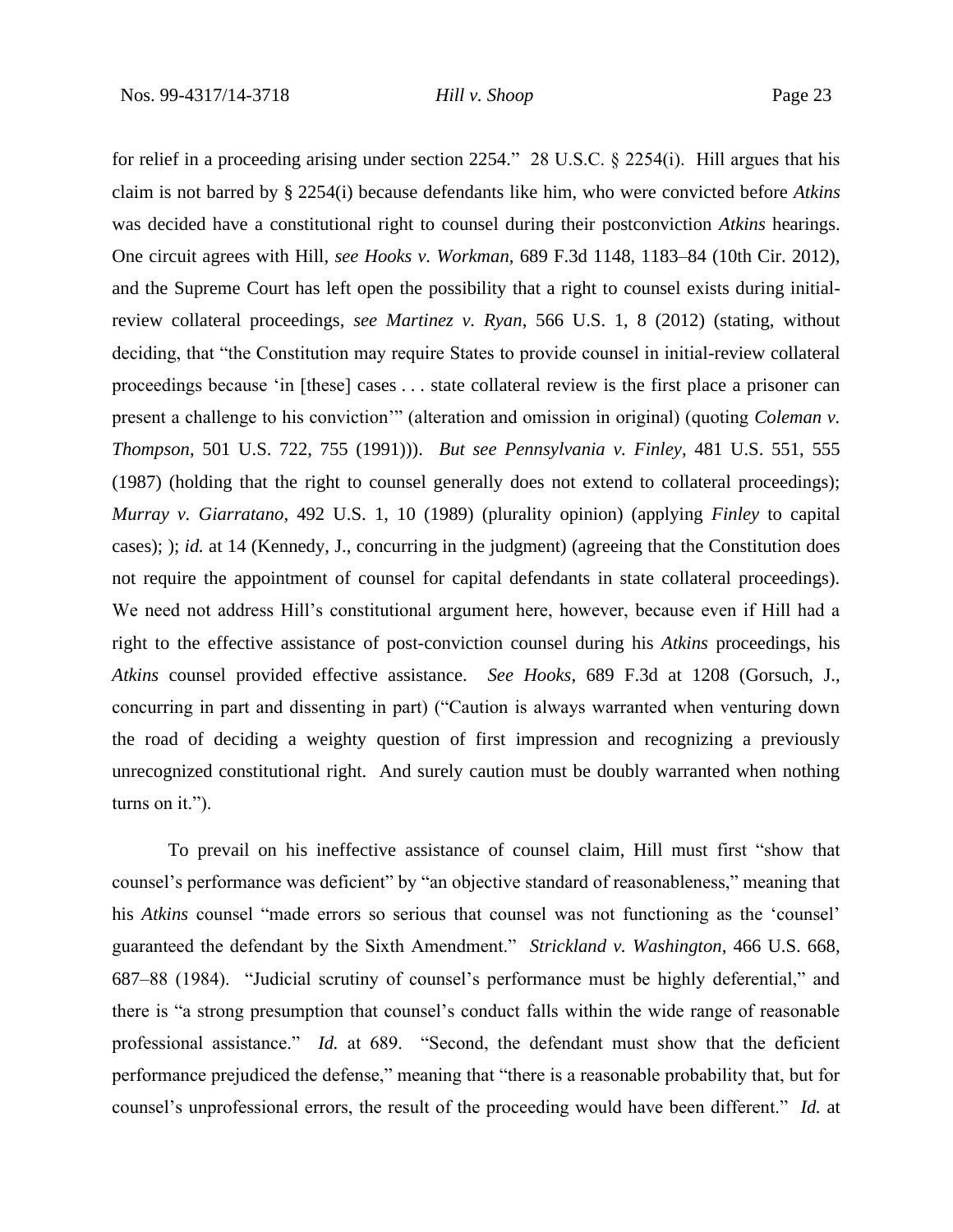for relief in a proceeding arising under section 2254." 28 U.S.C. § 2254(i). Hill argues that his claim is not barred by § 2254(i) because defendants like him, who were convicted before *Atkins* was decided have a constitutional right to counsel during their postconviction *Atkins* hearings. One circuit agrees with Hill, *see Hooks v. Workman*, 689 F.3d 1148, 1183–84 (10th Cir. 2012), and the Supreme Court has left open the possibility that a right to counsel exists during initial-review collateral proceedings, *see Martinez v. Ryan*, 566 U.S. 1, 8 (2012) (stating, without deciding, that "the Constitution may require States to provide counsel in initial-review collateral proceedings because 'in [these] cases . . . state collateral review is the first place a prisoner can present a challenge to his conviction'" (alteration and omission in original) (quoting *Coleman v. Thompson*, 501 U.S. 722, 755 (1991))). *But see Pennsylvania v. Finley*, 481 U.S. 551, 555 (1987) (holding that the right to counsel generally does not extend to collateral proceedings); *Murray v. Giarratano*, 492 U.S. 1, 10 (1989) (plurality opinion) (applying *Finley* to capital cases); ); *id.* at 14 (Kennedy, J., concurring in the judgment) (agreeing that the Constitution does not require the appointment of counsel for capital defendants in state collateral proceedings). We need not address Hill's constitutional argument here, however, because even if Hill had a right to the effective assistance of post-conviction counsel during his *Atkins* proceedings, his *Atkins* counsel provided effective assistance. *See Hooks*, 689 F.3d at 1208 (Gorsuch, J., concurring in part and dissenting in part) ("Caution is always warranted when venturing down the road of deciding a weighty question of first impression and recognizing a previously unrecognized constitutional right. And surely caution must be doubly warranted when nothing turns on it.").

To prevail on his ineffective assistance of counsel claim, Hill must first "show that counsel's performance was deficient" by "an objective standard of reasonableness," meaning that his *Atkins* counsel "made errors so serious that counsel was not functioning as the 'counsel' guaranteed the defendant by the Sixth Amendment." *Strickland v. Washington*, 466 U.S. 668, 687–88 (1984). "Judicial scrutiny of counsel's performance must be highly deferential," and there is "a strong presumption that counsel's conduct falls within the wide range of reasonable professional assistance." *Id.* at 689. "Second, the defendant must show that the deficient performance prejudiced the defense," meaning that "there is a reasonable probability that, but for counsel's unprofessional errors, the result of the proceeding would have been different." *Id.* at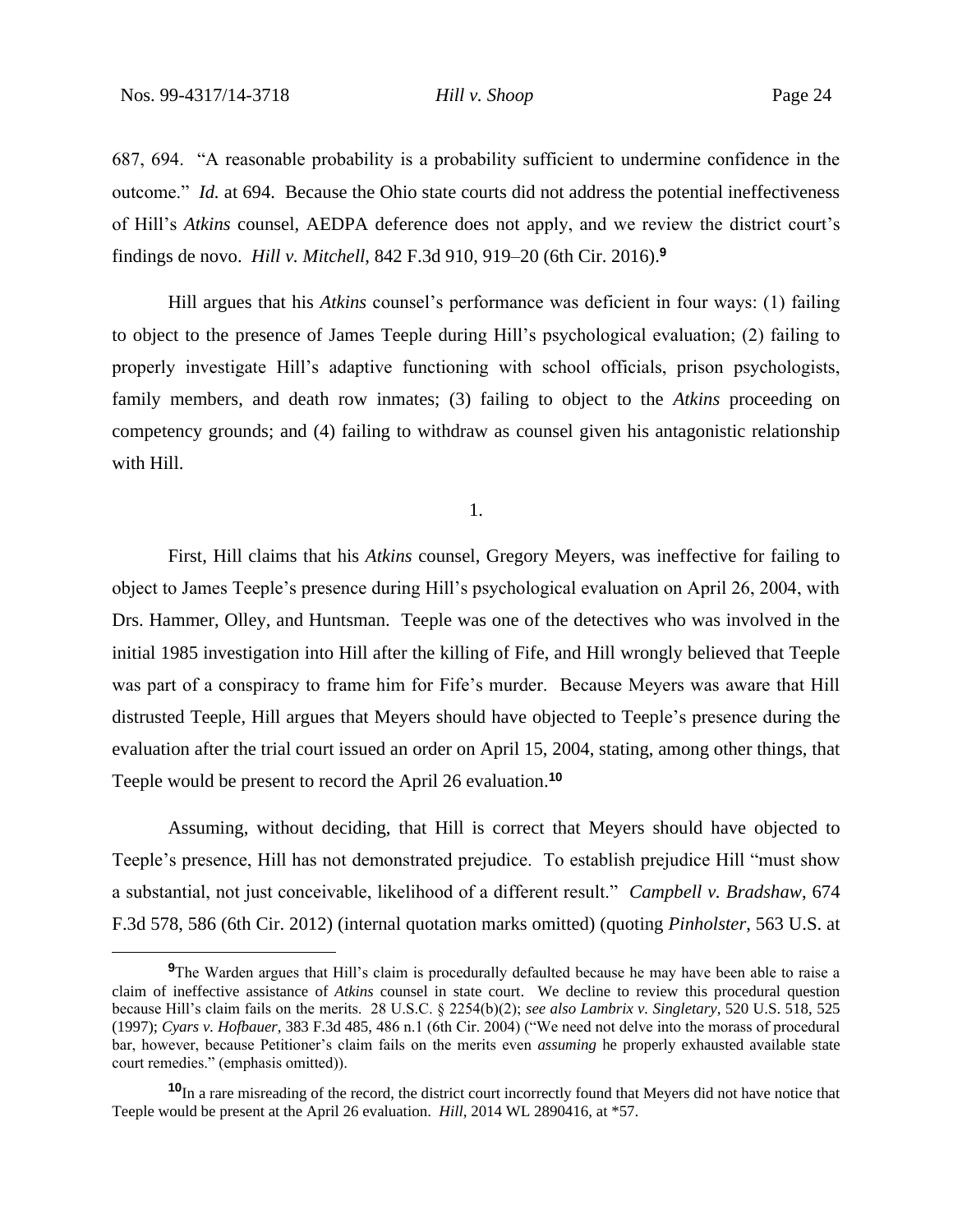687, 694. "A reasonable probability is a probability sufficient to undermine confidence in the outcome." *Id.* at 694. Because the Ohio state courts did not address the potential ineffectiveness of Hill's *Atkins* counsel, AEDPA deference does not apply, and we review the district court's findings de novo. *Hill v. Mitchell*, 842 F.3d 910, 919–20 (6th Cir. 2016).[9]

Hill argues that his *Atkins* counsel's performance was deficient in four ways: (1) failing to object to the presence of James Teeple during Hill's psychological evaluation; (2) failing to properly investigate Hill's adaptive functioning with school officials, prison psychologists, family members, and death row inmates; (3) failing to object to the *Atkins* proceeding on competency grounds; and (4) failing to withdraw as counsel given his antagonistic relationship with Hill.

1.

First, Hill claims that his *Atkins* counsel, Gregory Meyers, was ineffective for failing to object to James Teeple's presence during Hill's psychological evaluation on April 26, 2004, with Drs. Hammer, Olley, and Huntsman. Teeple was one of the detectives who was involved in the initial 1985 investigation into Hill after the killing of Fife, and Hill wrongly believed that Teeple was part of a conspiracy to frame him for Fife's murder. Because Meyers was aware that Hill distrusted Teeple, Hill argues that Meyers should have objected to Teeple's presence during the evaluation after the trial court issued an order on April 15, 2004, stating, among other things, that Teeple would be present to record the April 26 evaluation.[10]

Assuming, without deciding, that Hill is correct that Meyers should have objected to Teeple's presence, Hill has not demonstrated prejudice. To establish prejudice Hill "must show a substantial, not just conceivable, likelihood of a different result." *Campbell v. Bradshaw*, 674 F.3d 578, 586 (6th Cir. 2012) (internal quotation marks omitted) (quoting *Pinholster*, 563 U.S. at

[9]The Warden argues that Hill's claim is procedurally defaulted because he may have been able to raise a claim of ineffective assistance of *Atkins* counsel in state court. We decline to review this procedural question because Hill's claim fails on the merits. 28 U.S.C. § 2254(b)(2); *see also Lambrix v. Singletary*, 520 U.S. 518, 525 (1997); *Cyars v. Hofbauer*, 383 F.3d 485, 486 n.1 (6th Cir. 2004) ("We need not delve into the morass of procedural bar, however, because Petitioner's claim fails on the merits even *assuming* he properly exhausted available state court remedies." (emphasis omitted)).

[10]In a rare misreading of the record, the district court incorrectly found that Meyers did not have notice that Teeple would be present at the April 26 evaluation. *Hill*, 2014 WL 2890416, at *57.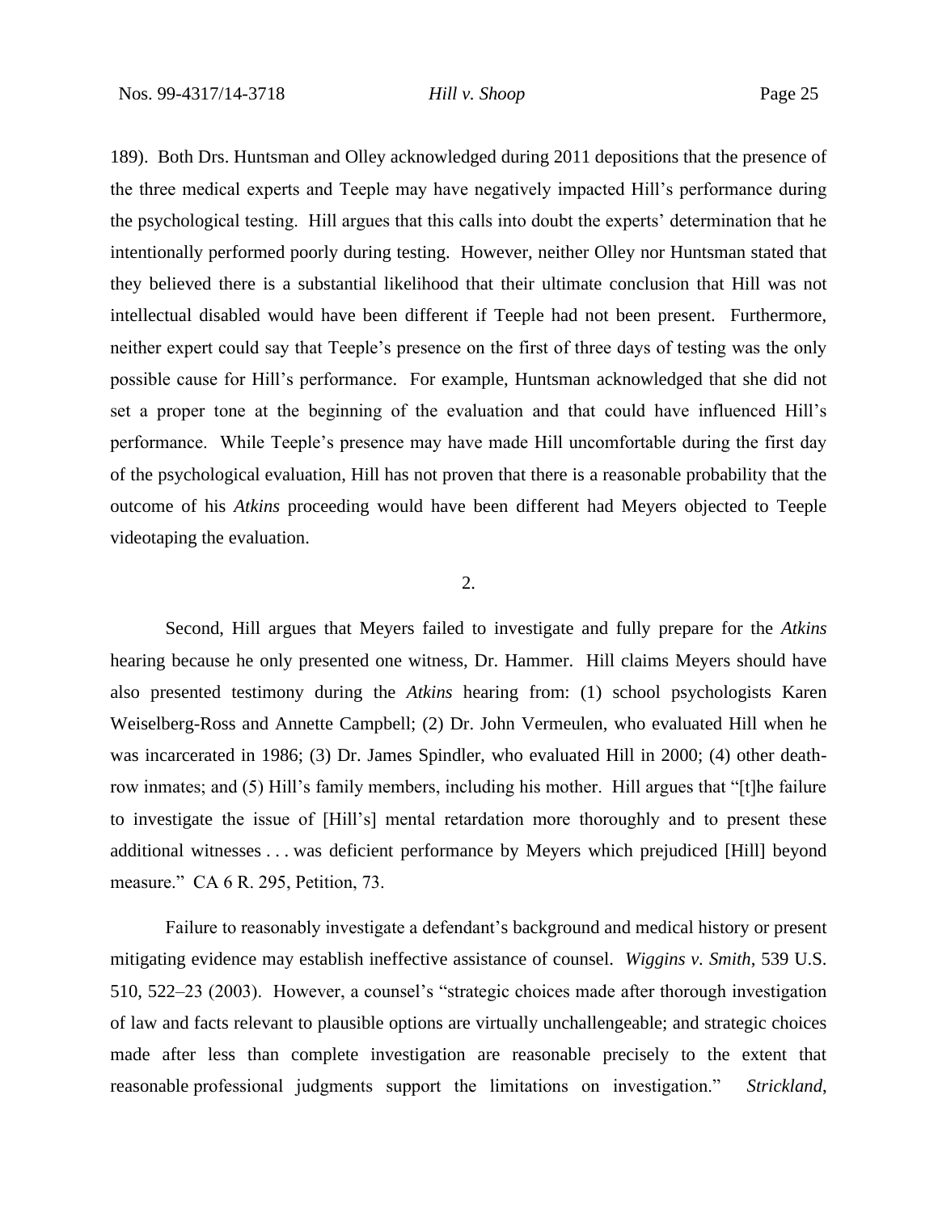189). Both Drs. Huntsman and Olley acknowledged during 2011 depositions that the presence of the three medical experts and Teeple may have negatively impacted Hill's performance during the psychological testing. Hill argues that this calls into doubt the experts' determination that he intentionally performed poorly during testing. However, neither Olley nor Huntsman stated that they believed there is a substantial likelihood that their ultimate conclusion that Hill was not intellectual disabled would have been different if Teeple had not been present. Furthermore, neither expert could say that Teeple's presence on the first of three days of testing was the only possible cause for Hill's performance. For example, Huntsman acknowledged that she did not set a proper tone at the beginning of the evaluation and that could have influenced Hill's performance. While Teeple's presence may have made Hill uncomfortable during the first day of the psychological evaluation, Hill has not proven that there is a reasonable probability that the outcome of his *Atkins* proceeding would have been different had Meyers objected to Teeple videotaping the evaluation.

2.

Second, Hill argues that Meyers failed to investigate and fully prepare for the *Atkins* hearing because he only presented one witness, Dr. Hammer. Hill claims Meyers should have also presented testimony during the *Atkins* hearing from: (1) school psychologists Karen Weiselberg-Ross and Annette Campbell; (2) Dr. John Vermeulen, who evaluated Hill when he was incarcerated in 1986; (3) Dr. James Spindler, who evaluated Hill in 2000; (4) other death-row inmates; and (5) Hill's family members, including his mother. Hill argues that "[t]he failure to investigate the issue of [Hill's] mental retardation more thoroughly and to present these additional witnesses . . . was deficient performance by Meyers which prejudiced [Hill] beyond measure." CA 6 R. 295, Petition, 73.

Failure to reasonably investigate a defendant's background and medical history or present mitigating evidence may establish ineffective assistance of counsel. *Wiggins v. Smith*, 539 U.S. 510, 522–23 (2003). However, a counsel's "strategic choices made after thorough investigation of law and facts relevant to plausible options are virtually unchallengeable; and strategic choices made after less than complete investigation are reasonable precisely to the extent that reasonable professional judgments support the limitations on investigation." *Strickland*,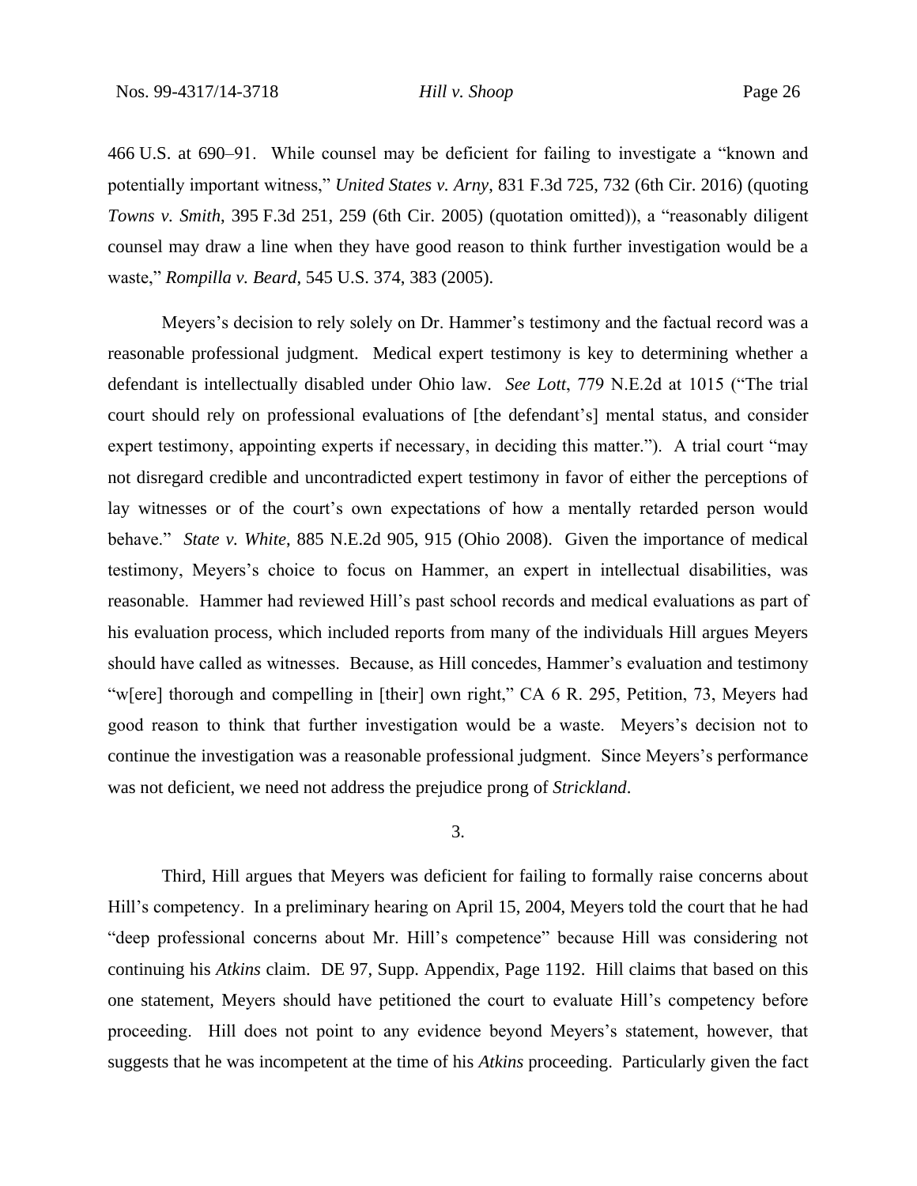466 U.S. at 690–91. While counsel may be deficient for failing to investigate a "known and potentially important witness," *United States v. Arny*, 831 F.3d 725, 732 (6th Cir. 2016) (quoting *Towns v. Smith*, 395 F.3d 251, 259 (6th Cir. 2005) (quotation omitted)), a "reasonably diligent counsel may draw a line when they have good reason to think further investigation would be a waste," *Rompilla v. Beard*, 545 U.S. 374, 383 (2005).

Meyers's decision to rely solely on Dr. Hammer's testimony and the factual record was a reasonable professional judgment. Medical expert testimony is key to determining whether a defendant is intellectually disabled under Ohio law. *See Lott*, 779 N.E.2d at 1015 ("The trial court should rely on professional evaluations of [the defendant's] mental status, and consider expert testimony, appointing experts if necessary, in deciding this matter."). A trial court "may not disregard credible and uncontradicted expert testimony in favor of either the perceptions of lay witnesses or of the court's own expectations of how a mentally retarded person would behave." *State v. White*, 885 N.E.2d 905, 915 (Ohio 2008). Given the importance of medical testimony, Meyers's choice to focus on Hammer, an expert in intellectual disabilities, was reasonable. Hammer had reviewed Hill's past school records and medical evaluations as part of his evaluation process, which included reports from many of the individuals Hill argues Meyers should have called as witnesses. Because, as Hill concedes, Hammer's evaluation and testimony "w[ere] thorough and compelling in [their] own right," CA 6 R. 295, Petition, 73, Meyers had good reason to think that further investigation would be a waste. Meyers's decision not to continue the investigation was a reasonable professional judgment. Since Meyers's performance was not deficient, we need not address the prejudice prong of *Strickland*.

3.

Third, Hill argues that Meyers was deficient for failing to formally raise concerns about Hill's competency. In a preliminary hearing on April 15, 2004, Meyers told the court that he had "deep professional concerns about Mr. Hill's competence" because Hill was considering not continuing his *Atkins* claim. DE 97, Supp. Appendix, Page 1192. Hill claims that based on this one statement, Meyers should have petitioned the court to evaluate Hill's competency before proceeding. Hill does not point to any evidence beyond Meyers's statement, however, that suggests that he was incompetent at the time of his *Atkins* proceeding. Particularly given the fact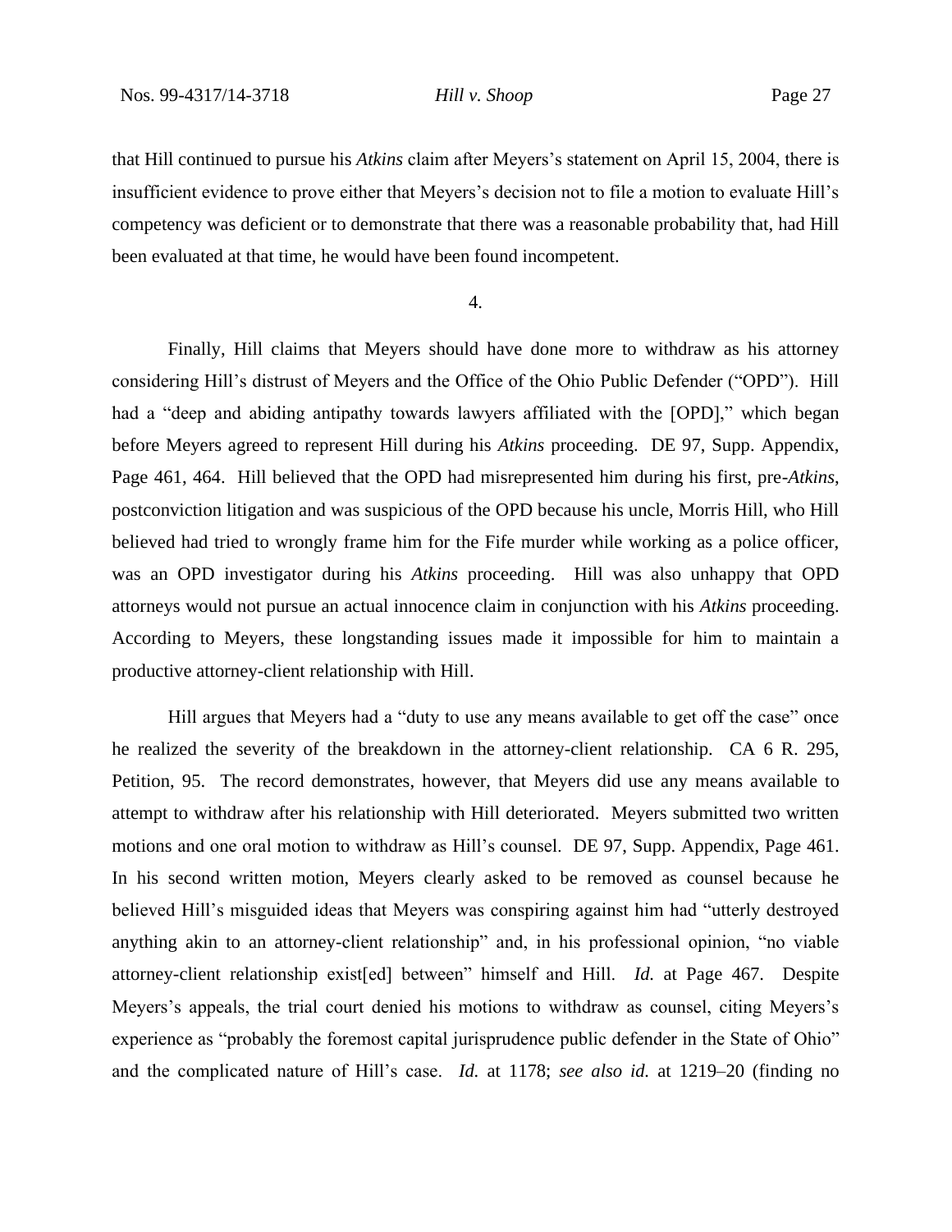that Hill continued to pursue his *Atkins* claim after Meyers's statement on April 15, 2004, there is insufficient evidence to prove either that Meyers's decision not to file a motion to evaluate Hill's competency was deficient or to demonstrate that there was a reasonable probability that, had Hill been evaluated at that time, he would have been found incompetent.

4.

Finally, Hill claims that Meyers should have done more to withdraw as his attorney considering Hill's distrust of Meyers and the Office of the Ohio Public Defender ("OPD"). Hill had a "deep and abiding antipathy towards lawyers affiliated with the [OPD]," which began before Meyers agreed to represent Hill during his *Atkins* proceeding. DE 97, Supp. Appendix, Page 461, 464. Hill believed that the OPD had misrepresented him during his first, pre-*Atkins*, postconviction litigation and was suspicious of the OPD because his uncle, Morris Hill, who Hill believed had tried to wrongly frame him for the Fife murder while working as a police officer, was an OPD investigator during his *Atkins* proceeding. Hill was also unhappy that OPD attorneys would not pursue an actual innocence claim in conjunction with his *Atkins* proceeding. According to Meyers, these longstanding issues made it impossible for him to maintain a productive attorney-client relationship with Hill.

Hill argues that Meyers had a "duty to use any means available to get off the case" once he realized the severity of the breakdown in the attorney-client relationship. CA 6 R. 295, Petition, 95. The record demonstrates, however, that Meyers did use any means available to attempt to withdraw after his relationship with Hill deteriorated. Meyers submitted two written motions and one oral motion to withdraw as Hill's counsel. DE 97, Supp. Appendix, Page 461. In his second written motion, Meyers clearly asked to be removed as counsel because he believed Hill's misguided ideas that Meyers was conspiring against him had "utterly destroyed anything akin to an attorney-client relationship" and, in his professional opinion, "no viable attorney-client relationship exist[ed] between" himself and Hill. *Id.* at Page 467. Despite Meyers's appeals, the trial court denied his motions to withdraw as counsel, citing Meyers's experience as "probably the foremost capital jurisprudence public defender in the State of Ohio" and the complicated nature of Hill's case. *Id.* at 1178; *see also id.* at 1219–20 (finding no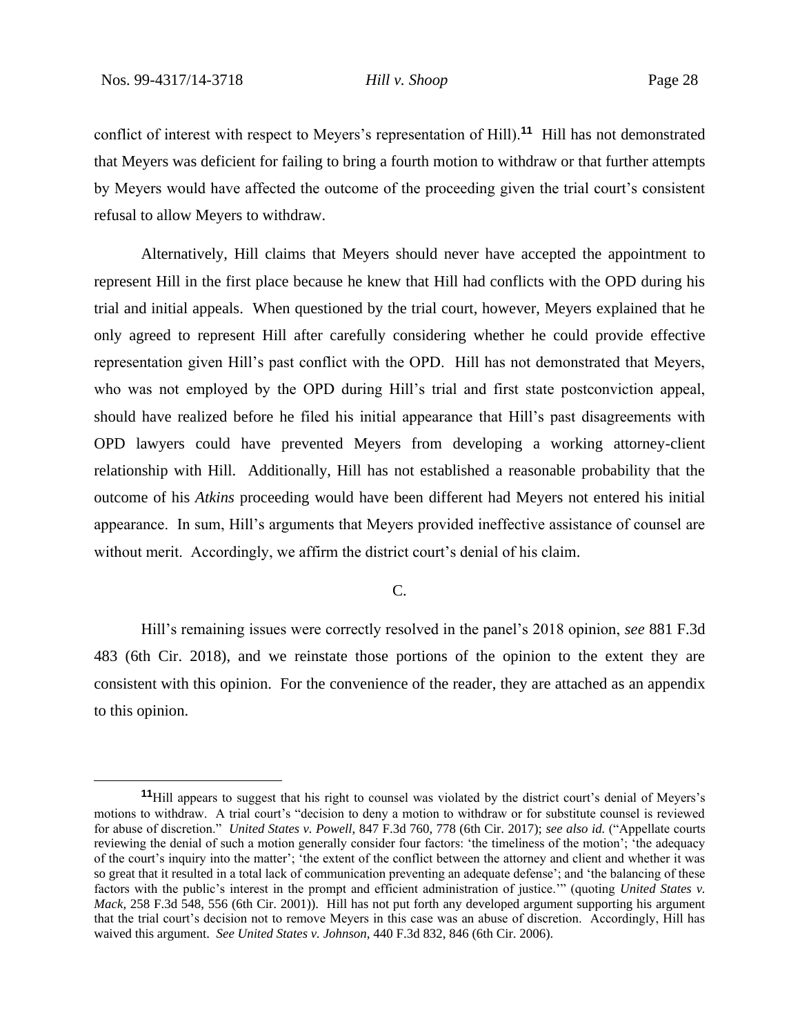conflict of interest with respect to Meyers's representation of Hill).[11] Hill has not demonstrated that Meyers was deficient for failing to bring a fourth motion to withdraw or that further attempts by Meyers would have affected the outcome of the proceeding given the trial court's consistent refusal to allow Meyers to withdraw.

Alternatively, Hill claims that Meyers should never have accepted the appointment to represent Hill in the first place because he knew that Hill had conflicts with the OPD during his trial and initial appeals. When questioned by the trial court, however, Meyers explained that he only agreed to represent Hill after carefully considering whether he could provide effective representation given Hill's past conflict with the OPD. Hill has not demonstrated that Meyers, who was not employed by the OPD during Hill's trial and first state postconviction appeal, should have realized before he filed his initial appearance that Hill's past disagreements with OPD lawyers could have prevented Meyers from developing a working attorney-client relationship with Hill. Additionally, Hill has not established a reasonable probability that the outcome of his *Atkins* proceeding would have been different had Meyers not entered his initial appearance. In sum, Hill's arguments that Meyers provided ineffective assistance of counsel are without merit. Accordingly, we affirm the district court's denial of his claim.

C.

Hill's remaining issues were correctly resolved in the panel's 2018 opinion, *see* 881 F.3d 483 (6th Cir. 2018), and we reinstate those portions of the opinion to the extent they are consistent with this opinion. For the convenience of the reader, they are attached as an appendix to this opinion.

---

[11] Hill appears to suggest that his right to counsel was violated by the district court's denial of Meyers's motions to withdraw. A trial court's "decision to deny a motion to withdraw or for substitute counsel is reviewed for abuse of discretion." *United States v. Powell*, 847 F.3d 760, 778 (6th Cir. 2017); *see also id.* ("Appellate courts reviewing the denial of such a motion generally consider four factors: 'the timeliness of the motion'; 'the adequacy of the court's inquiry into the matter'; 'the extent of the conflict between the attorney and client and whether it was so great that it resulted in a total lack of communication preventing an adequate defense'; and 'the balancing of these factors with the public's interest in the prompt and efficient administration of justice.'" (quoting *United States v. Mack*, 258 F.3d 548, 556 (6th Cir. 2001)). Hill has not put forth any developed argument supporting his argument that the trial court's decision not to remove Meyers in this case was an abuse of discretion. Accordingly, Hill has waived this argument. *See United States v. Johnson*, 440 F.3d 832, 846 (6th Cir. 2006).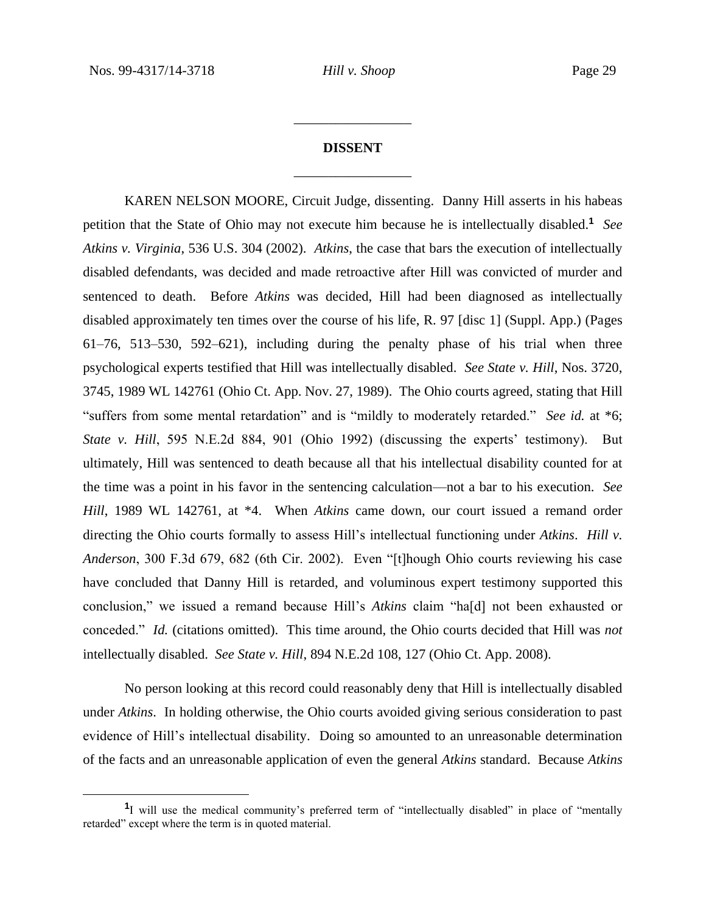## DISSENT

KAREN NELSON MOORE, Circuit Judge, dissenting. Danny Hill asserts in his habeas petition that the State of Ohio may not execute him because he is intellectually disabled.[1] *See Atkins v. Virginia*, 536 U.S. 304 (2002). *Atkins*, the case that bars the execution of intellectually disabled defendants, was decided and made retroactive after Hill was convicted of murder and sentenced to death. Before *Atkins* was decided, Hill had been diagnosed as intellectually disabled approximately ten times over the course of his life, R. 97 [disc 1] (Suppl. App.) (Pages 61–76, 513–530, 592–621), including during the penalty phase of his trial when three psychological experts testified that Hill was intellectually disabled. *See State v. Hill*, Nos. 3720, 3745, 1989 WL 142761 (Ohio Ct. App. Nov. 27, 1989). The Ohio courts agreed, stating that Hill "suffers from some mental retardation" and is "mildly to moderately retarded." *See id.* at *6; *State v. Hill*, 595 N.E.2d 884, 901 (Ohio 1992) (discussing the experts' testimony). But ultimately, Hill was sentenced to death because all that his intellectual disability counted for at the time was a point in his favor in the sentencing calculation—not a bar to his execution. *See Hill*, 1989 WL 142761, at *4. When *Atkins* came down, our court issued a remand order directing the Ohio courts formally to assess Hill's intellectual functioning under *Atkins*. *Hill v. Anderson*, 300 F.3d 679, 682 (6th Cir. 2002). Even "[t]hough Ohio courts reviewing his case have concluded that Danny Hill is retarded, and voluminous expert testimony supported this conclusion," we issued a remand because Hill's *Atkins* claim "ha[d] not been exhausted or conceded." *Id.* (citations omitted). This time around, the Ohio courts decided that Hill was *not* intellectually disabled. *See State v. Hill*, 894 N.E.2d 108, 127 (Ohio Ct. App. 2008).

No person looking at this record could reasonably deny that Hill is intellectually disabled under *Atkins*. In holding otherwise, the Ohio courts avoided giving serious consideration to past evidence of Hill's intellectual disability. Doing so amounted to an unreasonable determination of the facts and an unreasonable application of even the general *Atkins* standard. Because *Atkins*

[1] I will use the medical community's preferred term of "intellectually disabled" in place of "mentally retarded" except where the term is in quoted material.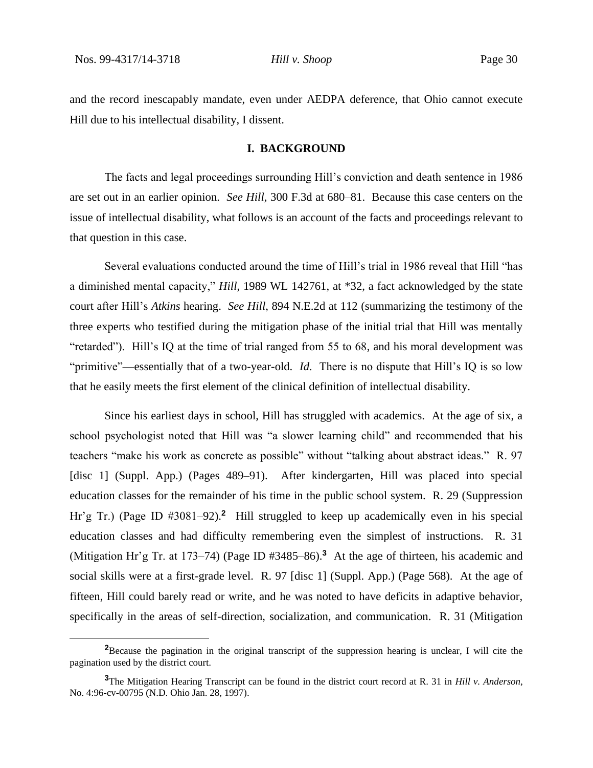and the record inescapably mandate, even under AEDPA deference, that Ohio cannot execute Hill due to his intellectual disability, I dissent.

## I. BACKGROUND

The facts and legal proceedings surrounding Hill's conviction and death sentence in 1986 are set out in an earlier opinion. *See Hill*, 300 F.3d at 680–81. Because this case centers on the issue of intellectual disability, what follows is an account of the facts and proceedings relevant to that question in this case.

Several evaluations conducted around the time of Hill's trial in 1986 reveal that Hill "has a diminished mental capacity," *Hill*, 1989 WL 142761, at *32, a fact acknowledged by the state court after Hill's *Atkins* hearing. *See Hill*, 894 N.E.2d at 112 (summarizing the testimony of the three experts who testified during the mitigation phase of the initial trial that Hill was mentally "retarded"). Hill's IQ at the time of trial ranged from 55 to 68, and his moral development was "primitive"—essentially that of a two-year-old. *Id*. There is no dispute that Hill's IQ is so low that he easily meets the first element of the clinical definition of intellectual disability.

Since his earliest days in school, Hill has struggled with academics. At the age of six, a school psychologist noted that Hill was "a slower learning child" and recommended that his teachers "make his work as concrete as possible" without "talking about abstract ideas." R. 97 [disc 1] (Suppl. App.) (Pages 489–91). After kindergarten, Hill was placed into special education classes for the remainder of his time in the public school system. R. 29 (Suppression Hr'g Tr.) (Page ID #3081–92).[2] Hill struggled to keep up academically even in his special education classes and had difficulty remembering even the simplest of instructions. R. 31 (Mitigation Hr'g Tr. at 173–74) (Page ID #3485–86).[3] At the age of thirteen, his academic and social skills were at a first-grade level. R. 97 [disc 1] (Suppl. App.) (Page 568). At the age of fifteen, Hill could barely read or write, and he was noted to have deficits in adaptive behavior, specifically in the areas of self-direction, socialization, and communication. R. 31 (Mitigation

[2] Because the pagination in the original transcript of the suppression hearing is unclear, I will cite the pagination used by the district court.

[3] The Mitigation Hearing Transcript can be found in the district court record at R. 31 in *Hill v. Anderson*, No. 4:96-cv-00795 (N.D. Ohio Jan. 28, 1997).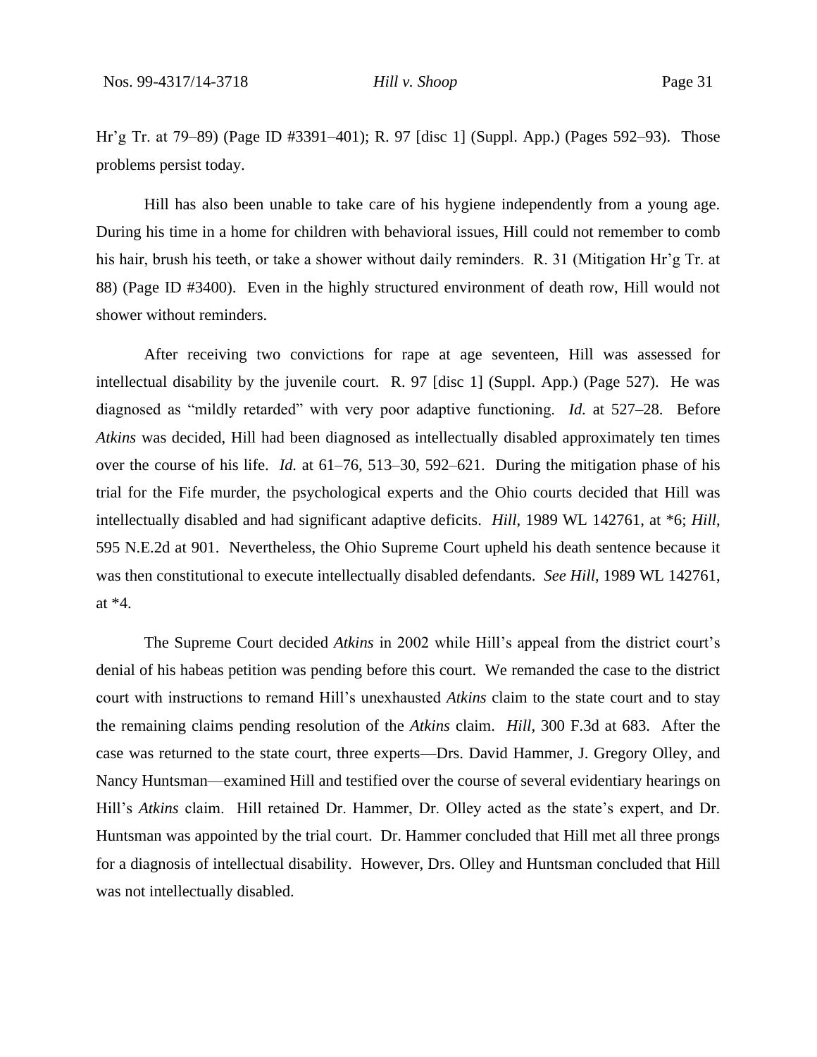Hr'g Tr. at 79–89) (Page ID #3391–401); R. 97 [disc 1] (Suppl. App.) (Pages 592–93). Those problems persist today.

Hill has also been unable to take care of his hygiene independently from a young age. During his time in a home for children with behavioral issues, Hill could not remember to comb his hair, brush his teeth, or take a shower without daily reminders. R. 31 (Mitigation Hr'g Tr. at 88) (Page ID #3400). Even in the highly structured environment of death row, Hill would not shower without reminders.

After receiving two convictions for rape at age seventeen, Hill was assessed for intellectual disability by the juvenile court. R. 97 [disc 1] (Suppl. App.) (Page 527). He was diagnosed as "mildly retarded" with very poor adaptive functioning. *Id.* at 527–28. Before *Atkins* was decided, Hill had been diagnosed as intellectually disabled approximately ten times over the course of his life. *Id.* at 61–76, 513–30, 592–621. During the mitigation phase of his trial for the Fife murder, the psychological experts and the Ohio courts decided that Hill was intellectually disabled and had significant adaptive deficits. *Hill*, 1989 WL 142761, at *6; *Hill*, 595 N.E.2d at 901. Nevertheless, the Ohio Supreme Court upheld his death sentence because it was then constitutional to execute intellectually disabled defendants. *See Hill*, 1989 WL 142761, at *4.

The Supreme Court decided *Atkins* in 2002 while Hill's appeal from the district court's denial of his habeas petition was pending before this court. We remanded the case to the district court with instructions to remand Hill's unexhausted *Atkins* claim to the state court and to stay the remaining claims pending resolution of the *Atkins* claim. *Hill*, 300 F.3d at 683. After the case was returned to the state court, three experts—Drs. David Hammer, J. Gregory Olley, and Nancy Huntsman—examined Hill and testified over the course of several evidentiary hearings on Hill's *Atkins* claim. Hill retained Dr. Hammer, Dr. Olley acted as the state's expert, and Dr. Huntsman was appointed by the trial court. Dr. Hammer concluded that Hill met all three prongs for a diagnosis of intellectual disability. However, Drs. Olley and Huntsman concluded that Hill was not intellectually disabled.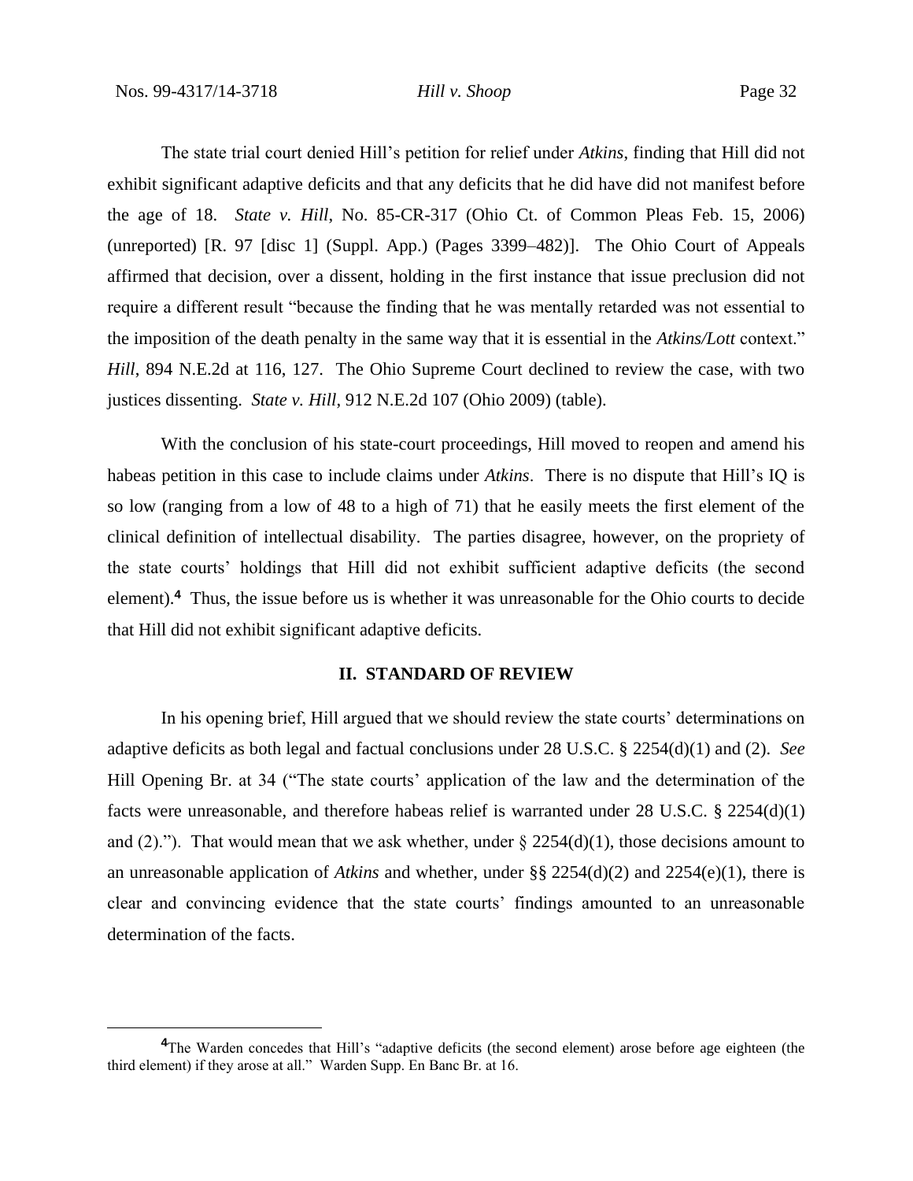The state trial court denied Hill's petition for relief under *Atkins*, finding that Hill did not exhibit significant adaptive deficits and that any deficits that he did have did not manifest before the age of 18. *State v. Hill*, No. 85-CR-317 (Ohio Ct. of Common Pleas Feb. 15, 2006) (unreported) [R. 97 [disc 1] (Suppl. App.) (Pages 3399–482)]. The Ohio Court of Appeals affirmed that decision, over a dissent, holding in the first instance that issue preclusion did not require a different result "because the finding that he was mentally retarded was not essential to the imposition of the death penalty in the same way that it is essential in the *Atkins/Lott* context." *Hill*, 894 N.E.2d at 116, 127. The Ohio Supreme Court declined to review the case, with two justices dissenting. *State v. Hill*, 912 N.E.2d 107 (Ohio 2009) (table).

With the conclusion of his state-court proceedings, Hill moved to reopen and amend his habeas petition in this case to include claims under *Atkins*. There is no dispute that Hill's IQ is so low (ranging from a low of 48 to a high of 71) that he easily meets the first element of the clinical definition of intellectual disability. The parties disagree, however, on the propriety of the state courts' holdings that Hill did not exhibit sufficient adaptive deficits (the second element).[4] Thus, the issue before us is whether it was unreasonable for the Ohio courts to decide that Hill did not exhibit significant adaptive deficits.

## II. STANDARD OF REVIEW

In his opening brief, Hill argued that we should review the state courts' determinations on adaptive deficits as both legal and factual conclusions under 28 U.S.C. § 2254(d)(1) and (2). *See* Hill Opening Br. at 34 ("The state courts' application of the law and the determination of the facts were unreasonable, and therefore habeas relief is warranted under 28 U.S.C. § 2254(d)(1) and (2)."). That would mean that we ask whether, under § 2254(d)(1), those decisions amount to an unreasonable application of *Atkins* and whether, under §§ 2254(d)(2) and 2254(e)(1), there is clear and convincing evidence that the state courts' findings amounted to an unreasonable determination of the facts.

---

[4] The Warden concedes that Hill's "adaptive deficits (the second element) arose before age eighteen (the third element) if they arose at all." Warden Supp. En Banc Br. at 16.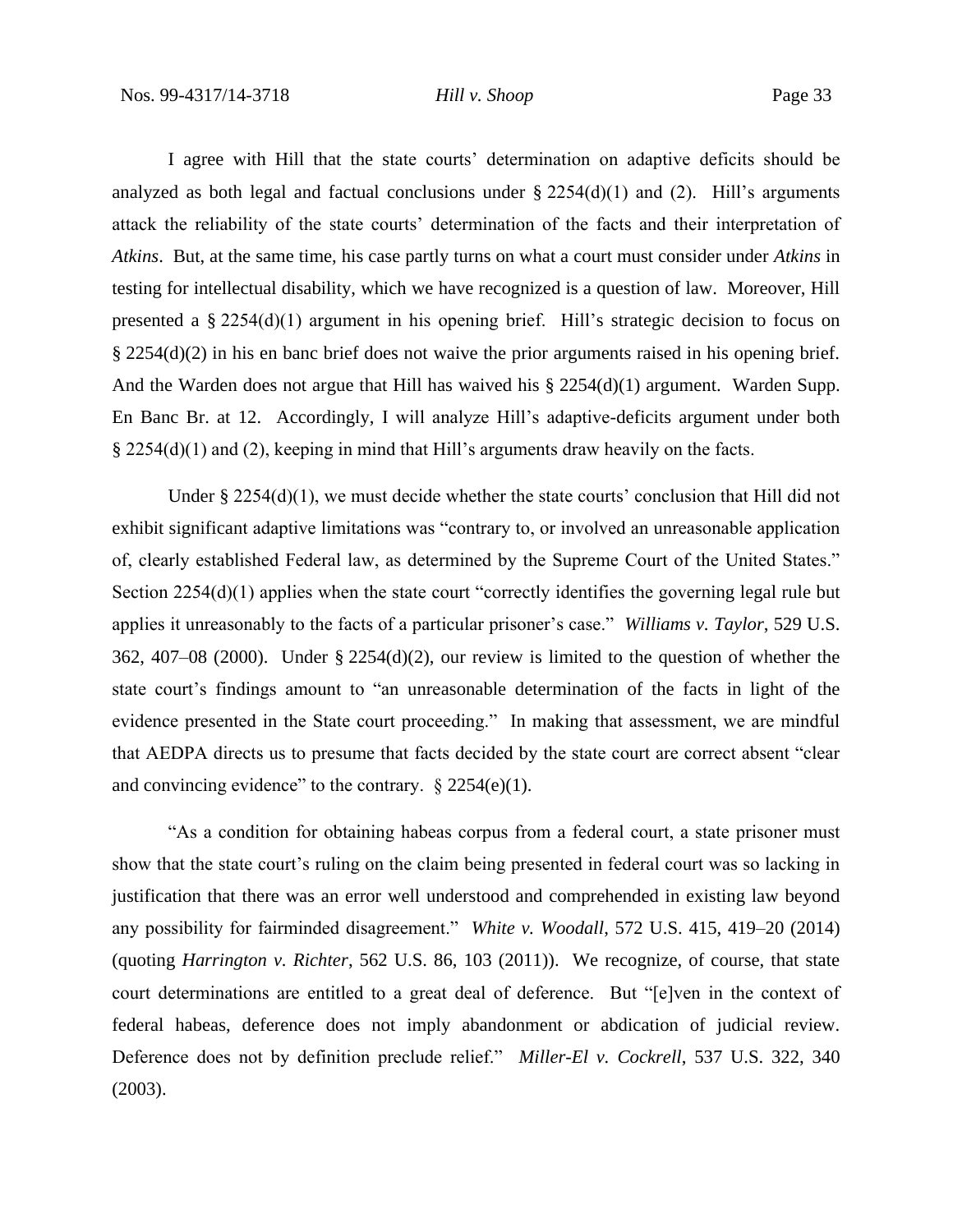I agree with Hill that the state courts' determination on adaptive deficits should be analyzed as both legal and factual conclusions under § 2254(d)(1) and (2). Hill's arguments attack the reliability of the state courts' determination of the facts and their interpretation of *Atkins*. But, at the same time, his case partly turns on what a court must consider under *Atkins* in testing for intellectual disability, which we have recognized is a question of law. Moreover, Hill presented a § 2254(d)(1) argument in his opening brief. Hill's strategic decision to focus on § 2254(d)(2) in his en banc brief does not waive the prior arguments raised in his opening brief. And the Warden does not argue that Hill has waived his § 2254(d)(1) argument. Warden Supp. En Banc Br. at 12. Accordingly, I will analyze Hill's adaptive-deficits argument under both § 2254(d)(1) and (2), keeping in mind that Hill's arguments draw heavily on the facts.

Under § 2254(d)(1), we must decide whether the state courts' conclusion that Hill did not exhibit significant adaptive limitations was "contrary to, or involved an unreasonable application of, clearly established Federal law, as determined by the Supreme Court of the United States." Section 2254(d)(1) applies when the state court "correctly identifies the governing legal rule but applies it unreasonably to the facts of a particular prisoner's case." *Williams v. Taylor*, 529 U.S. 362, 407–08 (2000). Under § 2254(d)(2), our review is limited to the question of whether the state court's findings amount to "an unreasonable determination of the facts in light of the evidence presented in the State court proceeding." In making that assessment, we are mindful that AEDPA directs us to presume that facts decided by the state court are correct absent "clear and convincing evidence" to the contrary. § 2254(e)(1).

"As a condition for obtaining habeas corpus from a federal court, a state prisoner must show that the state court's ruling on the claim being presented in federal court was so lacking in justification that there was an error well understood and comprehended in existing law beyond any possibility for fairminded disagreement." *White v. Woodall*, 572 U.S. 415, 419–20 (2014) (quoting *Harrington v. Richter*, 562 U.S. 86, 103 (2011)). We recognize, of course, that state court determinations are entitled to a great deal of deference. But "[e]ven in the context of federal habeas, deference does not imply abandonment or abdication of judicial review. Deference does not by definition preclude relief." *Miller-El v. Cockrell*, 537 U.S. 322, 340 (2003).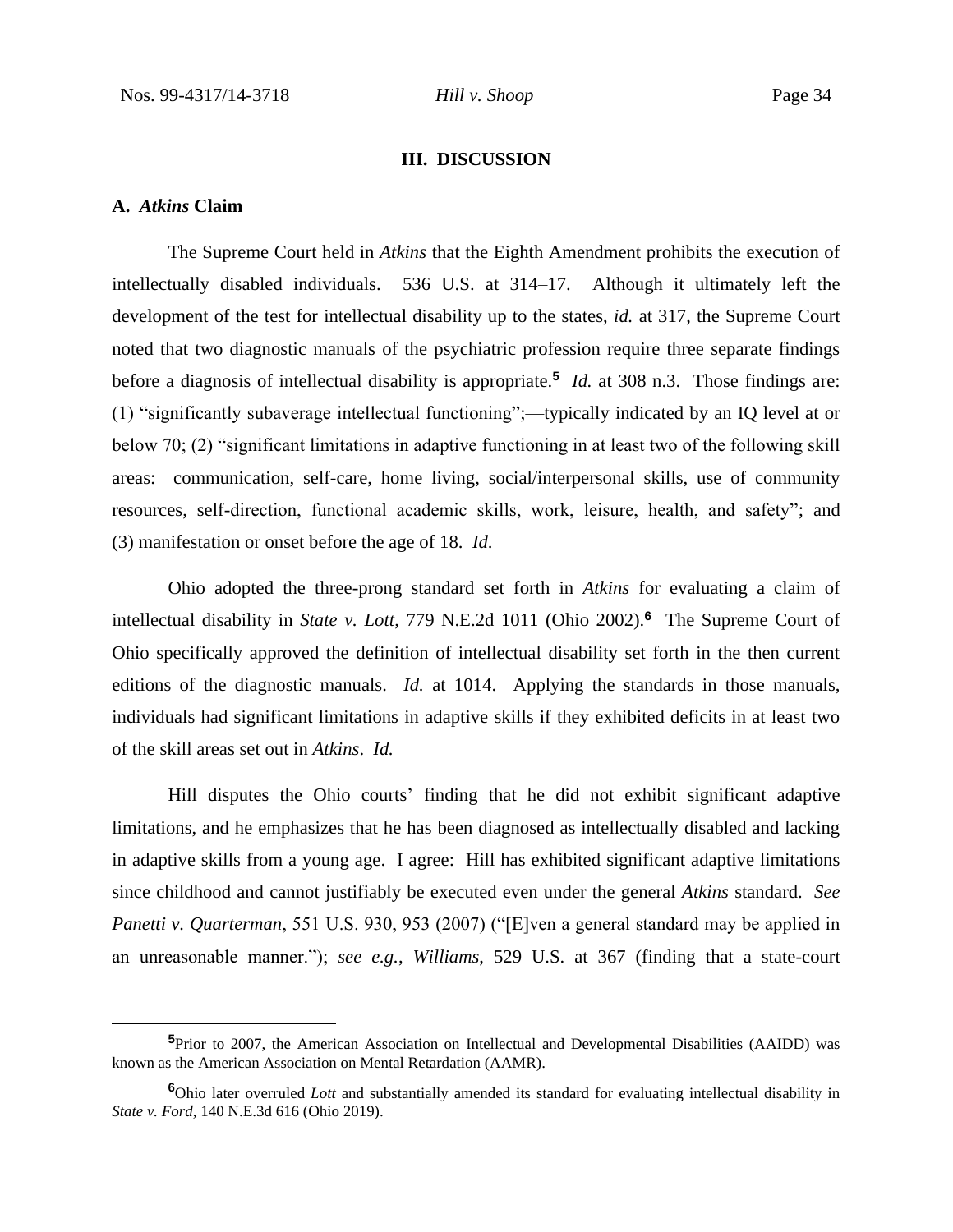## III. DISCUSSION

### A. *Atkins* Claim

The Supreme Court held in *Atkins* that the Eighth Amendment prohibits the execution of intellectually disabled individuals. 536 U.S. at 314–17. Although it ultimately left the development of the test for intellectual disability up to the states, *id.* at 317, the Supreme Court noted that two diagnostic manuals of the psychiatric profession require three separate findings before a diagnosis of intellectual disability is appropriate.[5] *Id.* at 308 n.3. Those findings are: (1) "significantly subaverage intellectual functioning";—typically indicated by an IQ level at or below 70; (2) "significant limitations in adaptive functioning in at least two of the following skill areas: communication, self-care, home living, social/interpersonal skills, use of community resources, self-direction, functional academic skills, work, leisure, health, and safety"; and (3) manifestation or onset before the age of 18. *Id.*

Ohio adopted the three-prong standard set forth in *Atkins* for evaluating a claim of intellectual disability in *State v. Lott*, 779 N.E.2d 1011 (Ohio 2002).[6] The Supreme Court of Ohio specifically approved the definition of intellectual disability set forth in the then current editions of the diagnostic manuals. *Id.* at 1014. Applying the standards in those manuals, individuals had significant limitations in adaptive skills if they exhibited deficits in at least two of the skill areas set out in *Atkins*. *Id.*

Hill disputes the Ohio courts' finding that he did not exhibit significant adaptive limitations, and he emphasizes that he has been diagnosed as intellectually disabled and lacking in adaptive skills from a young age. I agree: Hill has exhibited significant adaptive limitations since childhood and cannot justifiably be executed even under the general *Atkins* standard. *See Panetti v. Quarterman*, 551 U.S. 930, 953 (2007) ("[E]ven a general standard may be applied in an unreasonable manner."); *see e.g.*, *Williams*, 529 U.S. at 367 (finding that a state-court

---

[5] Prior to 2007, the American Association on Intellectual and Developmental Disabilities (AAIDD) was known as the American Association on Mental Retardation (AAMR).

[6] Ohio later overruled *Lott* and substantially amended its standard for evaluating intellectual disability in *State v. Ford*, 140 N.E.3d 616 (Ohio 2019).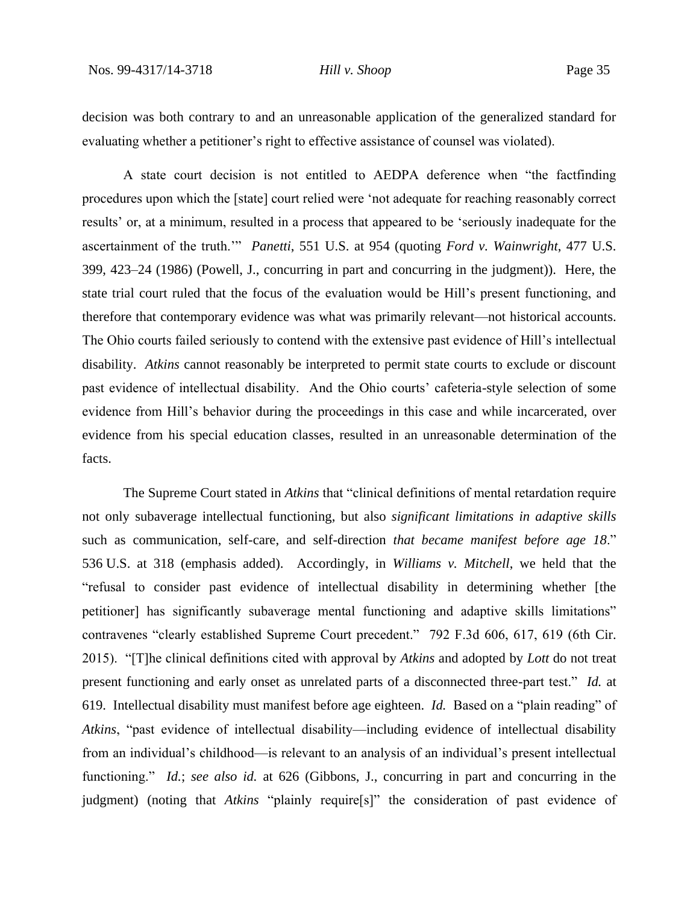decision was both contrary to and an unreasonable application of the generalized standard for evaluating whether a petitioner's right to effective assistance of counsel was violated).

A state court decision is not entitled to AEDPA deference when "the factfinding procedures upon which the [state] court relied were 'not adequate for reaching reasonably correct results' or, at a minimum, resulted in a process that appeared to be 'seriously inadequate for the ascertainment of the truth.'" *Panetti*, 551 U.S. at 954 (quoting *Ford v. Wainwright*, 477 U.S. 399, 423–24 (1986) (Powell, J., concurring in part and concurring in the judgment)). Here, the state trial court ruled that the focus of the evaluation would be Hill's present functioning, and therefore that contemporary evidence was what was primarily relevant—not historical accounts. The Ohio courts failed seriously to contend with the extensive past evidence of Hill's intellectual disability. *Atkins* cannot reasonably be interpreted to permit state courts to exclude or discount past evidence of intellectual disability. And the Ohio courts' cafeteria-style selection of some evidence from Hill's behavior during the proceedings in this case and while incarcerated, over evidence from his special education classes, resulted in an unreasonable determination of the facts.

The Supreme Court stated in *Atkins* that "clinical definitions of mental retardation require not only subaverage intellectual functioning, but also *significant limitations in adaptive skills* such as communication, self-care, and self-direction *that became manifest before age 18*." 536 U.S. at 318 (emphasis added). Accordingly, in *Williams v. Mitchell*, we held that the "refusal to consider past evidence of intellectual disability in determining whether [the petitioner] has significantly subaverage mental functioning and adaptive skills limitations" contravenes "clearly established Supreme Court precedent." 792 F.3d 606, 617, 619 (6th Cir. 2015). "[T]he clinical definitions cited with approval by *Atkins* and adopted by *Lott* do not treat present functioning and early onset as unrelated parts of a disconnected three-part test." *Id.* at 619. Intellectual disability must manifest before age eighteen. *Id.* Based on a "plain reading" of *Atkins*, "past evidence of intellectual disability—including evidence of intellectual disability from an individual's childhood—is relevant to an analysis of an individual's present intellectual functioning." *Id.*; *see also id.* at 626 (Gibbons, J., concurring in part and concurring in the judgment) (noting that *Atkins* "plainly require[s]" the consideration of past evidence of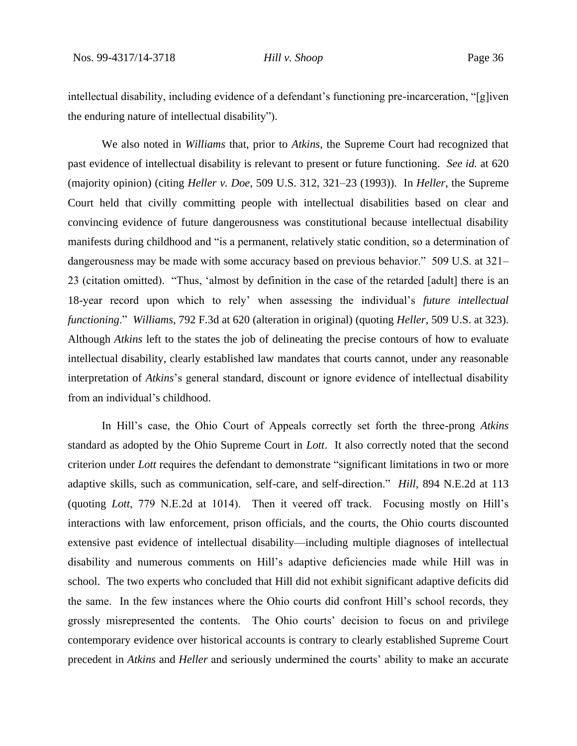intellectual disability, including evidence of a defendant's functioning pre-incarceration, "[g]iven the enduring nature of intellectual disability").

We also noted in *Williams* that, prior to *Atkins*, the Supreme Court had recognized that past evidence of intellectual disability is relevant to present or future functioning. *See id.* at 620 (majority opinion) (citing *Heller v. Doe*, 509 U.S. 312, 321–23 (1993)). In *Heller*, the Supreme Court held that civilly committing people with intellectual disabilities based on clear and convincing evidence of future dangerousness was constitutional because intellectual disability manifests during childhood and "is a permanent, relatively static condition, so a determination of dangerousness may be made with some accuracy based on previous behavior." 509 U.S. at 321–23 (citation omitted). "Thus, 'almost by definition in the case of the retarded [adult] there is an 18-year record upon which to rely' when assessing the individual's *future intellectual functioning*." *Williams*, 792 F.3d at 620 (alteration in original) (quoting *Heller*, 509 U.S. at 323). Although *Atkins* left to the states the job of delineating the precise contours of how to evaluate intellectual disability, clearly established law mandates that courts cannot, under any reasonable interpretation of *Atkins*'s general standard, discount or ignore evidence of intellectual disability from an individual's childhood.

In Hill's case, the Ohio Court of Appeals correctly set forth the three-prong *Atkins* standard as adopted by the Ohio Supreme Court in *Lott*. It also correctly noted that the second criterion under *Lott* requires the defendant to demonstrate "significant limitations in two or more adaptive skills, such as communication, self-care, and self-direction." *Hill*, 894 N.E.2d at 113 (quoting *Lott*, 779 N.E.2d at 1014). Then it veered off track. Focusing mostly on Hill's interactions with law enforcement, prison officials, and the courts, the Ohio courts discounted extensive past evidence of intellectual disability—including multiple diagnoses of intellectual disability and numerous comments on Hill's adaptive deficiencies made while Hill was in school. The two experts who concluded that Hill did not exhibit significant adaptive deficits did the same. In the few instances where the Ohio courts did confront Hill's school records, they grossly misrepresented the contents. The Ohio courts' decision to focus on and privilege contemporary evidence over historical accounts is contrary to clearly established Supreme Court precedent in *Atkins* and *Heller* and seriously undermined the courts' ability to make an accurate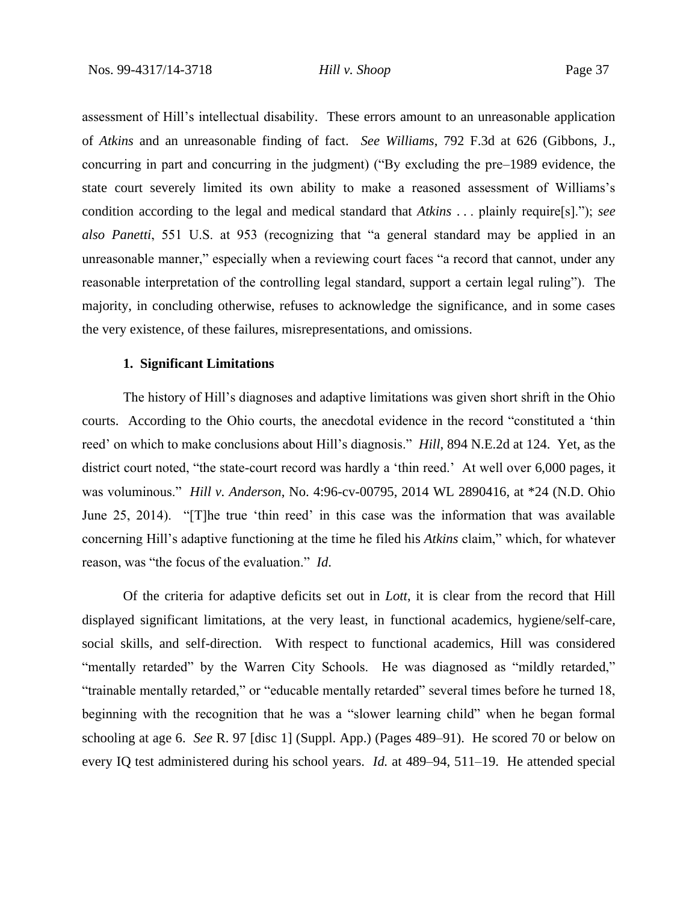assessment of Hill's intellectual disability. These errors amount to an unreasonable application of *Atkins* and an unreasonable finding of fact. *See Williams*, 792 F.3d at 626 (Gibbons, J., concurring in part and concurring in the judgment) ("By excluding the pre–1989 evidence, the state court severely limited its own ability to make a reasoned assessment of Williams's condition according to the legal and medical standard that *Atkins* . . . plainly require[s]."); *see also Panetti*, 551 U.S. at 953 (recognizing that "a general standard may be applied in an unreasonable manner," especially when a reviewing court faces "a record that cannot, under any reasonable interpretation of the controlling legal standard, support a certain legal ruling"). The majority, in concluding otherwise, refuses to acknowledge the significance, and in some cases the very existence, of these failures, misrepresentations, and omissions.

#### 1. Significant Limitations

The history of Hill's diagnoses and adaptive limitations was given short shrift in the Ohio courts. According to the Ohio courts, the anecdotal evidence in the record "constituted a 'thin reed' on which to make conclusions about Hill's diagnosis." *Hill*, 894 N.E.2d at 124. Yet, as the district court noted, "the state-court record was hardly a 'thin reed.' At well over 6,000 pages, it was voluminous." *Hill v. Anderson*, No. 4:96-cv-00795, 2014 WL 2890416, at *24 (N.D. Ohio June 25, 2014). "[T]he true 'thin reed' in this case was the information that was available concerning Hill's adaptive functioning at the time he filed his *Atkins* claim," which, for whatever reason, was "the focus of the evaluation." *Id.*

Of the criteria for adaptive deficits set out in *Lott*, it is clear from the record that Hill displayed significant limitations, at the very least, in functional academics, hygiene/self-care, social skills, and self-direction. With respect to functional academics, Hill was considered "mentally retarded" by the Warren City Schools. He was diagnosed as "mildly retarded," "trainable mentally retarded," or "educable mentally retarded" several times before he turned 18, beginning with the recognition that he was a "slower learning child" when he began formal schooling at age 6. *See* R. 97 [disc 1] (Suppl. App.) (Pages 489–91). He scored 70 or below on every IQ test administered during his school years. *Id.* at 489–94, 511–19. He attended special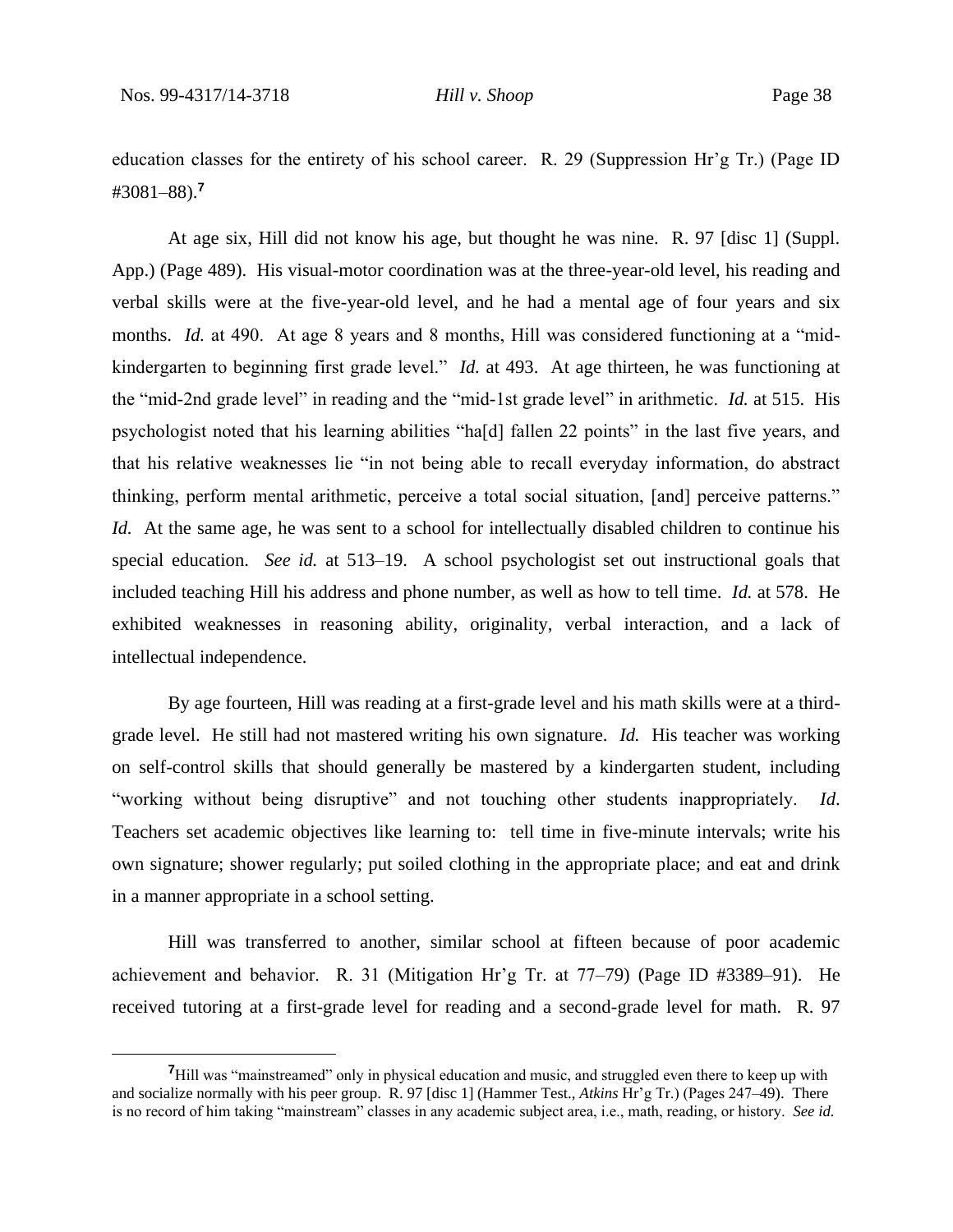education classes for the entirety of his school career. R. 29 (Suppression Hr'g Tr.) (Page ID #3081–88).[7]

At age six, Hill did not know his age, but thought he was nine. R. 97 [disc 1] (Suppl. App.) (Page 489). His visual-motor coordination was at the three-year-old level, his reading and verbal skills were at the five-year-old level, and he had a mental age of four years and six months. *Id.* at 490. At age 8 years and 8 months, Hill was considered functioning at a "mid-kindergarten to beginning first grade level." *Id.* at 493. At age thirteen, he was functioning at the "mid-2nd grade level" in reading and the "mid-1st grade level" in arithmetic. *Id.* at 515. His psychologist noted that his learning abilities "ha[d] fallen 22 points" in the last five years, and that his relative weaknesses lie "in not being able to recall everyday information, do abstract thinking, perform mental arithmetic, perceive a total social situation, [and] perceive patterns." *Id.* At the same age, he was sent to a school for intellectually disabled children to continue his special education. *See id.* at 513–19. A school psychologist set out instructional goals that included teaching Hill his address and phone number, as well as how to tell time. *Id.* at 578. He exhibited weaknesses in reasoning ability, originality, verbal interaction, and a lack of intellectual independence.

By age fourteen, Hill was reading at a first-grade level and his math skills were at a third-grade level. He still had not mastered writing his own signature. *Id.* His teacher was working on self-control skills that should generally be mastered by a kindergarten student, including "working without being disruptive" and not touching other students inappropriately. *Id*. Teachers set academic objectives like learning to: tell time in five-minute intervals; write his own signature; shower regularly; put soiled clothing in the appropriate place; and eat and drink in a manner appropriate in a school setting.

Hill was transferred to another, similar school at fifteen because of poor academic achievement and behavior. R. 31 (Mitigation Hr'g Tr. at 77–79) (Page ID #3389–91). He received tutoring at a first-grade level for reading and a second-grade level for math. R. 97

[7]Hill was "mainstreamed" only in physical education and music, and struggled even there to keep up with and socialize normally with his peer group. R. 97 [disc 1] (Hammer Test., *Atkins* Hr'g Tr.) (Pages 247–49). There is no record of him taking "mainstream" classes in any academic subject area, i.e., math, reading, or history. *See id.*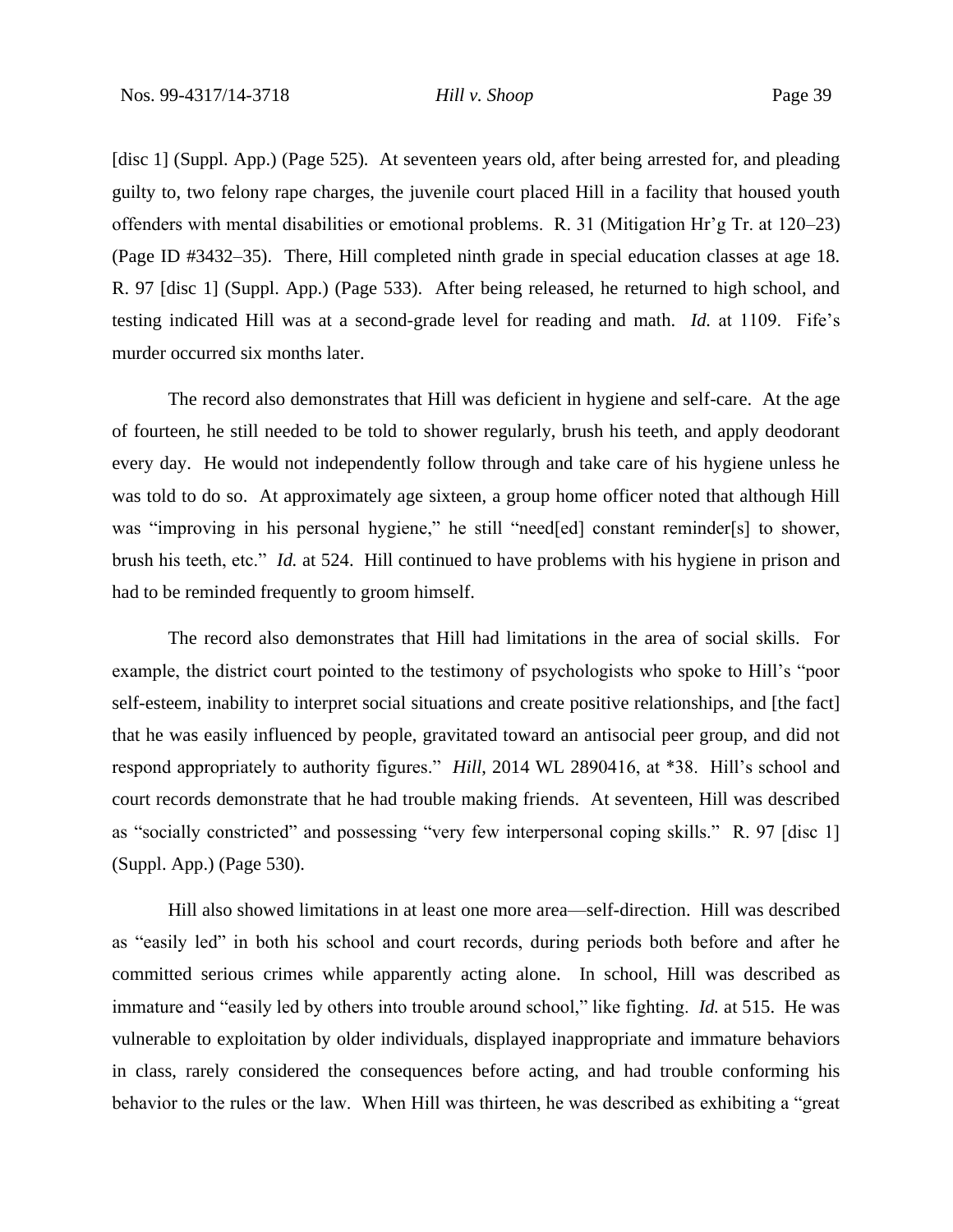[disc 1] (Suppl. App.) (Page 525). At seventeen years old, after being arrested for, and pleading guilty to, two felony rape charges, the juvenile court placed Hill in a facility that housed youth offenders with mental disabilities or emotional problems. R. 31 (Mitigation Hr'g Tr. at 120–23) (Page ID #3432–35). There, Hill completed ninth grade in special education classes at age 18. R. 97 [disc 1] (Suppl. App.) (Page 533). After being released, he returned to high school, and testing indicated Hill was at a second-grade level for reading and math. *Id.* at 1109. Fife's murder occurred six months later.

The record also demonstrates that Hill was deficient in hygiene and self-care. At the age of fourteen, he still needed to be told to shower regularly, brush his teeth, and apply deodorant every day. He would not independently follow through and take care of his hygiene unless he was told to do so. At approximately age sixteen, a group home officer noted that although Hill was "improving in his personal hygiene," he still "need[ed] constant reminder[s] to shower, brush his teeth, etc." *Id.* at 524. Hill continued to have problems with his hygiene in prison and had to be reminded frequently to groom himself.

The record also demonstrates that Hill had limitations in the area of social skills. For example, the district court pointed to the testimony of psychologists who spoke to Hill's "poor self-esteem, inability to interpret social situations and create positive relationships, and [the fact] that he was easily influenced by people, gravitated toward an antisocial peer group, and did not respond appropriately to authority figures." *Hill*, 2014 WL 2890416, at *38. Hill's school and court records demonstrate that he had trouble making friends. At seventeen, Hill was described as "socially constricted" and possessing "very few interpersonal coping skills." R. 97 [disc 1] (Suppl. App.) (Page 530).

Hill also showed limitations in at least one more area—self-direction. Hill was described as "easily led" in both his school and court records, during periods both before and after he committed serious crimes while apparently acting alone. In school, Hill was described as immature and "easily led by others into trouble around school," like fighting. *Id.* at 515. He was vulnerable to exploitation by older individuals, displayed inappropriate and immature behaviors in class, rarely considered the consequences before acting, and had trouble conforming his behavior to the rules or the law. When Hill was thirteen, he was described as exhibiting a "great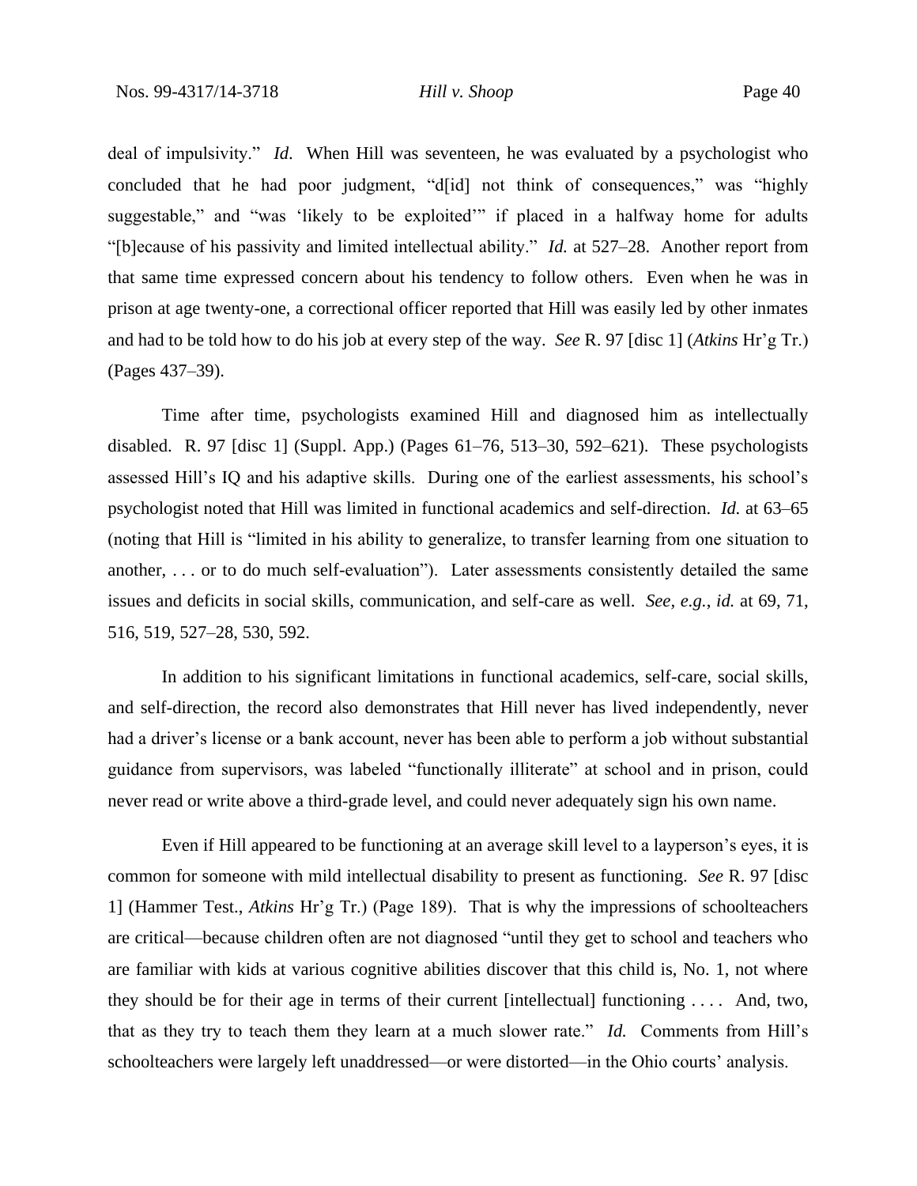deal of impulsivity." *Id*. When Hill was seventeen, he was evaluated by a psychologist who concluded that he had poor judgment, "d[id] not think of consequences," was "highly suggestable," and "was 'likely to be exploited'" if placed in a halfway home for adults "[b]ecause of his passivity and limited intellectual ability." *Id.* at 527–28. Another report from that same time expressed concern about his tendency to follow others. Even when he was in prison at age twenty-one, a correctional officer reported that Hill was easily led by other inmates and had to be told how to do his job at every step of the way. *See* R. 97 [disc 1] (*Atkins* Hr'g Tr.) (Pages 437–39).

Time after time, psychologists examined Hill and diagnosed him as intellectually disabled. R. 97 [disc 1] (Suppl. App.) (Pages 61–76, 513–30, 592–621). These psychologists assessed Hill's IQ and his adaptive skills. During one of the earliest assessments, his school's psychologist noted that Hill was limited in functional academics and self-direction. *Id.* at 63–65 (noting that Hill is "limited in his ability to generalize, to transfer learning from one situation to another, . . . or to do much self-evaluation"). Later assessments consistently detailed the same issues and deficits in social skills, communication, and self-care as well. *See, e.g.*, *id.* at 69, 71, 516, 519, 527–28, 530, 592.

In addition to his significant limitations in functional academics, self-care, social skills, and self-direction, the record also demonstrates that Hill never has lived independently, never had a driver's license or a bank account, never has been able to perform a job without substantial guidance from supervisors, was labeled "functionally illiterate" at school and in prison, could never read or write above a third-grade level, and could never adequately sign his own name.

Even if Hill appeared to be functioning at an average skill level to a layperson's eyes, it is common for someone with mild intellectual disability to present as functioning. *See* R. 97 [disc 1] (Hammer Test., *Atkins* Hr'g Tr.) (Page 189). That is why the impressions of schoolteachers are critical—because children often are not diagnosed "until they get to school and teachers who are familiar with kids at various cognitive abilities discover that this child is, No. 1, not where they should be for their age in terms of their current [intellectual] functioning . . . . And, two, that as they try to teach them they learn at a much slower rate." *Id.* Comments from Hill's schoolteachers were largely left unaddressed—or were distorted—in the Ohio courts' analysis.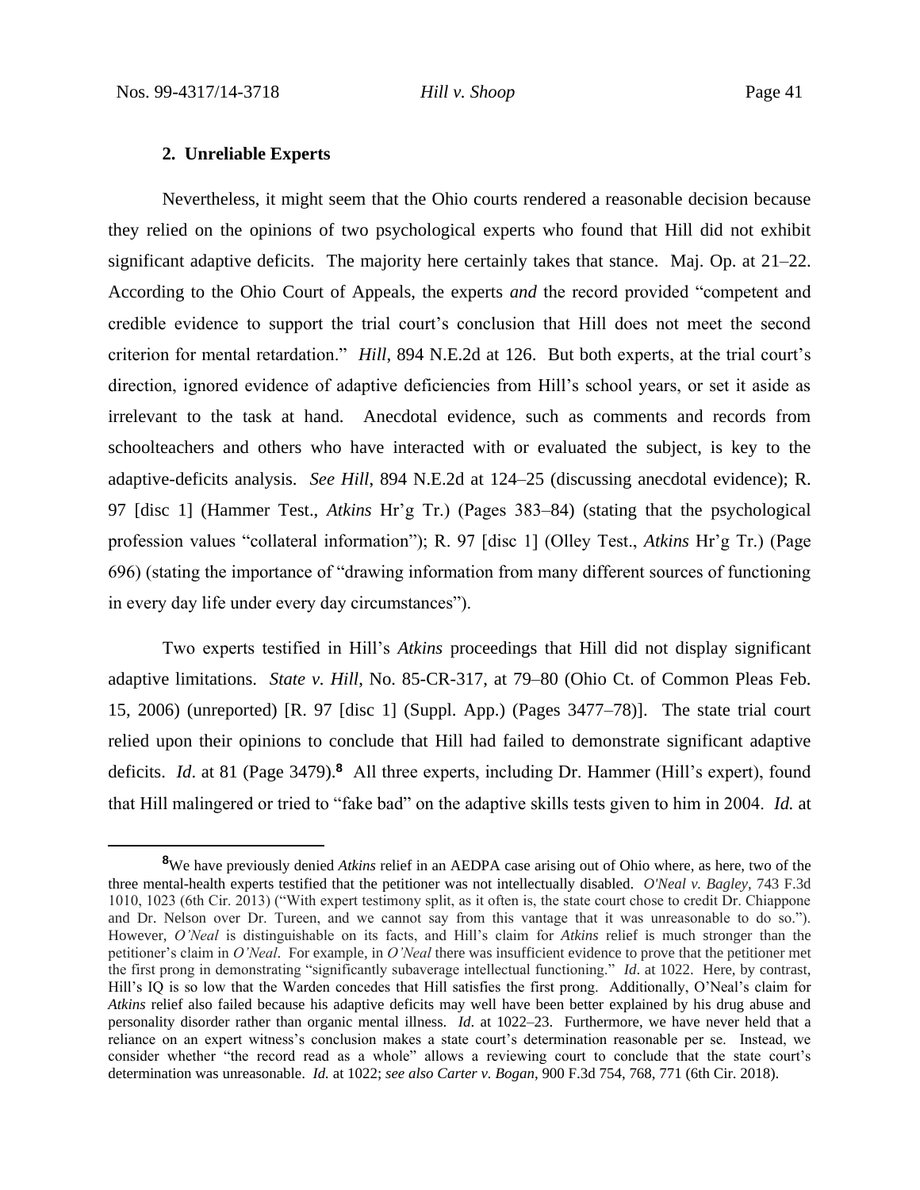### 2. Unreliable Experts

Nevertheless, it might seem that the Ohio courts rendered a reasonable decision because they relied on the opinions of two psychological experts who found that Hill did not exhibit significant adaptive deficits. The majority here certainly takes that stance. Maj. Op. at 21–22. According to the Ohio Court of Appeals, the experts *and* the record provided "competent and credible evidence to support the trial court's conclusion that Hill does not meet the second criterion for mental retardation." *Hill*, 894 N.E.2d at 126. But both experts, at the trial court's direction, ignored evidence of adaptive deficiencies from Hill's school years, or set it aside as irrelevant to the task at hand. Anecdotal evidence, such as comments and records from schoolteachers and others who have interacted with or evaluated the subject, is key to the adaptive-deficits analysis. *See Hill*, 894 N.E.2d at 124–25 (discussing anecdotal evidence); R. 97 [disc 1] (Hammer Test., *Atkins* Hr'g Tr.) (Pages 383–84) (stating that the psychological profession values "collateral information"); R. 97 [disc 1] (Olley Test., *Atkins* Hr'g Tr.) (Page 696) (stating the importance of "drawing information from many different sources of functioning in every day life under every day circumstances").

Two experts testified in Hill's *Atkins* proceedings that Hill did not display significant adaptive limitations. *State v. Hill*, No. 85-CR-317, at 79–80 (Ohio Ct. of Common Pleas Feb. 15, 2006) (unreported) [R. 97 [disc 1] (Suppl. App.) (Pages 3477–78)]. The state trial court relied upon their opinions to conclude that Hill had failed to demonstrate significant adaptive deficits. *Id*. at 81 (Page 3479).[8] All three experts, including Dr. Hammer (Hill's expert), found that Hill malingered or tried to "fake bad" on the adaptive skills tests given to him in 2004. *Id.* at

[8]We have previously denied *Atkins* relief in an AEDPA case arising out of Ohio where, as here, two of the three mental-health experts testified that the petitioner was not intellectually disabled. *O'Neal v. Bagley*, 743 F.3d 1010, 1023 (6th Cir. 2013) ("With expert testimony split, as it often is, the state court chose to credit Dr. Chiappone and Dr. Nelson over Dr. Tureen, and we cannot say from this vantage that it was unreasonable to do so."). However, *O'Neal* is distinguishable on its facts, and Hill's claim for *Atkins* relief is much stronger than the petitioner's claim in *O'Neal*. For example, in *O'Neal* there was insufficient evidence to prove that the petitioner met the first prong in demonstrating "significantly subaverage intellectual functioning." *Id*. at 1022. Here, by contrast, Hill's IQ is so low that the Warden concedes that Hill satisfies the first prong. Additionally, O'Neal's claim for *Atkins* relief also failed because his adaptive deficits may well have been better explained by his drug abuse and personality disorder rather than organic mental illness. *Id*. at 1022–23. Furthermore, we have never held that a reliance on an expert witness's conclusion makes a state court's determination reasonable per se. Instead, we consider whether "the record read as a whole" allows a reviewing court to conclude that the state court's determination was unreasonable. *Id.* at 1022; *see also Carter v. Bogan*, 900 F.3d 754, 768, 771 (6th Cir. 2018).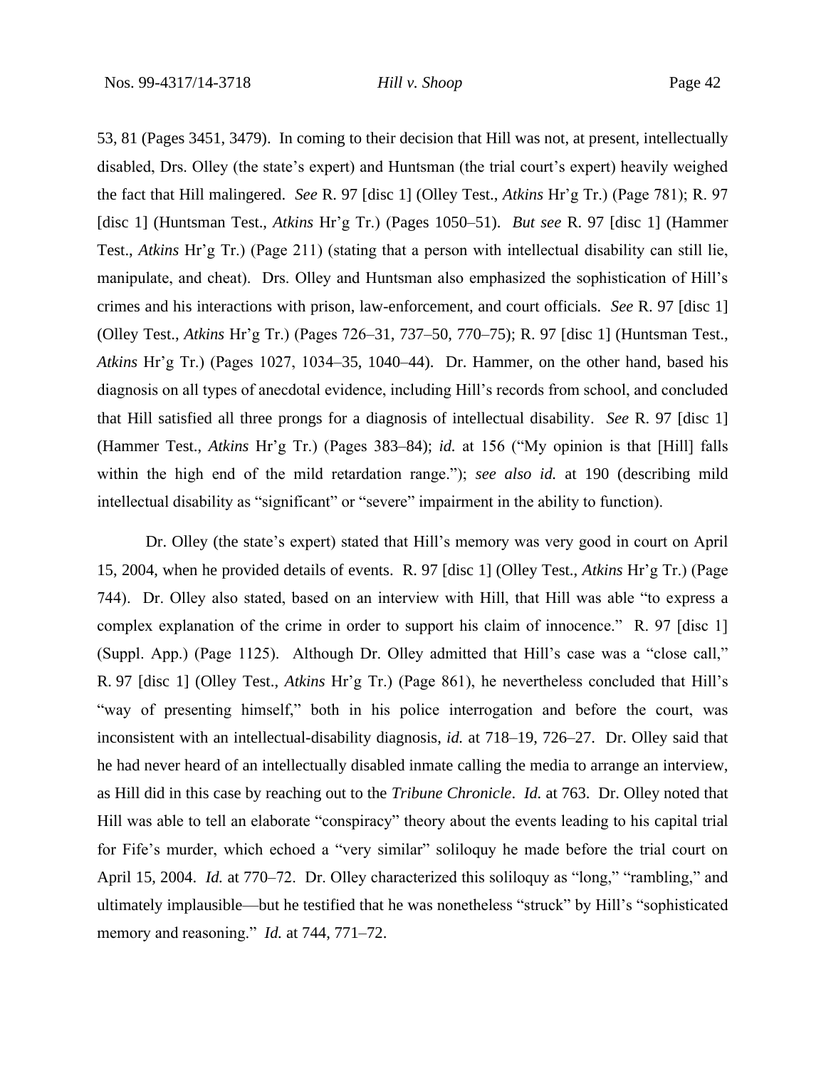53, 81 (Pages 3451, 3479). In coming to their decision that Hill was not, at present, intellectually disabled, Drs. Olley (the state's expert) and Huntsman (the trial court's expert) heavily weighed the fact that Hill malingered. *See* R. 97 [disc 1] (Olley Test., *Atkins* Hr'g Tr.) (Page 781); R. 97 [disc 1] (Huntsman Test., *Atkins* Hr'g Tr.) (Pages 1050–51). *But see* R. 97 [disc 1] (Hammer Test., *Atkins* Hr'g Tr.) (Page 211) (stating that a person with intellectual disability can still lie, manipulate, and cheat). Drs. Olley and Huntsman also emphasized the sophistication of Hill's crimes and his interactions with prison, law-enforcement, and court officials. *See* R. 97 [disc 1] (Olley Test., *Atkins* Hr'g Tr.) (Pages 726–31, 737–50, 770–75); R. 97 [disc 1] (Huntsman Test., *Atkins* Hr'g Tr.) (Pages 1027, 1034–35, 1040–44). Dr. Hammer, on the other hand, based his diagnosis on all types of anecdotal evidence, including Hill's records from school, and concluded that Hill satisfied all three prongs for a diagnosis of intellectual disability. *See* R. 97 [disc 1] (Hammer Test., *Atkins* Hr'g Tr.) (Pages 383–84); *id.* at 156 ("My opinion is that [Hill] falls within the high end of the mild retardation range."); *see also id.* at 190 (describing mild intellectual disability as "significant" or "severe" impairment in the ability to function).

Dr. Olley (the state's expert) stated that Hill's memory was very good in court on April 15, 2004, when he provided details of events. R. 97 [disc 1] (Olley Test., *Atkins* Hr'g Tr.) (Page 744). Dr. Olley also stated, based on an interview with Hill, that Hill was able "to express a complex explanation of the crime in order to support his claim of innocence." R. 97 [disc 1] (Suppl. App.) (Page 1125). Although Dr. Olley admitted that Hill's case was a "close call," R. 97 [disc 1] (Olley Test., *Atkins* Hr'g Tr.) (Page 861), he nevertheless concluded that Hill's "way of presenting himself," both in his police interrogation and before the court, was inconsistent with an intellectual-disability diagnosis, *id.* at 718–19, 726–27. Dr. Olley said that he had never heard of an intellectually disabled inmate calling the media to arrange an interview, as Hill did in this case by reaching out to the *Tribune Chronicle*. *Id.* at 763. Dr. Olley noted that Hill was able to tell an elaborate "conspiracy" theory about the events leading to his capital trial for Fife's murder, which echoed a "very similar" soliloquy he made before the trial court on April 15, 2004. *Id.* at 770–72. Dr. Olley characterized this soliloquy as "long," "rambling," and ultimately implausible—but he testified that he was nonetheless "struck" by Hill's "sophisticated memory and reasoning." *Id.* at 744, 771–72.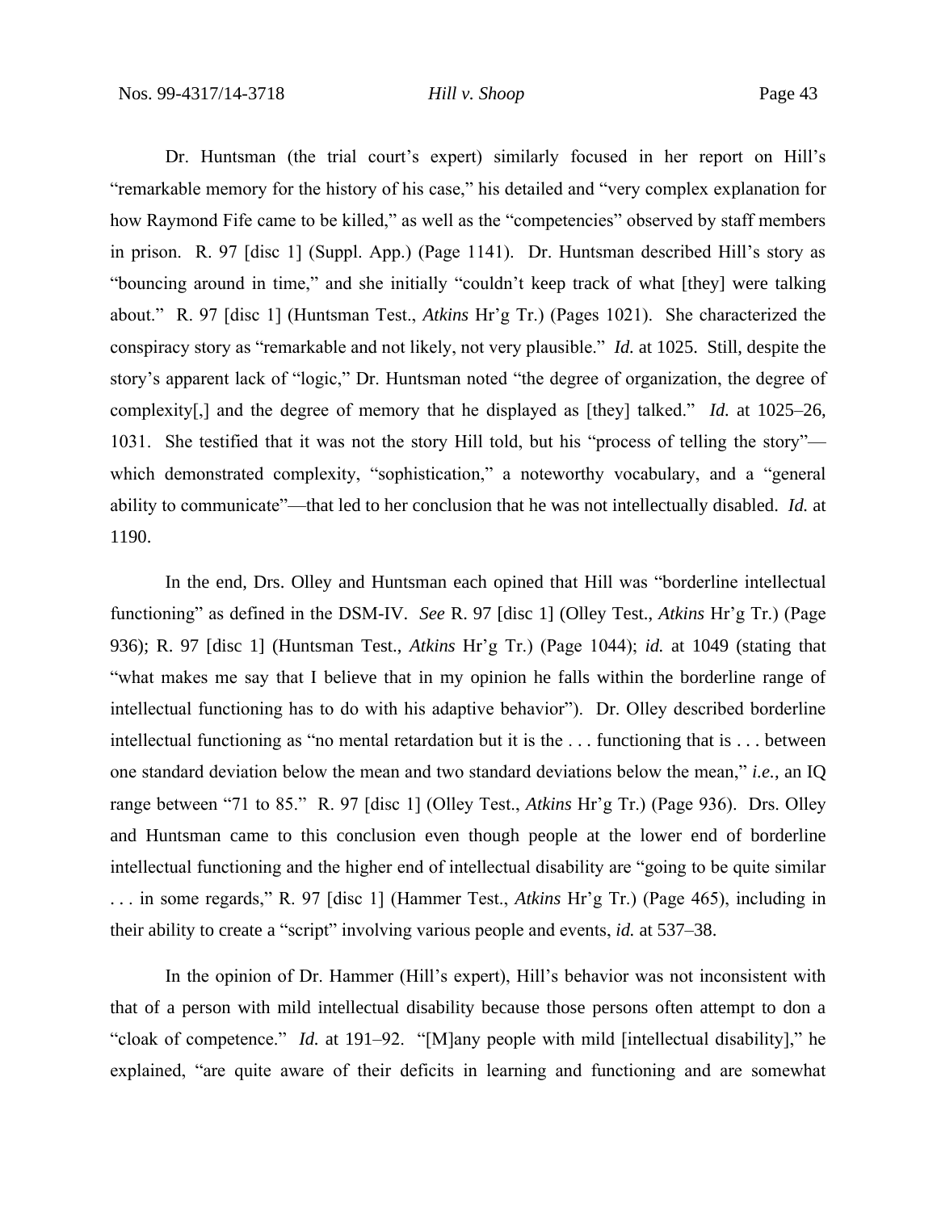Dr. Huntsman (the trial court's expert) similarly focused in her report on Hill's "remarkable memory for the history of his case," his detailed and "very complex explanation for how Raymond Fife came to be killed," as well as the "competencies" observed by staff members in prison. R. 97 [disc 1] (Suppl. App.) (Page 1141). Dr. Huntsman described Hill's story as "bouncing around in time," and she initially "couldn't keep track of what [they] were talking about." R. 97 [disc 1] (Huntsman Test., *Atkins* Hr'g Tr.) (Pages 1021). She characterized the conspiracy story as "remarkable and not likely, not very plausible." *Id.* at 1025. Still, despite the story's apparent lack of "logic," Dr. Huntsman noted "the degree of organization, the degree of complexity[,] and the degree of memory that he displayed as [they] talked." *Id.* at 1025–26, 1031. She testified that it was not the story Hill told, but his "process of telling the story"—which demonstrated complexity, "sophistication," a noteworthy vocabulary, and a "general ability to communicate"—that led to her conclusion that he was not intellectually disabled. *Id.* at 1190.

In the end, Drs. Olley and Huntsman each opined that Hill was "borderline intellectual functioning" as defined in the DSM-IV. *See* R. 97 [disc 1] (Olley Test., *Atkins* Hr'g Tr.) (Page 936); R. 97 [disc 1] (Huntsman Test., *Atkins* Hr'g Tr.) (Page 1044); *id.* at 1049 (stating that "what makes me say that I believe that in my opinion he falls within the borderline range of intellectual functioning has to do with his adaptive behavior"). Dr. Olley described borderline intellectual functioning as "no mental retardation but it is the . . . functioning that is . . . between one standard deviation below the mean and two standard deviations below the mean," *i.e.*, an IQ range between "71 to 85." R. 97 [disc 1] (Olley Test., *Atkins* Hr'g Tr.) (Page 936). Drs. Olley and Huntsman came to this conclusion even though people at the lower end of borderline intellectual functioning and the higher end of intellectual disability are "going to be quite similar . . . in some regards," R. 97 [disc 1] (Hammer Test., *Atkins* Hr'g Tr.) (Page 465), including in their ability to create a "script" involving various people and events, *id.* at 537–38.

In the opinion of Dr. Hammer (Hill's expert), Hill's behavior was not inconsistent with that of a person with mild intellectual disability because those persons often attempt to don a "cloak of competence." *Id.* at 191–92. "[M]any people with mild [intellectual disability]," he explained, "are quite aware of their deficits in learning and functioning and are somewhat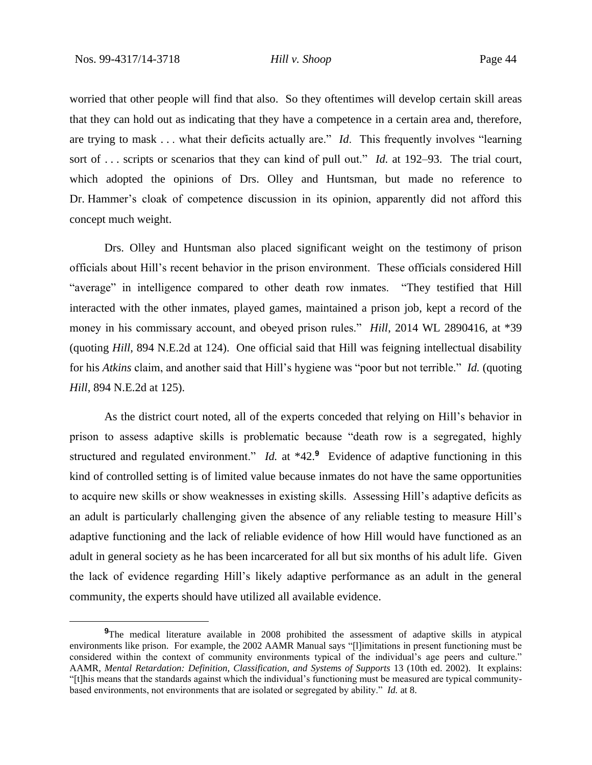worried that other people will find that also. So they oftentimes will develop certain skill areas that they can hold out as indicating that they have a competence in a certain area and, therefore, are trying to mask . . . what their deficits actually are." *Id*. This frequently involves "learning sort of . . . scripts or scenarios that they can kind of pull out." *Id.* at 192–93. The trial court, which adopted the opinions of Drs. Olley and Huntsman, but made no reference to Dr. Hammer's cloak of competence discussion in its opinion, apparently did not afford this concept much weight.

Drs. Olley and Huntsman also placed significant weight on the testimony of prison officials about Hill's recent behavior in the prison environment. These officials considered Hill "average" in intelligence compared to other death row inmates. "They testified that Hill interacted with the other inmates, played games, maintained a prison job, kept a record of the money in his commissary account, and obeyed prison rules." *Hill*, 2014 WL 2890416, at \*39 (quoting *Hill*, 894 N.E.2d at 124). One official said that Hill was feigning intellectual disability for his *Atkins* claim, and another said that Hill's hygiene was "poor but not terrible." *Id.* (quoting *Hill*, 894 N.E.2d at 125).

As the district court noted, all of the experts conceded that relying on Hill's behavior in prison to assess adaptive skills is problematic because "death row is a segregated, highly structured and regulated environment." *Id.* at \*42.[9] Evidence of adaptive functioning in this kind of controlled setting is of limited value because inmates do not have the same opportunities to acquire new skills or show weaknesses in existing skills. Assessing Hill's adaptive deficits as an adult is particularly challenging given the absence of any reliable testing to measure Hill's adaptive functioning and the lack of reliable evidence of how Hill would have functioned as an adult in general society as he has been incarcerated for all but six months of his adult life. Given the lack of evidence regarding Hill's likely adaptive performance as an adult in the general community, the experts should have utilized all available evidence.

---

[9] The medical literature available in 2008 prohibited the assessment of adaptive skills in atypical environments like prison. For example, the 2002 AAMR Manual says "[l]imitations in present functioning must be considered within the context of community environments typical of the individual's age peers and culture." AAMR, *Mental Retardation: Definition, Classification, and Systems of Supports* 13 (10th ed. 2002). It explains: "[t]his means that the standards against which the individual's functioning must be measured are typical community-based environments, not environments that are isolated or segregated by ability." *Id.* at 8.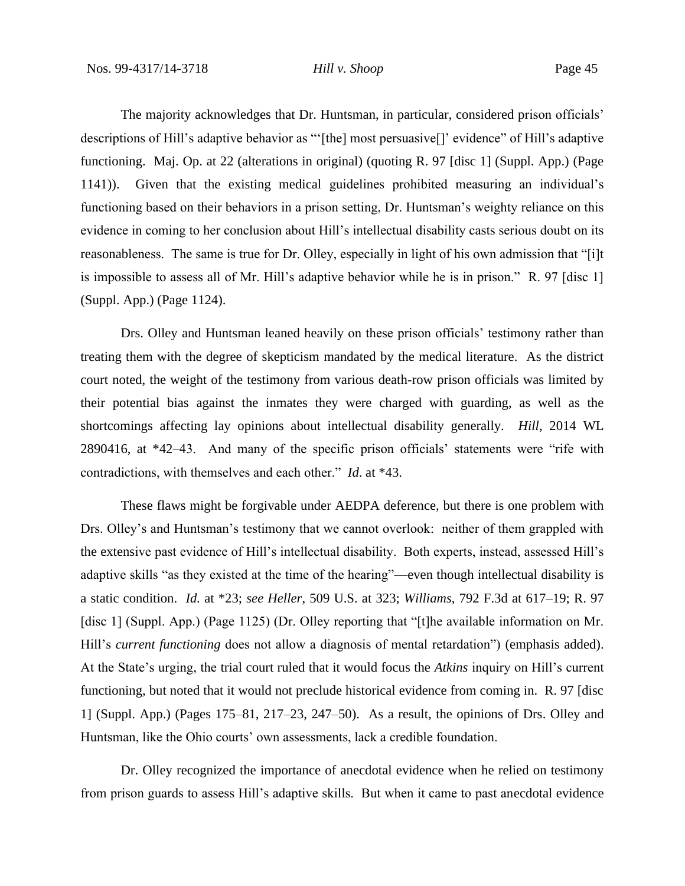The majority acknowledges that Dr. Huntsman, in particular, considered prison officials' descriptions of Hill's adaptive behavior as "'[the] most persuasive[]' evidence" of Hill's adaptive functioning. Maj. Op. at 22 (alterations in original) (quoting R. 97 [disc 1] (Suppl. App.) (Page 1141)). Given that the existing medical guidelines prohibited measuring an individual's functioning based on their behaviors in a prison setting, Dr. Huntsman's weighty reliance on this evidence in coming to her conclusion about Hill's intellectual disability casts serious doubt on its reasonableness. The same is true for Dr. Olley, especially in light of his own admission that "[i]t is impossible to assess all of Mr. Hill's adaptive behavior while he is in prison." R. 97 [disc 1] (Suppl. App.) (Page 1124).

Drs. Olley and Huntsman leaned heavily on these prison officials' testimony rather than treating them with the degree of skepticism mandated by the medical literature. As the district court noted, the weight of the testimony from various death-row prison officials was limited by their potential bias against the inmates they were charged with guarding, as well as the shortcomings affecting lay opinions about intellectual disability generally. *Hill*, 2014 WL 2890416, at *42–43. And many of the specific prison officials' statements were "rife with contradictions, with themselves and each other." *Id*. at *43.

These flaws might be forgivable under AEDPA deference, but there is one problem with Drs. Olley's and Huntsman's testimony that we cannot overlook: neither of them grappled with the extensive past evidence of Hill's intellectual disability. Both experts, instead, assessed Hill's adaptive skills "as they existed at the time of the hearing"—even though intellectual disability is a static condition. *Id.* at *23; *see Heller*, 509 U.S. at 323; *Williams*, 792 F.3d at 617–19; R. 97 [disc 1] (Suppl. App.) (Page 1125) (Dr. Olley reporting that "[t]he available information on Mr. Hill's *current functioning* does not allow a diagnosis of mental retardation") (emphasis added). At the State's urging, the trial court ruled that it would focus the *Atkins* inquiry on Hill's current functioning, but noted that it would not preclude historical evidence from coming in. R. 97 [disc 1] (Suppl. App.) (Pages 175–81, 217–23, 247–50). As a result, the opinions of Drs. Olley and Huntsman, like the Ohio courts' own assessments, lack a credible foundation.

Dr. Olley recognized the importance of anecdotal evidence when he relied on testimony from prison guards to assess Hill's adaptive skills. But when it came to past anecdotal evidence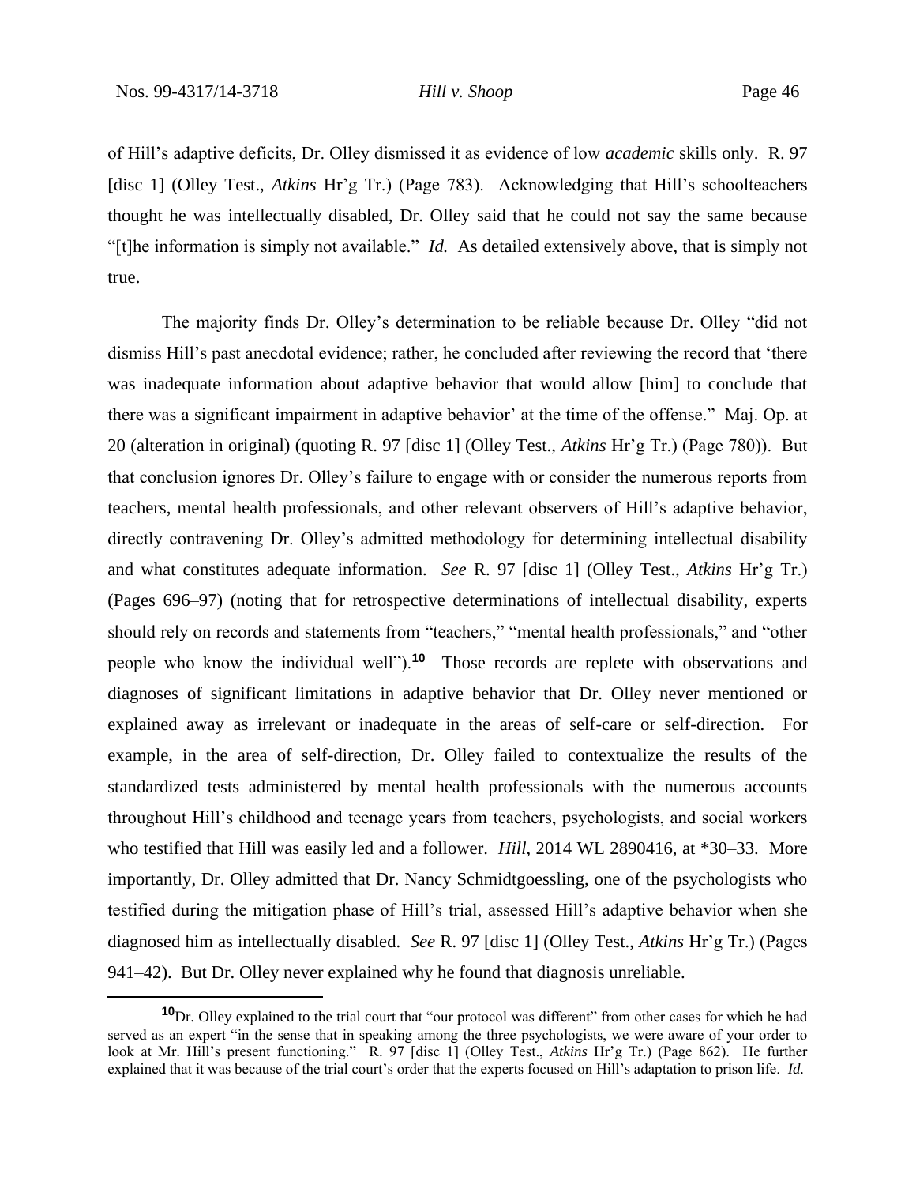of Hill's adaptive deficits, Dr. Olley dismissed it as evidence of low *academic* skills only. R. 97 [disc 1] (Olley Test., *Atkins* Hr'g Tr.) (Page 783). Acknowledging that Hill's schoolteachers thought he was intellectually disabled, Dr. Olley said that he could not say the same because "[t]he information is simply not available." *Id.* As detailed extensively above, that is simply not true.

The majority finds Dr. Olley's determination to be reliable because Dr. Olley "did not dismiss Hill's past anecdotal evidence; rather, he concluded after reviewing the record that 'there was inadequate information about adaptive behavior that would allow [him] to conclude that there was a significant impairment in adaptive behavior' at the time of the offense." Maj. Op. at 20 (alteration in original) (quoting R. 97 [disc 1] (Olley Test., *Atkins* Hr'g Tr.) (Page 780)). But that conclusion ignores Dr. Olley's failure to engage with or consider the numerous reports from teachers, mental health professionals, and other relevant observers of Hill's adaptive behavior, directly contravening Dr. Olley's admitted methodology for determining intellectual disability and what constitutes adequate information. *See* R. 97 [disc 1] (Olley Test., *Atkins* Hr'g Tr.) (Pages 696–97) (noting that for retrospective determinations of intellectual disability, experts should rely on records and statements from "teachers," "mental health professionals," and "other people who know the individual well").[10] Those records are replete with observations and diagnoses of significant limitations in adaptive behavior that Dr. Olley never mentioned or explained away as irrelevant or inadequate in the areas of self-care or self-direction. For example, in the area of self-direction, Dr. Olley failed to contextualize the results of the standardized tests administered by mental health professionals with the numerous accounts throughout Hill's childhood and teenage years from teachers, psychologists, and social workers who testified that Hill was easily led and a follower. *Hill*, 2014 WL 2890416, at *30–33. More importantly, Dr. Olley admitted that Dr. Nancy Schmidtgoessling, one of the psychologists who testified during the mitigation phase of Hill's trial, assessed Hill's adaptive behavior when she diagnosed him as intellectually disabled. *See* R. 97 [disc 1] (Olley Test., *Atkins* Hr'g Tr.) (Pages 941–42). But Dr. Olley never explained why he found that diagnosis unreliable.

---

[10] Dr. Olley explained to the trial court that "our protocol was different" from other cases for which he had served as an expert "in the sense that in speaking among the three psychologists, we were aware of your order to look at Mr. Hill's present functioning." R. 97 [disc 1] (Olley Test., *Atkins* Hr'g Tr.) (Page 862). He further explained that it was because of the trial court's order that the experts focused on Hill's adaptation to prison life. *Id.*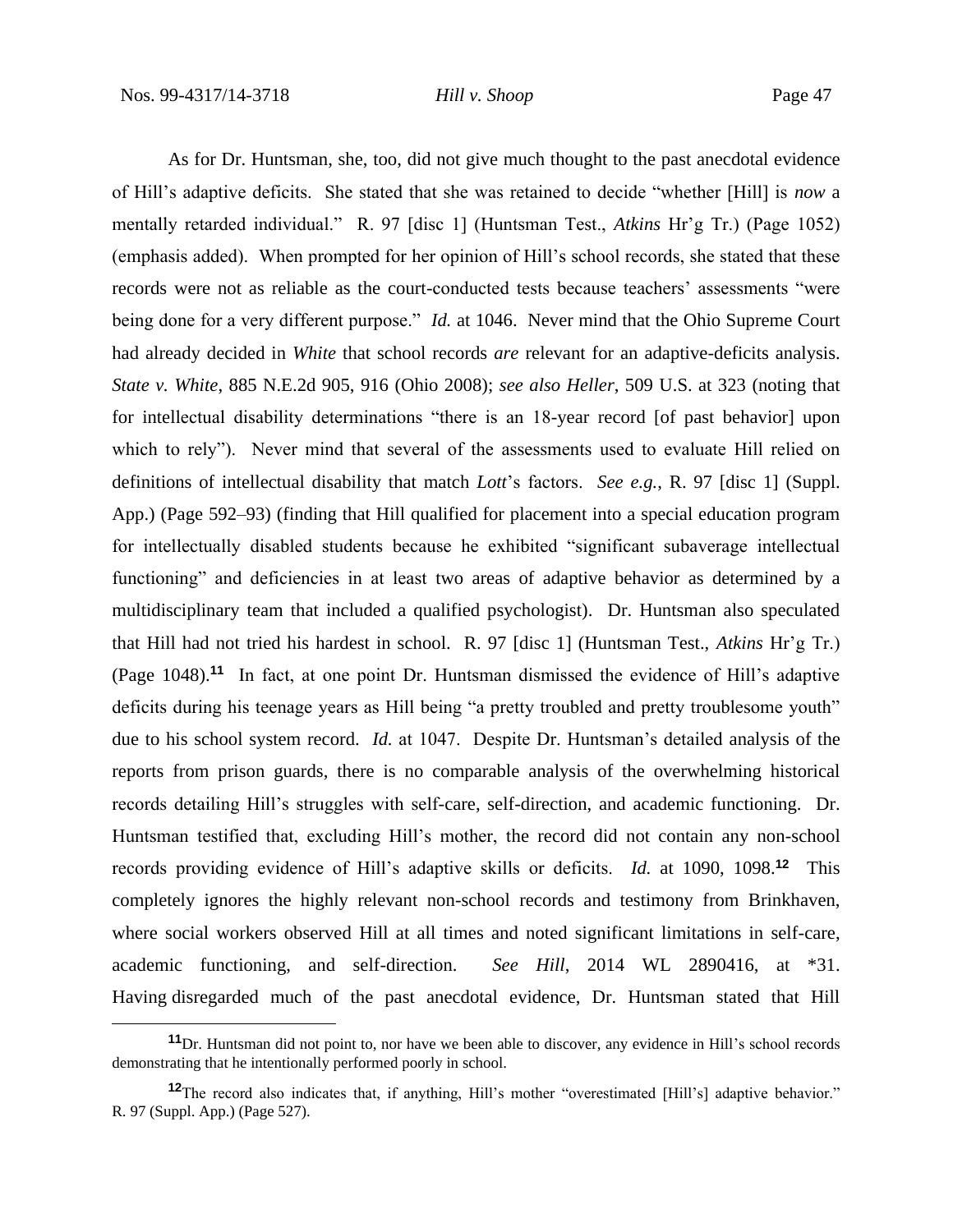As for Dr. Huntsman, she, too, did not give much thought to the past anecdotal evidence of Hill's adaptive deficits. She stated that she was retained to decide "whether [Hill] is *now* a mentally retarded individual." R. 97 [disc 1] (Huntsman Test., *Atkins* Hr'g Tr.) (Page 1052) (emphasis added). When prompted for her opinion of Hill's school records, she stated that these records were not as reliable as the court-conducted tests because teachers' assessments "were being done for a very different purpose." *Id.* at 1046. Never mind that the Ohio Supreme Court had already decided in *White* that school records *are* relevant for an adaptive-deficits analysis. *State v. White*, 885 N.E.2d 905, 916 (Ohio 2008); *see also Heller*, 509 U.S. at 323 (noting that for intellectual disability determinations "there is an 18-year record [of past behavior] upon which to rely"). Never mind that several of the assessments used to evaluate Hill relied on definitions of intellectual disability that match *Lott*'s factors. *See e.g.*, R. 97 [disc 1] (Suppl. App.) (Page 592–93) (finding that Hill qualified for placement into a special education program for intellectually disabled students because he exhibited "significant subaverage intellectual functioning" and deficiencies in at least two areas of adaptive behavior as determined by a multidisciplinary team that included a qualified psychologist). Dr. Huntsman also speculated that Hill had not tried his hardest in school. R. 97 [disc 1] (Huntsman Test., *Atkins* Hr'g Tr.) (Page 1048).[11] In fact, at one point Dr. Huntsman dismissed the evidence of Hill's adaptive deficits during his teenage years as Hill being "a pretty troubled and pretty troublesome youth" due to his school system record. *Id.* at 1047. Despite Dr. Huntsman's detailed analysis of the reports from prison guards, there is no comparable analysis of the overwhelming historical records detailing Hill's struggles with self-care, self-direction, and academic functioning. Dr. Huntsman testified that, excluding Hill's mother, the record did not contain any non-school records providing evidence of Hill's adaptive skills or deficits. *Id.* at 1090, 1098.[12] This completely ignores the highly relevant non-school records and testimony from Brinkhaven, where social workers observed Hill at all times and noted significant limitations in self-care, academic functioning, and self-direction. *See Hill*, 2014 WL 2890416, at \*31. Having disregarded much of the past anecdotal evidence, Dr. Huntsman stated that Hill

---

[11]Dr. Huntsman did not point to, nor have we been able to discover, any evidence in Hill's school records demonstrating that he intentionally performed poorly in school.

[12]The record also indicates that, if anything, Hill's mother "overestimated [Hill's] adaptive behavior." R. 97 (Suppl. App.) (Page 527).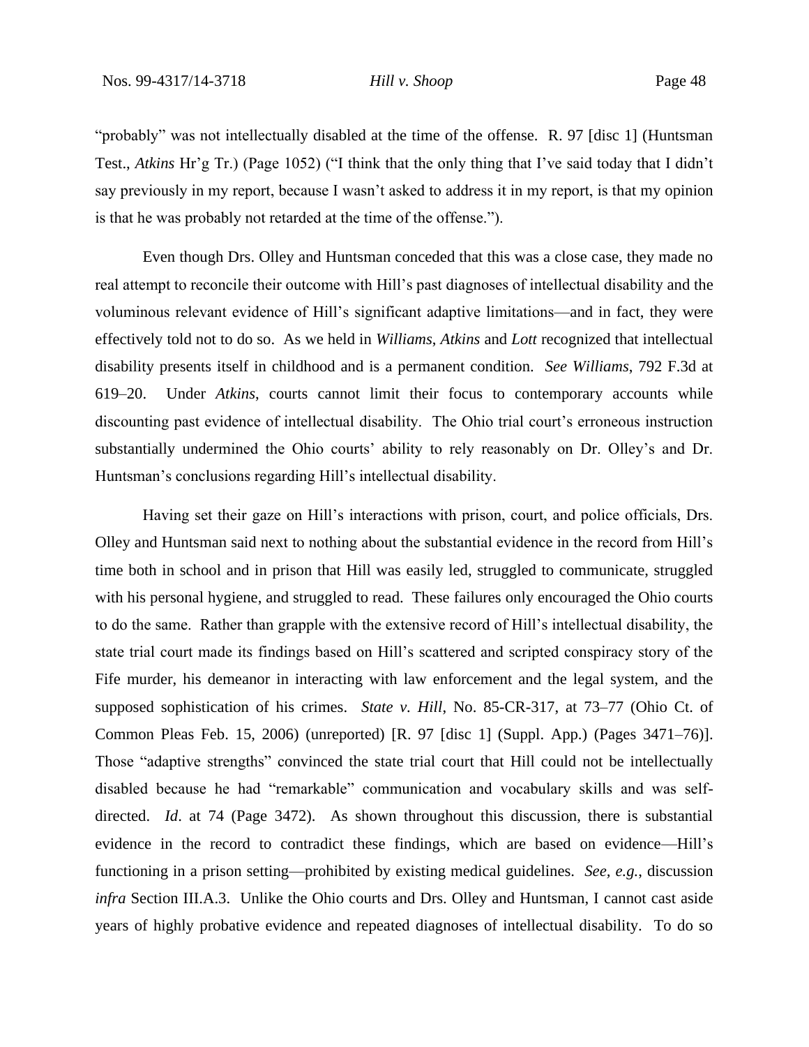"probably" was not intellectually disabled at the time of the offense. R. 97 [disc 1] (Huntsman Test., *Atkins* Hr'g Tr.) (Page 1052) ("I think that the only thing that I've said today that I didn't say previously in my report, because I wasn't asked to address it in my report, is that my opinion is that he was probably not retarded at the time of the offense.").

Even though Drs. Olley and Huntsman conceded that this was a close case, they made no real attempt to reconcile their outcome with Hill's past diagnoses of intellectual disability and the voluminous relevant evidence of Hill's significant adaptive limitations—and in fact, they were effectively told not to do so. As we held in *Williams*, *Atkins* and *Lott* recognized that intellectual disability presents itself in childhood and is a permanent condition. *See Williams*, 792 F.3d at 619–20. Under *Atkins*, courts cannot limit their focus to contemporary accounts while discounting past evidence of intellectual disability. The Ohio trial court's erroneous instruction substantially undermined the Ohio courts' ability to rely reasonably on Dr. Olley's and Dr. Huntsman's conclusions regarding Hill's intellectual disability.

Having set their gaze on Hill's interactions with prison, court, and police officials, Drs. Olley and Huntsman said next to nothing about the substantial evidence in the record from Hill's time both in school and in prison that Hill was easily led, struggled to communicate, struggled with his personal hygiene, and struggled to read. These failures only encouraged the Ohio courts to do the same. Rather than grapple with the extensive record of Hill's intellectual disability, the state trial court made its findings based on Hill's scattered and scripted conspiracy story of the Fife murder, his demeanor in interacting with law enforcement and the legal system, and the supposed sophistication of his crimes. *State v. Hill*, No. 85-CR-317, at 73–77 (Ohio Ct. of Common Pleas Feb. 15, 2006) (unreported) [R. 97 [disc 1] (Suppl. App.) (Pages 3471–76)]. Those "adaptive strengths" convinced the state trial court that Hill could not be intellectually disabled because he had "remarkable" communication and vocabulary skills and was self-directed. *Id*. at 74 (Page 3472). As shown throughout this discussion, there is substantial evidence in the record to contradict these findings, which are based on evidence—Hill's functioning in a prison setting—prohibited by existing medical guidelines. *See, e.g.*, discussion *infra* Section III.A.3. Unlike the Ohio courts and Drs. Olley and Huntsman, I cannot cast aside years of highly probative evidence and repeated diagnoses of intellectual disability. To do so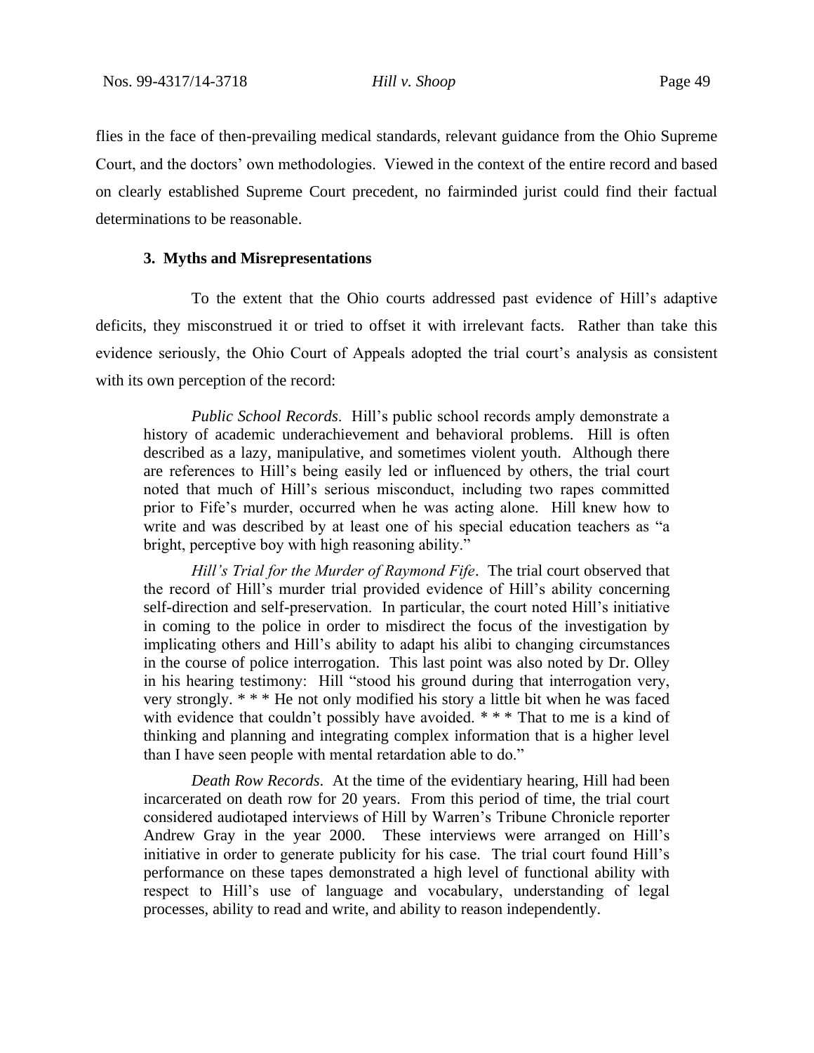flies in the face of then-prevailing medical standards, relevant guidance from the Ohio Supreme Court, and the doctors' own methodologies. Viewed in the context of the entire record and based on clearly established Supreme Court precedent, no fairminded jurist could find their factual determinations to be reasonable.

### 3. Myths and Misrepresentations

To the extent that the Ohio courts addressed past evidence of Hill's adaptive deficits, they misconstrued it or tried to offset it with irrelevant facts. Rather than take this evidence seriously, the Ohio Court of Appeals adopted the trial court's analysis as consistent with its own perception of the record:

> *Public School Records*. Hill's public school records amply demonstrate a history of academic underachievement and behavioral problems. Hill is often described as a lazy, manipulative, and sometimes violent youth. Although there are references to Hill's being easily led or influenced by others, the trial court noted that much of Hill's serious misconduct, including two rapes committed prior to Fife's murder, occurred when he was acting alone. Hill knew how to write and was described by at least one of his special education teachers as "a bright, perceptive boy with high reasoning ability."
>
> *Hill's Trial for the Murder of Raymond Fife*. The trial court observed that the record of Hill's murder trial provided evidence of Hill's ability concerning self-direction and self-preservation. In particular, the court noted Hill's initiative in coming to the police in order to misdirect the focus of the investigation by implicating others and Hill's ability to adapt his alibi to changing circumstances in the course of police interrogation. This last point was also noted by Dr. Olley in his hearing testimony: Hill "stood his ground during that interrogation very, very strongly. * * * He not only modified his story a little bit when he was faced with evidence that couldn't possibly have avoided. * * * That to me is a kind of thinking and planning and integrating complex information that is a higher level than I have seen people with mental retardation able to do."
>
> *Death Row Records*. At the time of the evidentiary hearing, Hill had been incarcerated on death row for 20 years. From this period of time, the trial court considered audiotaped interviews of Hill by Warren's Tribune Chronicle reporter Andrew Gray in the year 2000. These interviews were arranged on Hill's initiative in order to generate publicity for his case. The trial court found Hill's performance on these tapes demonstrated a high level of functional ability with respect to Hill's use of language and vocabulary, understanding of legal processes, ability to read and write, and ability to reason independently.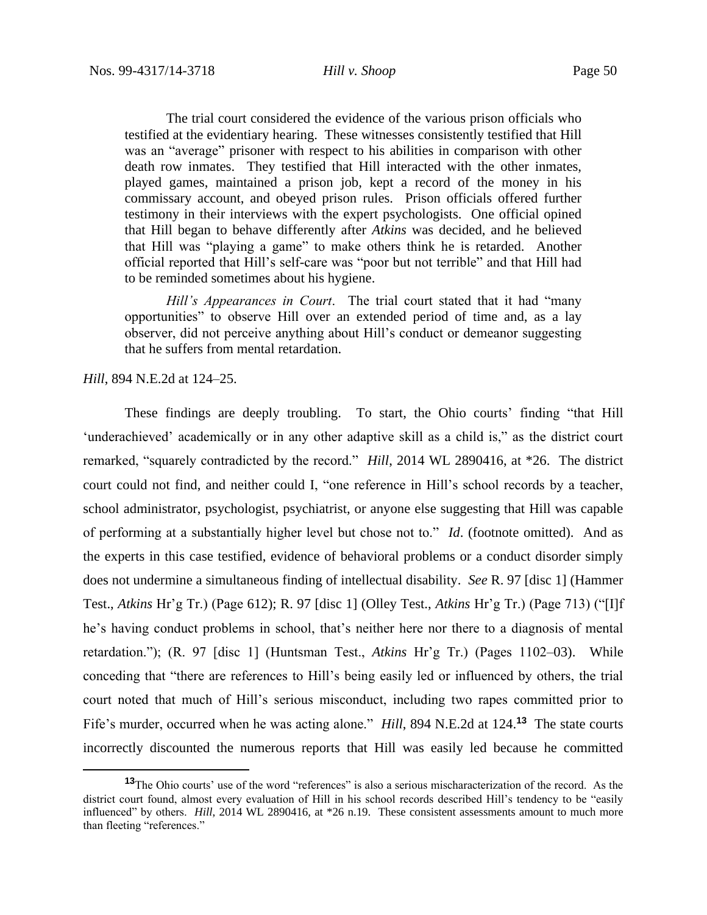> The trial court considered the evidence of the various prison officials who testified at the evidentiary hearing. These witnesses consistently testified that Hill was an "average" prisoner with respect to his abilities in comparison with other death row inmates. They testified that Hill interacted with the other inmates, played games, maintained a prison job, kept a record of the money in his commissary account, and obeyed prison rules. Prison officials offered further testimony in their interviews with the expert psychologists. One official opined that Hill began to behave differently after *Atkins* was decided, and he believed that Hill was "playing a game" to make others think he is retarded. Another official reported that Hill's self-care was "poor but not terrible" and that Hill had to be reminded sometimes about his hygiene.
>
> *Hill's Appearances in Court*. The trial court stated that it had "many opportunities" to observe Hill over an extended period of time and, as a lay observer, did not perceive anything about Hill's conduct or demeanor suggesting that he suffers from mental retardation.

*Hill*, 894 N.E.2d at 124–25.

These findings are deeply troubling. To start, the Ohio courts' finding "that Hill 'underachieved' academically or in any other adaptive skill as a child is," as the district court remarked, "squarely contradicted by the record." *Hill*, 2014 WL 2890416, at *26. The district court could not find, and neither could I, "one reference in Hill's school records by a teacher, school administrator, psychologist, psychiatrist, or anyone else suggesting that Hill was capable of performing at a substantially higher level but chose not to." *Id*. (footnote omitted). And as the experts in this case testified, evidence of behavioral problems or a conduct disorder simply does not undermine a simultaneous finding of intellectual disability. *See* R. 97 [disc 1] (Hammer Test., *Atkins* Hr'g Tr.) (Page 612); R. 97 [disc 1] (Olley Test., *Atkins* Hr'g Tr.) (Page 713) ("[I]f he's having conduct problems in school, that's neither here nor there to a diagnosis of mental retardation."); (R. 97 [disc 1] (Huntsman Test., *Atkins* Hr'g Tr.) (Pages 1102–03). While conceding that "there are references to Hill's being easily led or influenced by others, the trial court noted that much of Hill's serious misconduct, including two rapes committed prior to Fife's murder, occurred when he was acting alone." *Hill*, 894 N.E.2d at 124.[13] The state courts incorrectly discounted the numerous reports that Hill was easily led because he committed

---

[13] The Ohio courts' use of the word "references" is also a serious mischaracterization of the record. As the district court found, almost every evaluation of Hill in his school records described Hill's tendency to be "easily influenced" by others. *Hill*, 2014 WL 2890416, at *26 n.19. These consistent assessments amount to much more than fleeting "references."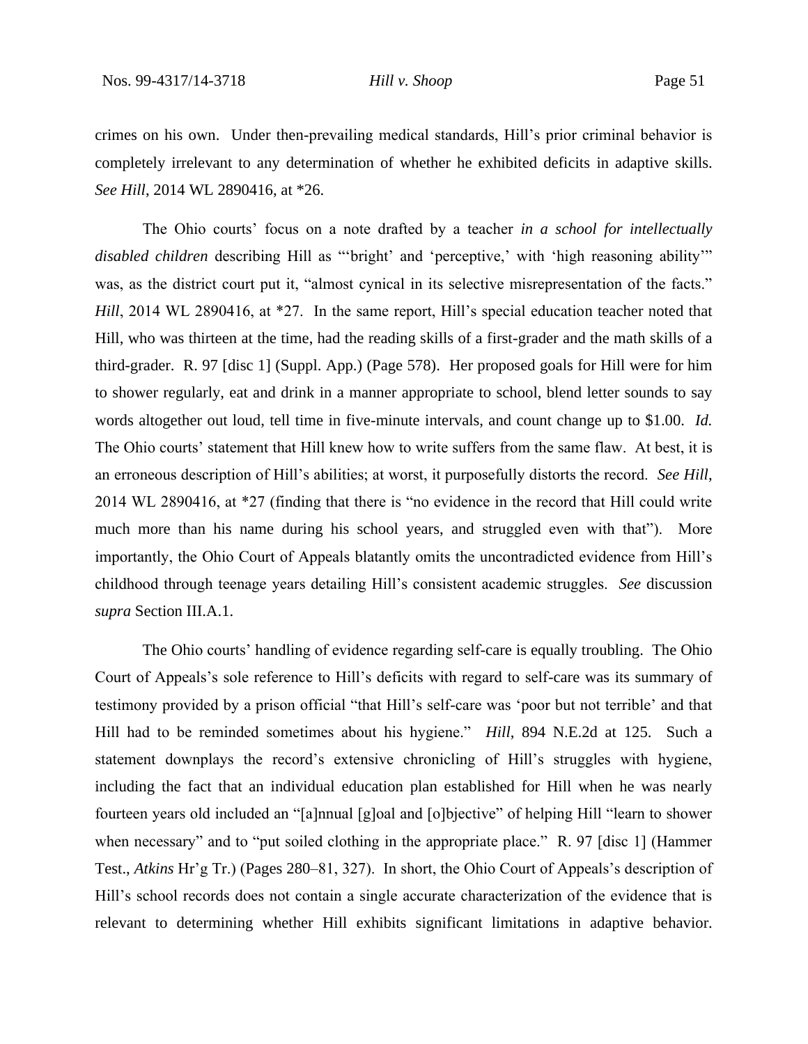crimes on his own. Under then-prevailing medical standards, Hill's prior criminal behavior is completely irrelevant to any determination of whether he exhibited deficits in adaptive skills. *See Hill*, 2014 WL 2890416, at *26.

The Ohio courts' focus on a note drafted by a teacher *in a school for intellectually disabled children* describing Hill as "'bright' and 'perceptive,' with 'high reasoning ability'" was, as the district court put it, "almost cynical in its selective misrepresentation of the facts." *Hill*, 2014 WL 2890416, at *27. In the same report, Hill's special education teacher noted that Hill, who was thirteen at the time, had the reading skills of a first-grader and the math skills of a third-grader. R. 97 [disc 1] (Suppl. App.) (Page 578). Her proposed goals for Hill were for him to shower regularly, eat and drink in a manner appropriate to school, blend letter sounds to say words altogether out loud, tell time in five-minute intervals, and count change up to $1.00. *Id.* The Ohio courts' statement that Hill knew how to write suffers from the same flaw. At best, it is an erroneous description of Hill's abilities; at worst, it purposefully distorts the record. *See Hill*, 2014 WL 2890416, at *27 (finding that there is "no evidence in the record that Hill could write much more than his name during his school years, and struggled even with that"). More importantly, the Ohio Court of Appeals blatantly omits the uncontradicted evidence from Hill's childhood through teenage years detailing Hill's consistent academic struggles. *See* discussion *supra* Section III.A.1.

The Ohio courts' handling of evidence regarding self-care is equally troubling. The Ohio Court of Appeals's sole reference to Hill's deficits with regard to self-care was its summary of testimony provided by a prison official "that Hill's self-care was 'poor but not terrible' and that Hill had to be reminded sometimes about his hygiene." *Hill*, 894 N.E.2d at 125. Such a statement downplays the record's extensive chronicling of Hill's struggles with hygiene, including the fact that an individual education plan established for Hill when he was nearly fourteen years old included an "[a]nnual [g]oal and [o]bjective" of helping Hill "learn to shower when necessary" and to "put soiled clothing in the appropriate place." R. 97 [disc 1] (Hammer Test., *Atkins* Hr'g Tr.) (Pages 280–81, 327). In short, the Ohio Court of Appeals's description of Hill's school records does not contain a single accurate characterization of the evidence that is relevant to determining whether Hill exhibits significant limitations in adaptive behavior.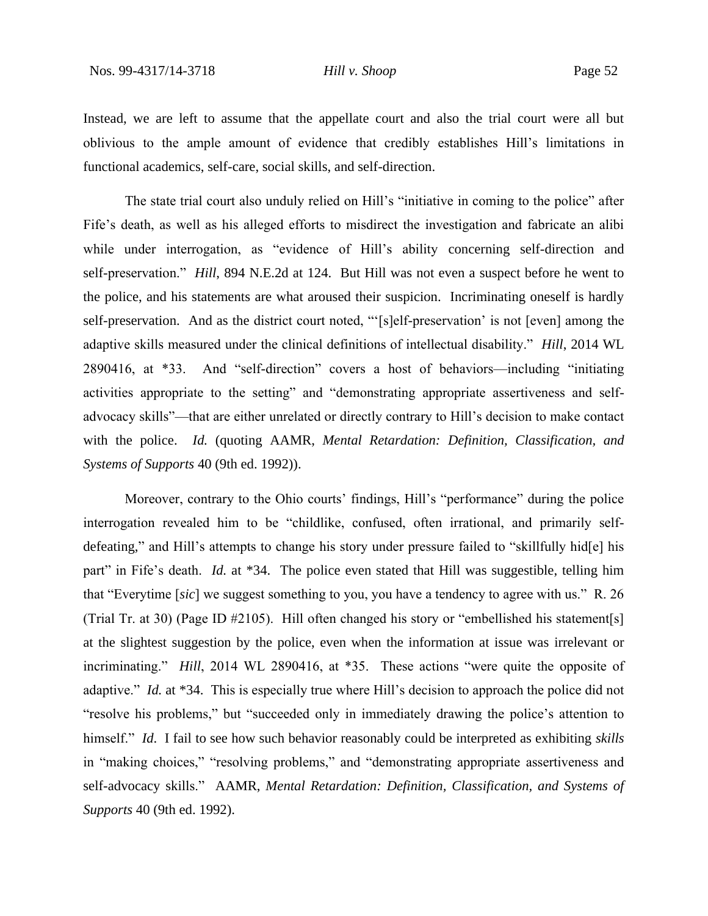Instead, we are left to assume that the appellate court and also the trial court were all but oblivious to the ample amount of evidence that credibly establishes Hill's limitations in functional academics, self-care, social skills, and self-direction.

The state trial court also unduly relied on Hill's "initiative in coming to the police" after Fife's death, as well as his alleged efforts to misdirect the investigation and fabricate an alibi while under interrogation, as "evidence of Hill's ability concerning self-direction and self-preservation." *Hill*, 894 N.E.2d at 124. But Hill was not even a suspect before he went to the police, and his statements are what aroused their suspicion. Incriminating oneself is hardly self-preservation. And as the district court noted, "'[s]elf-preservation' is not [even] among the adaptive skills measured under the clinical definitions of intellectual disability." *Hill*, 2014 WL 2890416, at *33. And "self-direction" covers a host of behaviors—including "initiating activities appropriate to the setting" and "demonstrating appropriate assertiveness and self-advocacy skills"—that are either unrelated or directly contrary to Hill's decision to make contact with the police. *Id.* (quoting AAMR, *Mental Retardation: Definition, Classification, and Systems of Supports* 40 (9th ed. 1992)).

Moreover, contrary to the Ohio courts' findings, Hill's "performance" during the police interrogation revealed him to be "childlike, confused, often irrational, and primarily self-defeating," and Hill's attempts to change his story under pressure failed to "skillfully hid[e] his part" in Fife's death. *Id.* at *34. The police even stated that Hill was suggestible, telling him that "Everytime [*sic*] we suggest something to you, you have a tendency to agree with us." R. 26 (Trial Tr. at 30) (Page ID #2105). Hill often changed his story or "embellished his statement[s] at the slightest suggestion by the police, even when the information at issue was irrelevant or incriminating." *Hill*, 2014 WL 2890416, at *35. These actions "were quite the opposite of adaptive." *Id.* at *34. This is especially true where Hill's decision to approach the police did not "resolve his problems," but "succeeded only in immediately drawing the police's attention to himself." *Id*. I fail to see how such behavior reasonably could be interpreted as exhibiting *skills* in "making choices," "resolving problems," and "demonstrating appropriate assertiveness and self-advocacy skills." AAMR, *Mental Retardation: Definition, Classification, and Systems of Supports* 40 (9th ed. 1992).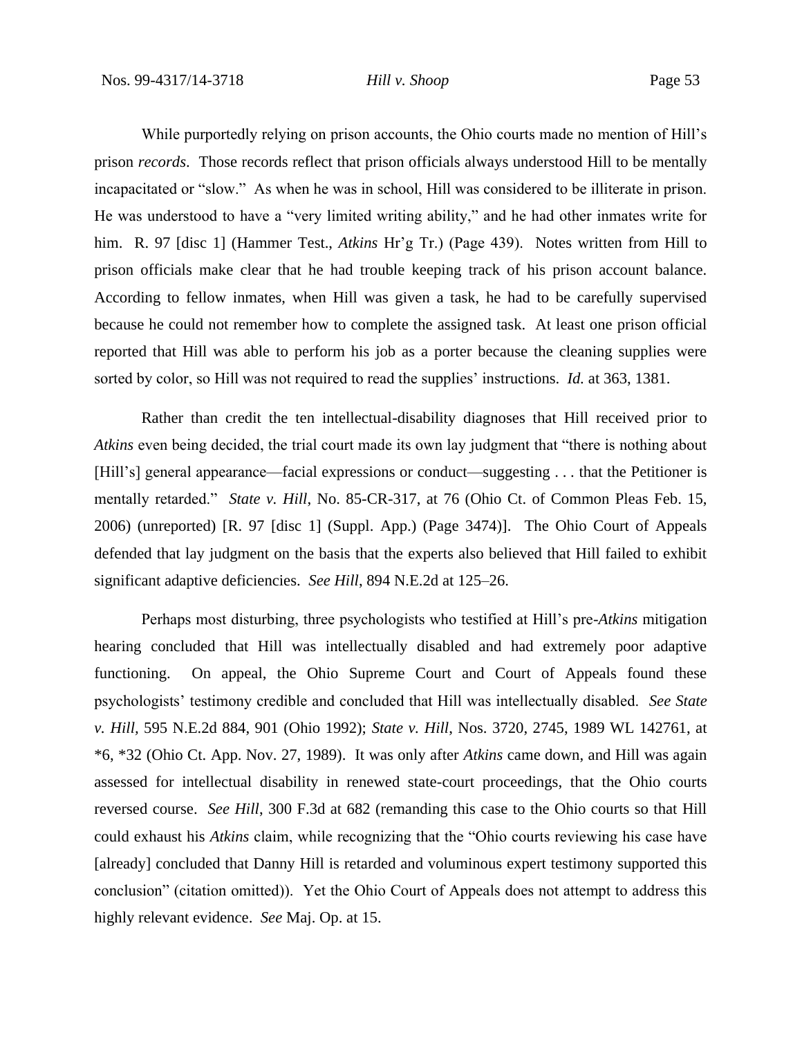While purportedly relying on prison accounts, the Ohio courts made no mention of Hill's prison *records*. Those records reflect that prison officials always understood Hill to be mentally incapacitated or "slow." As when he was in school, Hill was considered to be illiterate in prison. He was understood to have a "very limited writing ability," and he had other inmates write for him. R. 97 [disc 1] (Hammer Test., *Atkins* Hr'g Tr.) (Page 439). Notes written from Hill to prison officials make clear that he had trouble keeping track of his prison account balance. According to fellow inmates, when Hill was given a task, he had to be carefully supervised because he could not remember how to complete the assigned task. At least one prison official reported that Hill was able to perform his job as a porter because the cleaning supplies were sorted by color, so Hill was not required to read the supplies' instructions. *Id.* at 363, 1381.

Rather than credit the ten intellectual-disability diagnoses that Hill received prior to *Atkins* even being decided, the trial court made its own lay judgment that "there is nothing about [Hill's] general appearance—facial expressions or conduct—suggesting . . . that the Petitioner is mentally retarded." *State v. Hill*, No. 85-CR-317, at 76 (Ohio Ct. of Common Pleas Feb. 15, 2006) (unreported) [R. 97 [disc 1] (Suppl. App.) (Page 3474)]. The Ohio Court of Appeals defended that lay judgment on the basis that the experts also believed that Hill failed to exhibit significant adaptive deficiencies. *See Hill*, 894 N.E.2d at 125–26.

Perhaps most disturbing, three psychologists who testified at Hill's pre-*Atkins* mitigation hearing concluded that Hill was intellectually disabled and had extremely poor adaptive functioning. On appeal, the Ohio Supreme Court and Court of Appeals found these psychologists' testimony credible and concluded that Hill was intellectually disabled. *See State v. Hill*, 595 N.E.2d 884, 901 (Ohio 1992); *State v. Hill*, Nos. 3720, 2745, 1989 WL 142761, at \*6, \*32 (Ohio Ct. App. Nov. 27, 1989). It was only after *Atkins* came down, and Hill was again assessed for intellectual disability in renewed state-court proceedings, that the Ohio courts reversed course. *See Hill*, 300 F.3d at 682 (remanding this case to the Ohio courts so that Hill could exhaust his *Atkins* claim, while recognizing that the "Ohio courts reviewing his case have [already] concluded that Danny Hill is retarded and voluminous expert testimony supported this conclusion" (citation omitted)). Yet the Ohio Court of Appeals does not attempt to address this highly relevant evidence. *See* Maj. Op. at 15.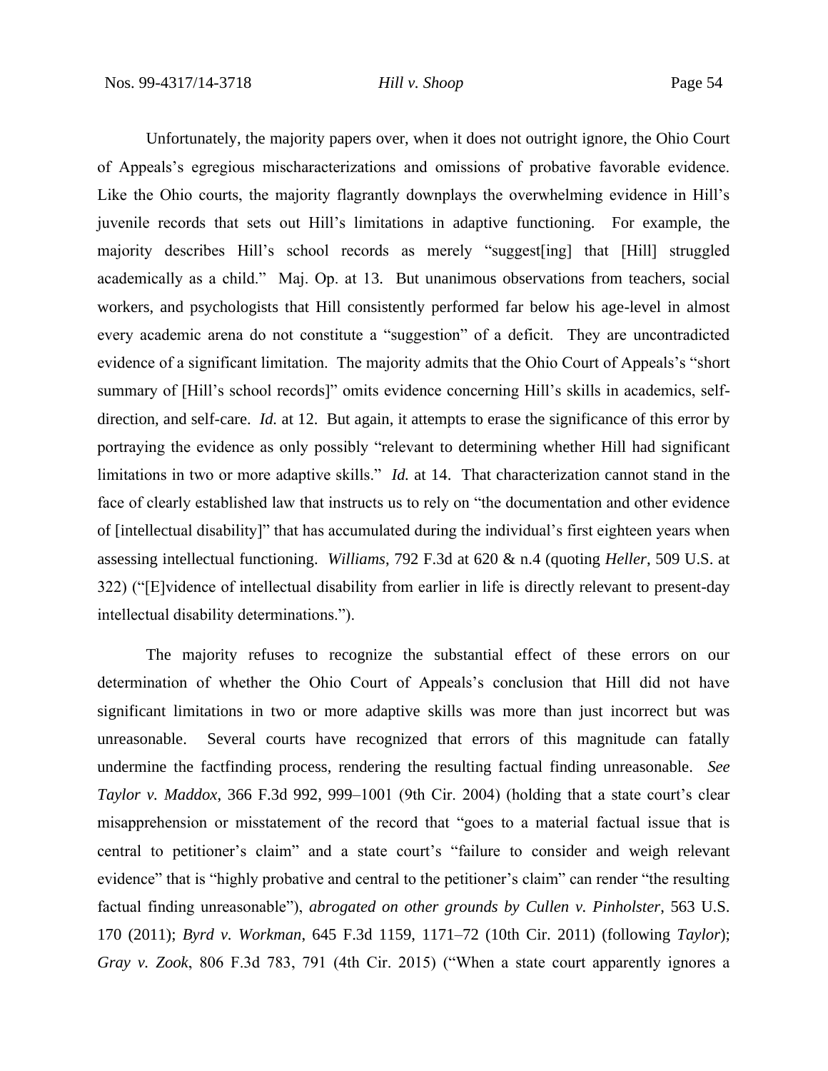Unfortunately, the majority papers over, when it does not outright ignore, the Ohio Court of Appeals's egregious mischaracterizations and omissions of probative favorable evidence. Like the Ohio courts, the majority flagrantly downplays the overwhelming evidence in Hill's juvenile records that sets out Hill's limitations in adaptive functioning. For example, the majority describes Hill's school records as merely "suggest[ing] that [Hill] struggled academically as a child." Maj. Op. at 13. But unanimous observations from teachers, social workers, and psychologists that Hill consistently performed far below his age-level in almost every academic arena do not constitute a "suggestion" of a deficit. They are uncontradicted evidence of a significant limitation. The majority admits that the Ohio Court of Appeals's "short summary of [Hill's school records]" omits evidence concerning Hill's skills in academics, self-direction, and self-care. *Id.* at 12. But again, it attempts to erase the significance of this error by portraying the evidence as only possibly "relevant to determining whether Hill had significant limitations in two or more adaptive skills." *Id.* at 14. That characterization cannot stand in the face of clearly established law that instructs us to rely on "the documentation and other evidence of [intellectual disability]" that has accumulated during the individual's first eighteen years when assessing intellectual functioning. *Williams*, 792 F.3d at 620 & n.4 (quoting *Heller*, 509 U.S. at 322) ("[E]vidence of intellectual disability from earlier in life is directly relevant to present-day intellectual disability determinations.").

The majority refuses to recognize the substantial effect of these errors on our determination of whether the Ohio Court of Appeals's conclusion that Hill did not have significant limitations in two or more adaptive skills was more than just incorrect but was unreasonable. Several courts have recognized that errors of this magnitude can fatally undermine the factfinding process, rendering the resulting factual finding unreasonable. *See Taylor v. Maddox*, 366 F.3d 992, 999–1001 (9th Cir. 2004) (holding that a state court's clear misapprehension or misstatement of the record that "goes to a material factual issue that is central to petitioner's claim" and a state court's "failure to consider and weigh relevant evidence" that is "highly probative and central to the petitioner's claim" can render "the resulting factual finding unreasonable"), *abrogated on other grounds by Cullen v. Pinholster*, 563 U.S. 170 (2011); *Byrd v. Workman*, 645 F.3d 1159, 1171–72 (10th Cir. 2011) (following *Taylor*); *Gray v. Zook*, 806 F.3d 783, 791 (4th Cir. 2015) ("When a state court apparently ignores a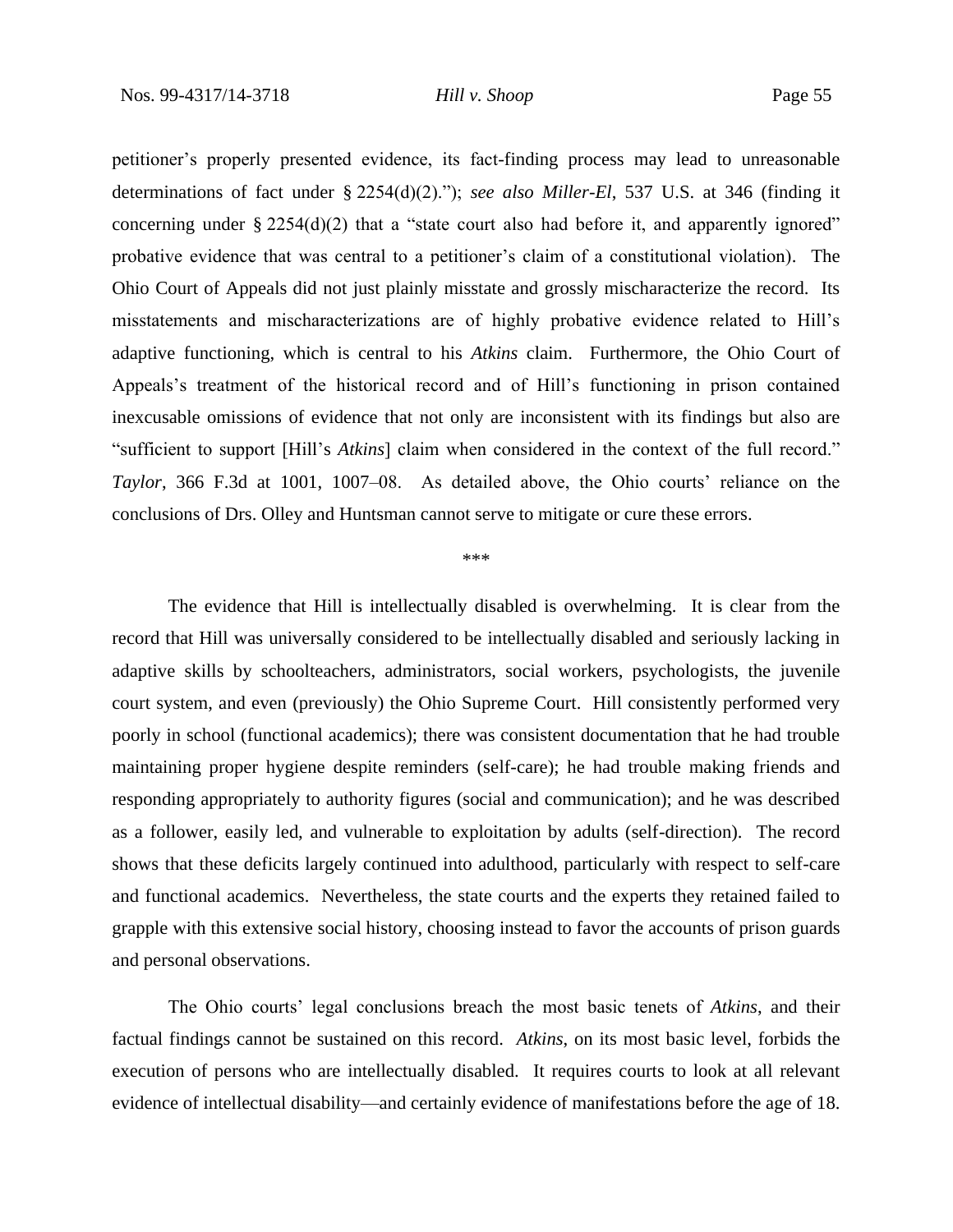petitioner's properly presented evidence, its fact-finding process may lead to unreasonable determinations of fact under § 2254(d)(2)."); *see also Miller-El*, 537 U.S. at 346 (finding it concerning under § 2254(d)(2) that a "state court also had before it, and apparently ignored" probative evidence that was central to a petitioner's claim of a constitutional violation). The Ohio Court of Appeals did not just plainly misstate and grossly mischaracterize the record. Its misstatements and mischaracterizations are of highly probative evidence related to Hill's adaptive functioning, which is central to his *Atkins* claim. Furthermore, the Ohio Court of Appeals's treatment of the historical record and of Hill's functioning in prison contained inexcusable omissions of evidence that not only are inconsistent with its findings but also are "sufficient to support [Hill's *Atkins*] claim when considered in the context of the full record." *Taylor*, 366 F.3d at 1001, 1007–08. As detailed above, the Ohio courts' reliance on the conclusions of Drs. Olley and Huntsman cannot serve to mitigate or cure these errors.

\*\*\*

The evidence that Hill is intellectually disabled is overwhelming. It is clear from the record that Hill was universally considered to be intellectually disabled and seriously lacking in adaptive skills by schoolteachers, administrators, social workers, psychologists, the juvenile court system, and even (previously) the Ohio Supreme Court. Hill consistently performed very poorly in school (functional academics); there was consistent documentation that he had trouble maintaining proper hygiene despite reminders (self-care); he had trouble making friends and responding appropriately to authority figures (social and communication); and he was described as a follower, easily led, and vulnerable to exploitation by adults (self-direction). The record shows that these deficits largely continued into adulthood, particularly with respect to self-care and functional academics. Nevertheless, the state courts and the experts they retained failed to grapple with this extensive social history, choosing instead to favor the accounts of prison guards and personal observations.

The Ohio courts' legal conclusions breach the most basic tenets of *Atkins*, and their factual findings cannot be sustained on this record. *Atkins*, on its most basic level, forbids the execution of persons who are intellectually disabled. It requires courts to look at all relevant evidence of intellectual disability—and certainly evidence of manifestations before the age of 18.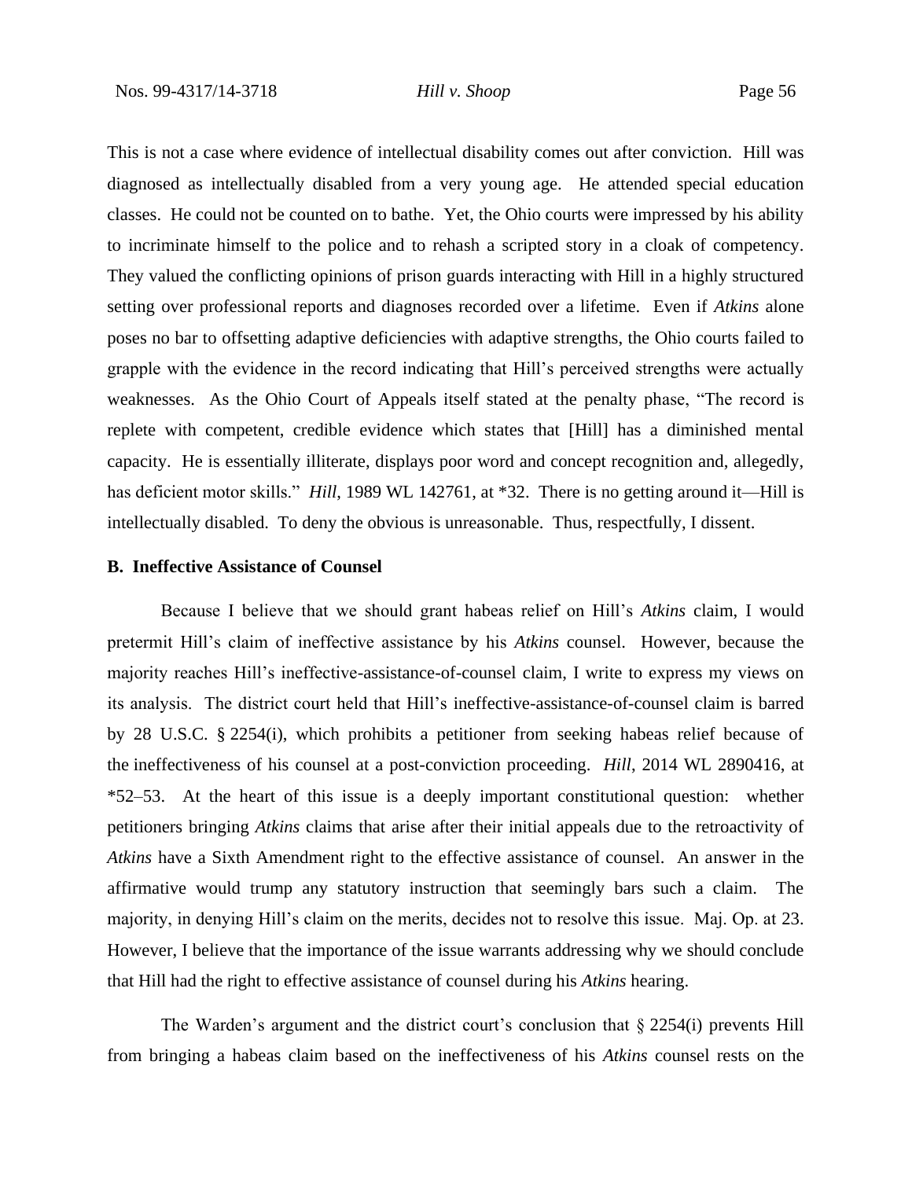This is not a case where evidence of intellectual disability comes out after conviction. Hill was diagnosed as intellectually disabled from a very young age. He attended special education classes. He could not be counted on to bathe. Yet, the Ohio courts were impressed by his ability to incriminate himself to the police and to rehash a scripted story in a cloak of competency. They valued the conflicting opinions of prison guards interacting with Hill in a highly structured setting over professional reports and diagnoses recorded over a lifetime. Even if *Atkins* alone poses no bar to offsetting adaptive deficiencies with adaptive strengths, the Ohio courts failed to grapple with the evidence in the record indicating that Hill's perceived strengths were actually weaknesses. As the Ohio Court of Appeals itself stated at the penalty phase, "The record is replete with competent, credible evidence which states that [Hill] has a diminished mental capacity. He is essentially illiterate, displays poor word and concept recognition and, allegedly, has deficient motor skills." *Hill*, 1989 WL 142761, at *32. There is no getting around it—Hill is intellectually disabled. To deny the obvious is unreasonable. Thus, respectfully, I dissent.

**B. Ineffective Assistance of Counsel**

Because I believe that we should grant habeas relief on Hill's *Atkins* claim, I would pretermit Hill's claim of ineffective assistance by his *Atkins* counsel. However, because the majority reaches Hill's ineffective-assistance-of-counsel claim, I write to express my views on its analysis. The district court held that Hill's ineffective-assistance-of-counsel claim is barred by 28 U.S.C. § 2254(i), which prohibits a petitioner from seeking habeas relief because of the ineffectiveness of his counsel at a post-conviction proceeding. *Hill*, 2014 WL 2890416, at *52–53. At the heart of this issue is a deeply important constitutional question: whether petitioners bringing *Atkins* claims that arise after their initial appeals due to the retroactivity of *Atkins* have a Sixth Amendment right to the effective assistance of counsel. An answer in the affirmative would trump any statutory instruction that seemingly bars such a claim. The majority, in denying Hill's claim on the merits, decides not to resolve this issue. Maj. Op. at 23. However, I believe that the importance of the issue warrants addressing why we should conclude that Hill had the right to effective assistance of counsel during his *Atkins* hearing.

The Warden's argument and the district court's conclusion that § 2254(i) prevents Hill from bringing a habeas claim based on the ineffectiveness of his *Atkins* counsel rests on the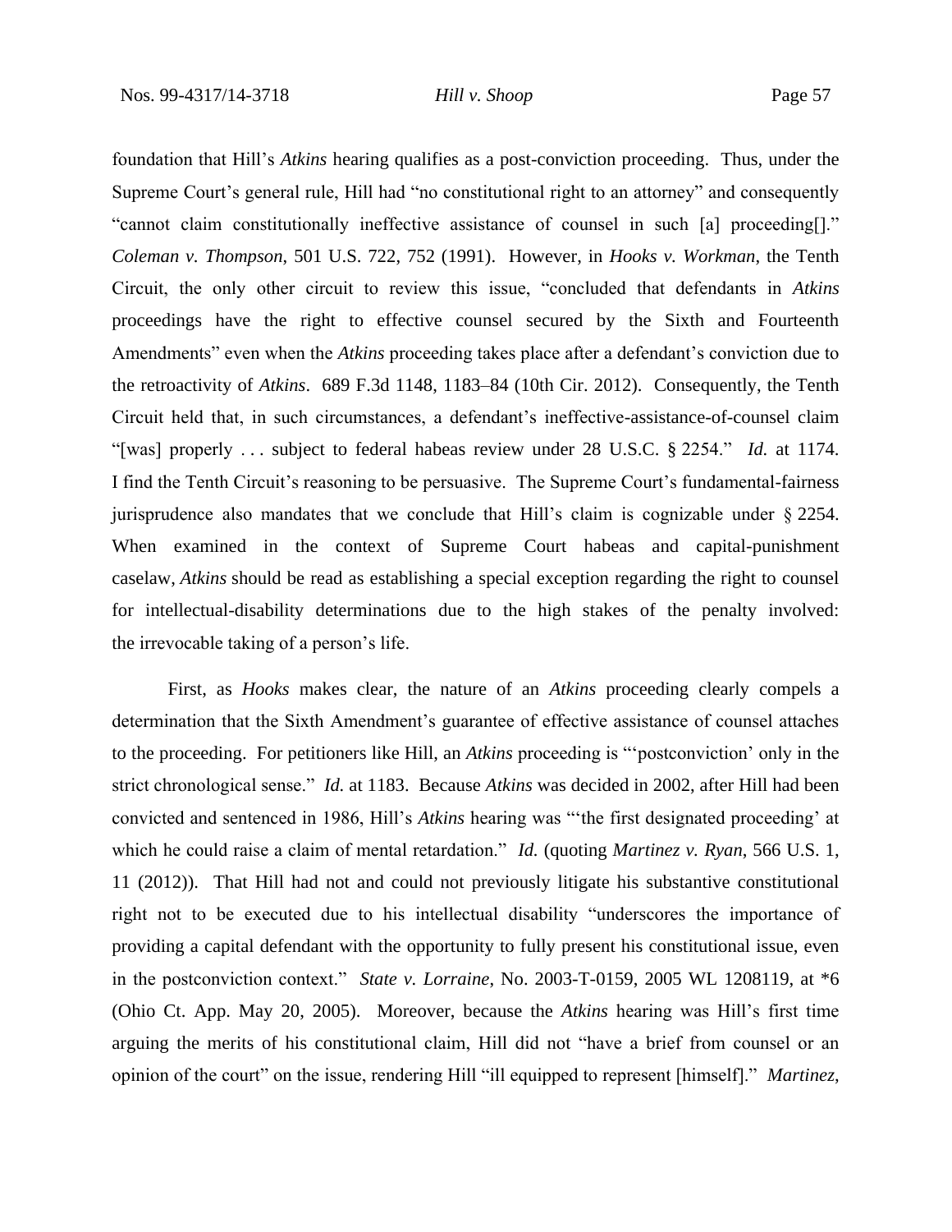foundation that Hill's *Atkins* hearing qualifies as a post-conviction proceeding. Thus, under the Supreme Court's general rule, Hill had "no constitutional right to an attorney" and consequently "cannot claim constitutionally ineffective assistance of counsel in such [a] proceeding[]." *Coleman v. Thompson*, 501 U.S. 722, 752 (1991). However, in *Hooks v. Workman*, the Tenth Circuit, the only other circuit to review this issue, "concluded that defendants in *Atkins* proceedings have the right to effective counsel secured by the Sixth and Fourteenth Amendments" even when the *Atkins* proceeding takes place after a defendant's conviction due to the retroactivity of *Atkins*. 689 F.3d 1148, 1183–84 (10th Cir. 2012). Consequently, the Tenth Circuit held that, in such circumstances, a defendant's ineffective-assistance-of-counsel claim "[was] properly . . . subject to federal habeas review under 28 U.S.C. § 2254." *Id.* at 1174. I find the Tenth Circuit's reasoning to be persuasive. The Supreme Court's fundamental-fairness jurisprudence also mandates that we conclude that Hill's claim is cognizable under § 2254. When examined in the context of Supreme Court habeas and capital-punishment caselaw, *Atkins* should be read as establishing a special exception regarding the right to counsel for intellectual-disability determinations due to the high stakes of the penalty involved: the irrevocable taking of a person's life.

First, as *Hooks* makes clear, the nature of an *Atkins* proceeding clearly compels a determination that the Sixth Amendment's guarantee of effective assistance of counsel attaches to the proceeding. For petitioners like Hill, an *Atkins* proceeding is "'postconviction' only in the strict chronological sense." *Id.* at 1183. Because *Atkins* was decided in 2002, after Hill had been convicted and sentenced in 1986, Hill's *Atkins* hearing was "'the first designated proceeding' at which he could raise a claim of mental retardation." *Id.* (quoting *Martinez v. Ryan*, 566 U.S. 1, 11 (2012)). That Hill had not and could not previously litigate his substantive constitutional right not to be executed due to his intellectual disability "underscores the importance of providing a capital defendant with the opportunity to fully present his constitutional issue, even in the postconviction context." *State v. Lorraine*, No. 2003-T-0159, 2005 WL 1208119, at *6 (Ohio Ct. App. May 20, 2005). Moreover, because the *Atkins* hearing was Hill's first time arguing the merits of his constitutional claim, Hill did not "have a brief from counsel or an opinion of the court" on the issue, rendering Hill "ill equipped to represent [himself]." *Martinez*,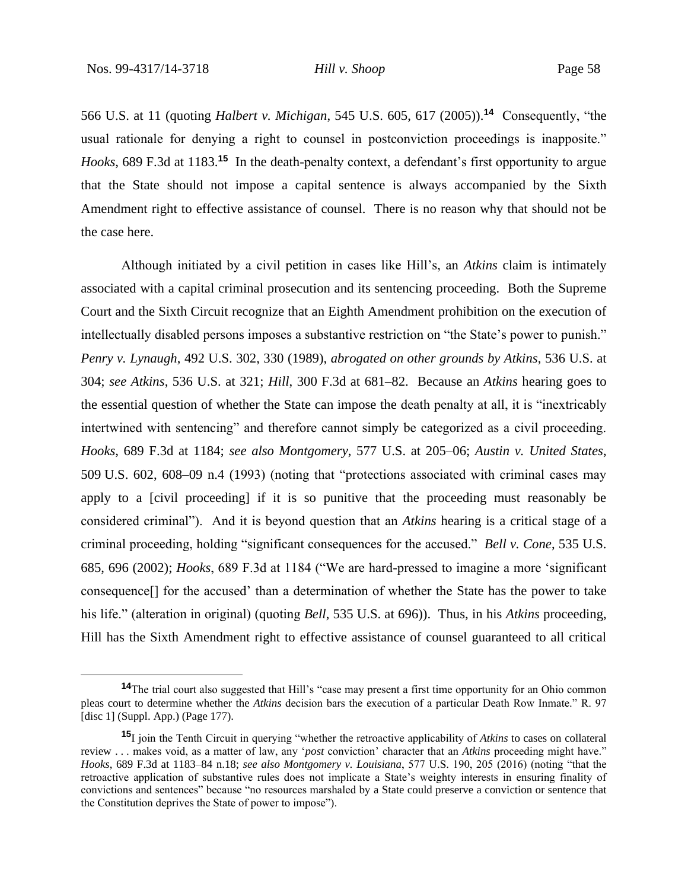566 U.S. at 11 (quoting *Halbert v. Michigan*, 545 U.S. 605, 617 (2005)).[14] Consequently, "the usual rationale for denying a right to counsel in postconviction proceedings is inapposite." *Hooks*, 689 F.3d at 1183.[15] In the death-penalty context, a defendant's first opportunity to argue that the State should not impose a capital sentence is always accompanied by the Sixth Amendment right to effective assistance of counsel. There is no reason why that should not be the case here.

Although initiated by a civil petition in cases like Hill's, an *Atkins* claim is intimately associated with a capital criminal prosecution and its sentencing proceeding. Both the Supreme Court and the Sixth Circuit recognize that an Eighth Amendment prohibition on the execution of intellectually disabled persons imposes a substantive restriction on "the State's power to punish." *Penry v. Lynaugh*, 492 U.S. 302, 330 (1989), *abrogated on other grounds by Atkins*, 536 U.S. at 304; *see Atkins*, 536 U.S. at 321; *Hill*, 300 F.3d at 681–82. Because an *Atkins* hearing goes to the essential question of whether the State can impose the death penalty at all, it is "inextricably intertwined with sentencing" and therefore cannot simply be categorized as a civil proceeding. *Hooks*, 689 F.3d at 1184; *see also Montgomery*, 577 U.S. at 205–06; *Austin v. United States*, 509 U.S. 602, 608–09 n.4 (1993) (noting that "protections associated with criminal cases may apply to a [civil proceeding] if it is so punitive that the proceeding must reasonably be considered criminal"). And it is beyond question that an *Atkins* hearing is a critical stage of a criminal proceeding, holding "significant consequences for the accused." *Bell v. Cone*, 535 U.S. 685, 696 (2002); *Hooks*, 689 F.3d at 1184 ("We are hard-pressed to imagine a more 'significant consequence[] for the accused' than a determination of whether the State has the power to take his life." (alteration in original) (quoting *Bell*, 535 U.S. at 696)). Thus, in his *Atkins* proceeding, Hill has the Sixth Amendment right to effective assistance of counsel guaranteed to all critical

---

[14] The trial court also suggested that Hill's "case may present a first time opportunity for an Ohio common pleas court to determine whether the *Atkins* decision bars the execution of a particular Death Row Inmate." R. 97 [disc 1] (Suppl. App.) (Page 177).

[15] I join the Tenth Circuit in querying "whether the retroactive applicability of *Atkins* to cases on collateral review . . . makes void, as a matter of law, any '*post* conviction' character that an *Atkins* proceeding might have." *Hooks*, 689 F.3d at 1183–84 n.18; *see also Montgomery v. Louisiana*, 577 U.S. 190, 205 (2016) (noting "that the retroactive application of substantive rules does not implicate a State's weighty interests in ensuring finality of convictions and sentences" because "no resources marshaled by a State could preserve a conviction or sentence that the Constitution deprives the State of power to impose").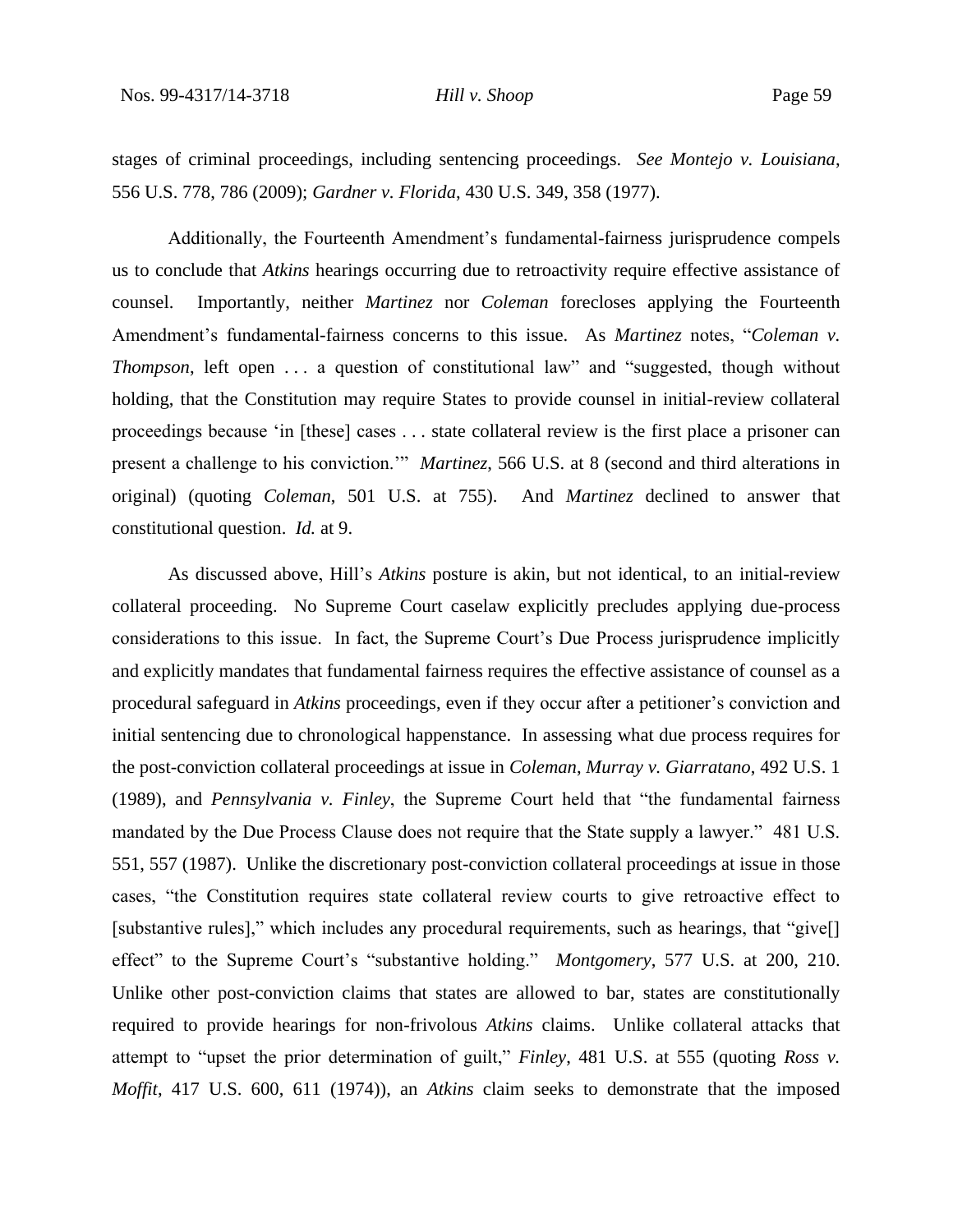stages of criminal proceedings, including sentencing proceedings. *See Montejo v. Louisiana*, 556 U.S. 778, 786 (2009); *Gardner v. Florida*, 430 U.S. 349, 358 (1977).

Additionally, the Fourteenth Amendment's fundamental-fairness jurisprudence compels us to conclude that *Atkins* hearings occurring due to retroactivity require effective assistance of counsel. Importantly, neither *Martinez* nor *Coleman* forecloses applying the Fourteenth Amendment's fundamental-fairness concerns to this issue. As *Martinez* notes, "*Coleman v. Thompson*, left open . . . a question of constitutional law" and "suggested, though without holding, that the Constitution may require States to provide counsel in initial-review collateral proceedings because 'in [these] cases . . . state collateral review is the first place a prisoner can present a challenge to his conviction.'" *Martinez*, 566 U.S. at 8 (second and third alterations in original) (quoting *Coleman*, 501 U.S. at 755). And *Martinez* declined to answer that constitutional question. *Id.* at 9.

As discussed above, Hill's *Atkins* posture is akin, but not identical, to an initial-review collateral proceeding. No Supreme Court caselaw explicitly precludes applying due-process considerations to this issue. In fact, the Supreme Court's Due Process jurisprudence implicitly and explicitly mandates that fundamental fairness requires the effective assistance of counsel as a procedural safeguard in *Atkins* proceedings, even if they occur after a petitioner's conviction and initial sentencing due to chronological happenstance. In assessing what due process requires for the post-conviction collateral proceedings at issue in *Coleman*, *Murray v. Giarratano*, 492 U.S. 1 (1989), and *Pennsylvania v. Finley*, the Supreme Court held that "the fundamental fairness mandated by the Due Process Clause does not require that the State supply a lawyer." 481 U.S. 551, 557 (1987). Unlike the discretionary post-conviction collateral proceedings at issue in those cases, "the Constitution requires state collateral review courts to give retroactive effect to [substantive rules]," which includes any procedural requirements, such as hearings, that "give[] effect" to the Supreme Court's "substantive holding." *Montgomery*, 577 U.S. at 200, 210. Unlike other post-conviction claims that states are allowed to bar, states are constitutionally required to provide hearings for non-frivolous *Atkins* claims. Unlike collateral attacks that attempt to "upset the prior determination of guilt," *Finley*, 481 U.S. at 555 (quoting *Ross v. Moffit*, 417 U.S. 600, 611 (1974)), an *Atkins* claim seeks to demonstrate that the imposed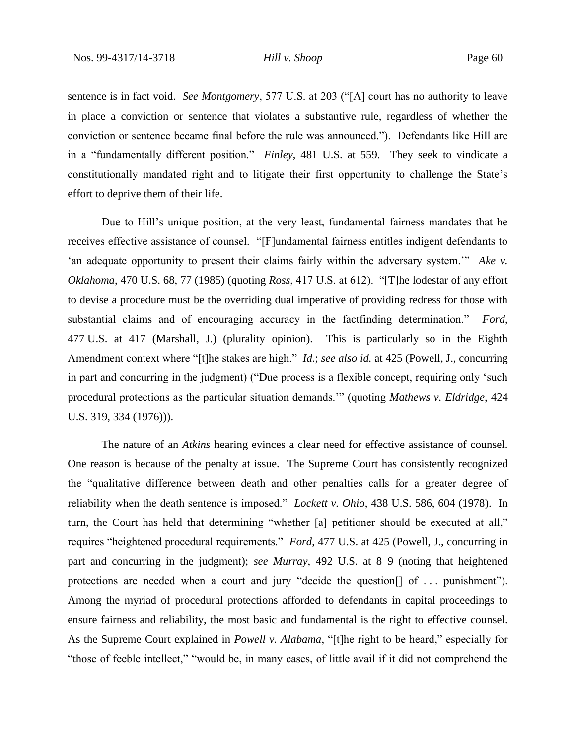sentence is in fact void. *See Montgomery*, 577 U.S. at 203 ("[A] court has no authority to leave in place a conviction or sentence that violates a substantive rule, regardless of whether the conviction or sentence became final before the rule was announced."). Defendants like Hill are in a "fundamentally different position." *Finley*, 481 U.S. at 559. They seek to vindicate a constitutionally mandated right and to litigate their first opportunity to challenge the State's effort to deprive them of their life.

Due to Hill's unique position, at the very least, fundamental fairness mandates that he receives effective assistance of counsel. "[F]undamental fairness entitles indigent defendants to 'an adequate opportunity to present their claims fairly within the adversary system.'" *Ake v. Oklahoma*, 470 U.S. 68, 77 (1985) (quoting *Ross*, 417 U.S. at 612). "[T]he lodestar of any effort to devise a procedure must be the overriding dual imperative of providing redress for those with substantial claims and of encouraging accuracy in the factfinding determination." *Ford*, 477 U.S. at 417 (Marshall, J.) (plurality opinion). This is particularly so in the Eighth Amendment context where "[t]he stakes are high." *Id.*; *see also id.* at 425 (Powell, J., concurring in part and concurring in the judgment) ("Due process is a flexible concept, requiring only 'such procedural protections as the particular situation demands.'" (quoting *Mathews v. Eldridge*, 424 U.S. 319, 334 (1976))).

The nature of an *Atkins* hearing evinces a clear need for effective assistance of counsel. One reason is because of the penalty at issue. The Supreme Court has consistently recognized the "qualitative difference between death and other penalties calls for a greater degree of reliability when the death sentence is imposed." *Lockett v. Ohio*, 438 U.S. 586, 604 (1978). In turn, the Court has held that determining "whether [a] petitioner should be executed at all," requires "heightened procedural requirements." *Ford*, 477 U.S. at 425 (Powell, J., concurring in part and concurring in the judgment); *see Murray*, 492 U.S. at 8–9 (noting that heightened protections are needed when a court and jury "decide the question[] of . . . punishment"). Among the myriad of procedural protections afforded to defendants in capital proceedings to ensure fairness and reliability, the most basic and fundamental is the right to effective counsel. As the Supreme Court explained in *Powell v. Alabama*, "[t]he right to be heard," especially for "those of feeble intellect," "would be, in many cases, of little avail if it did not comprehend the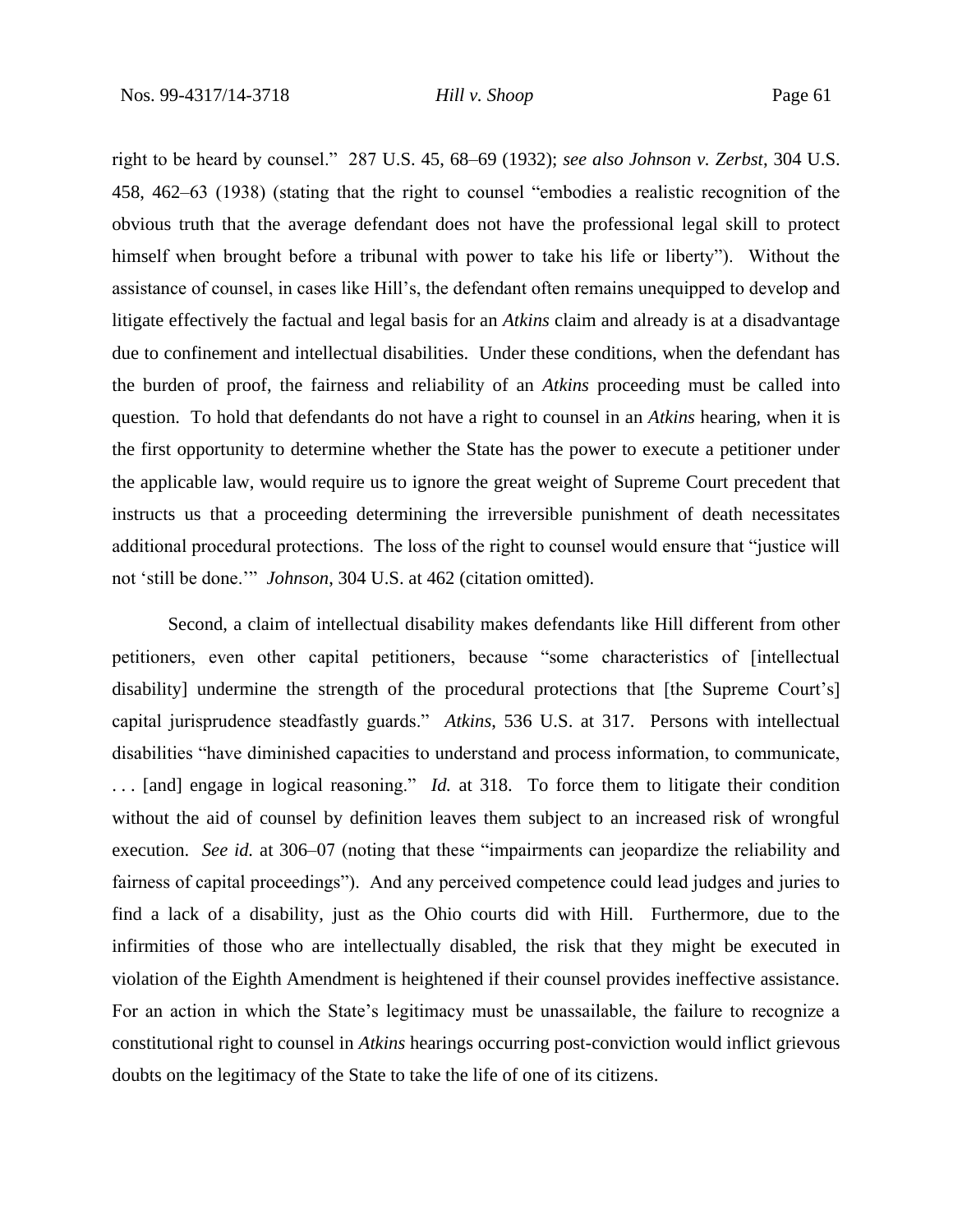right to be heard by counsel." 287 U.S. 45, 68–69 (1932); *see also Johnson v. Zerbst*, 304 U.S. 458, 462–63 (1938) (stating that the right to counsel "embodies a realistic recognition of the obvious truth that the average defendant does not have the professional legal skill to protect himself when brought before a tribunal with power to take his life or liberty"). Without the assistance of counsel, in cases like Hill's, the defendant often remains unequipped to develop and litigate effectively the factual and legal basis for an *Atkins* claim and already is at a disadvantage due to confinement and intellectual disabilities. Under these conditions, when the defendant has the burden of proof, the fairness and reliability of an *Atkins* proceeding must be called into question. To hold that defendants do not have a right to counsel in an *Atkins* hearing, when it is the first opportunity to determine whether the State has the power to execute a petitioner under the applicable law, would require us to ignore the great weight of Supreme Court precedent that instructs us that a proceeding determining the irreversible punishment of death necessitates additional procedural protections. The loss of the right to counsel would ensure that "justice will not 'still be done.'" *Johnson*, 304 U.S. at 462 (citation omitted).

Second, a claim of intellectual disability makes defendants like Hill different from other petitioners, even other capital petitioners, because "some characteristics of [intellectual disability] undermine the strength of the procedural protections that [the Supreme Court's] capital jurisprudence steadfastly guards." *Atkins*, 536 U.S. at 317. Persons with intellectual disabilities "have diminished capacities to understand and process information, to communicate, . . . [and] engage in logical reasoning." *Id.* at 318. To force them to litigate their condition without the aid of counsel by definition leaves them subject to an increased risk of wrongful execution. *See id.* at 306–07 (noting that these "impairments can jeopardize the reliability and fairness of capital proceedings"). And any perceived competence could lead judges and juries to find a lack of a disability, just as the Ohio courts did with Hill. Furthermore, due to the infirmities of those who are intellectually disabled, the risk that they might be executed in violation of the Eighth Amendment is heightened if their counsel provides ineffective assistance. For an action in which the State's legitimacy must be unassailable, the failure to recognize a constitutional right to counsel in *Atkins* hearings occurring post-conviction would inflict grievous doubts on the legitimacy of the State to take the life of one of its citizens.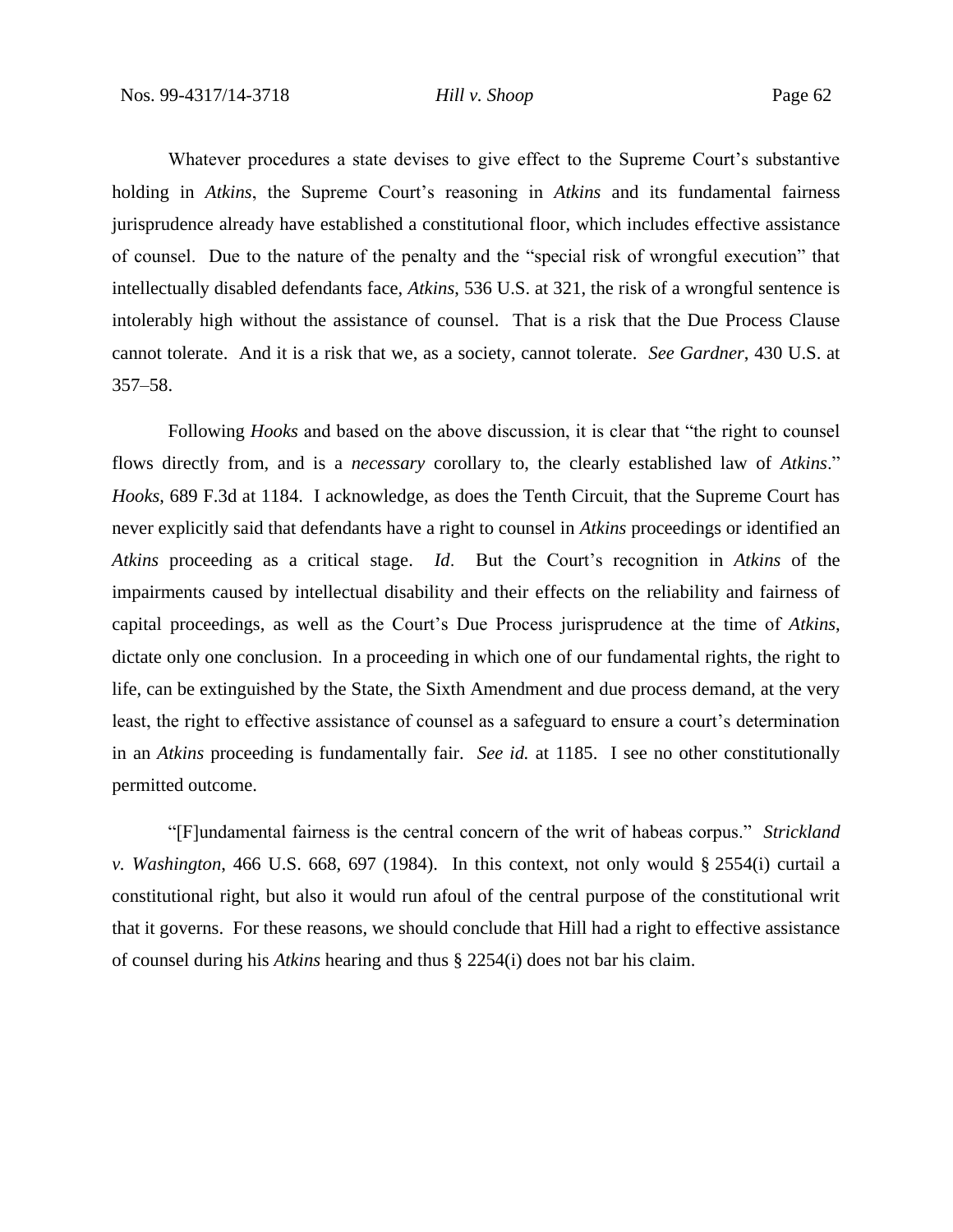Whatever procedures a state devises to give effect to the Supreme Court's substantive holding in *Atkins*, the Supreme Court's reasoning in *Atkins* and its fundamental fairness jurisprudence already have established a constitutional floor, which includes effective assistance of counsel. Due to the nature of the penalty and the "special risk of wrongful execution" that intellectually disabled defendants face, *Atkins*, 536 U.S. at 321, the risk of a wrongful sentence is intolerably high without the assistance of counsel. That is a risk that the Due Process Clause cannot tolerate. And it is a risk that we, as a society, cannot tolerate. *See Gardner*, 430 U.S. at 357–58.

Following *Hooks* and based on the above discussion, it is clear that "the right to counsel flows directly from, and is a *necessary* corollary to, the clearly established law of *Atkins*." *Hooks*, 689 F.3d at 1184. I acknowledge, as does the Tenth Circuit, that the Supreme Court has never explicitly said that defendants have a right to counsel in *Atkins* proceedings or identified an *Atkins* proceeding as a critical stage. *Id*. But the Court's recognition in *Atkins* of the impairments caused by intellectual disability and their effects on the reliability and fairness of capital proceedings, as well as the Court's Due Process jurisprudence at the time of *Atkins*, dictate only one conclusion. In a proceeding in which one of our fundamental rights, the right to life, can be extinguished by the State, the Sixth Amendment and due process demand, at the very least, the right to effective assistance of counsel as a safeguard to ensure a court's determination in an *Atkins* proceeding is fundamentally fair. *See id.* at 1185. I see no other constitutionally permitted outcome.

"[F]undamental fairness is the central concern of the writ of habeas corpus." *Strickland v. Washington*, 466 U.S. 668, 697 (1984). In this context, not only would § 2554(i) curtail a constitutional right, but also it would run afoul of the central purpose of the constitutional writ that it governs. For these reasons, we should conclude that Hill had a right to effective assistance of counsel during his *Atkins* hearing and thus § 2254(i) does not bar his claim.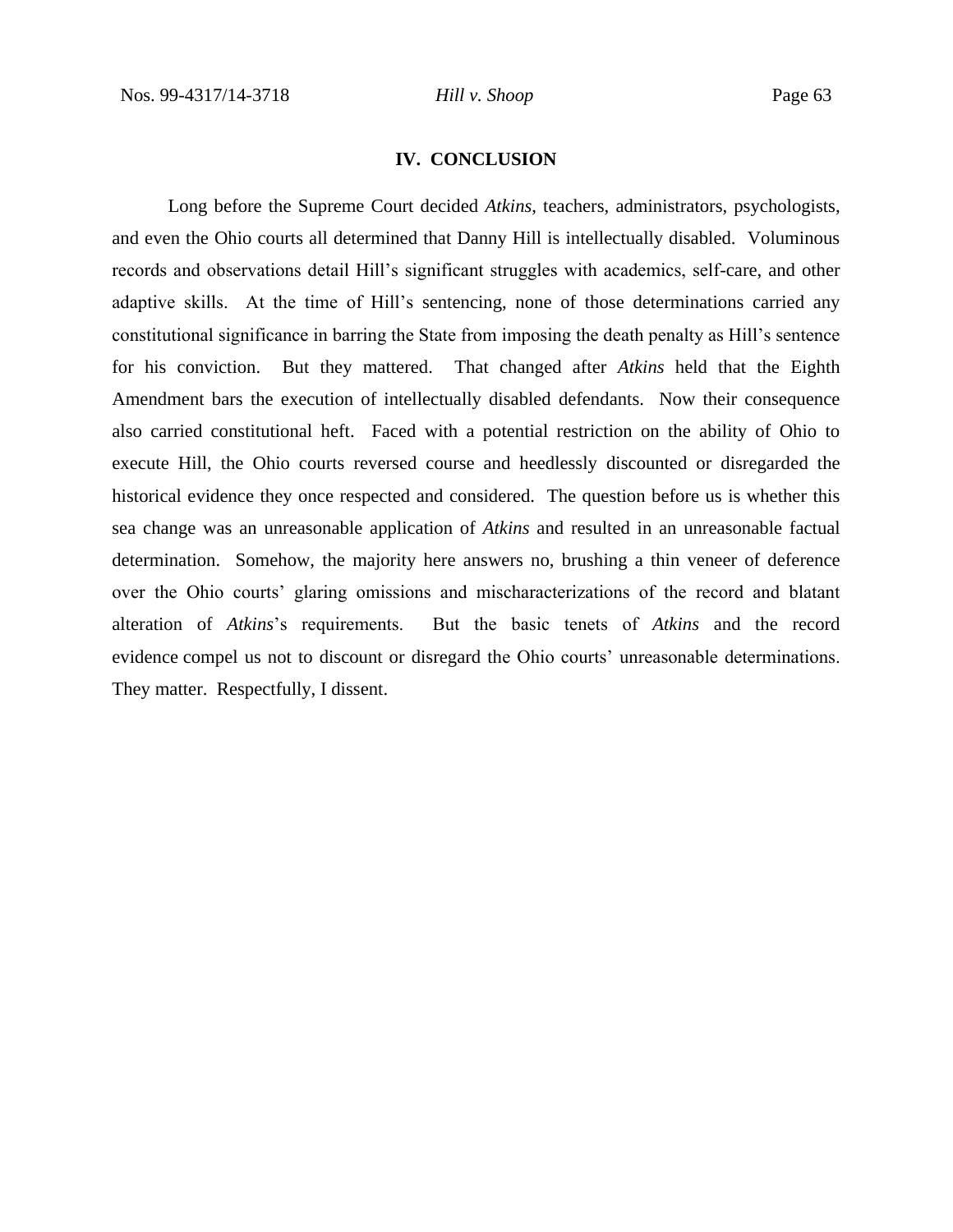## IV. CONCLUSION

Long before the Supreme Court decided *Atkins*, teachers, administrators, psychologists, and even the Ohio courts all determined that Danny Hill is intellectually disabled. Voluminous records and observations detail Hill's significant struggles with academics, self-care, and other adaptive skills. At the time of Hill's sentencing, none of those determinations carried any constitutional significance in barring the State from imposing the death penalty as Hill's sentence for his conviction. But they mattered. That changed after *Atkins* held that the Eighth Amendment bars the execution of intellectually disabled defendants. Now their consequence also carried constitutional heft. Faced with a potential restriction on the ability of Ohio to execute Hill, the Ohio courts reversed course and heedlessly discounted or disregarded the historical evidence they once respected and considered. The question before us is whether this sea change was an unreasonable application of *Atkins* and resulted in an unreasonable factual determination. Somehow, the majority here answers no, brushing a thin veneer of deference over the Ohio courts' glaring omissions and mischaracterizations of the record and blatant alteration of *Atkins*'s requirements. But the basic tenets of *Atkins* and the record evidence compel us not to discount or disregard the Ohio courts' unreasonable determinations. They matter. Respectfully, I dissent.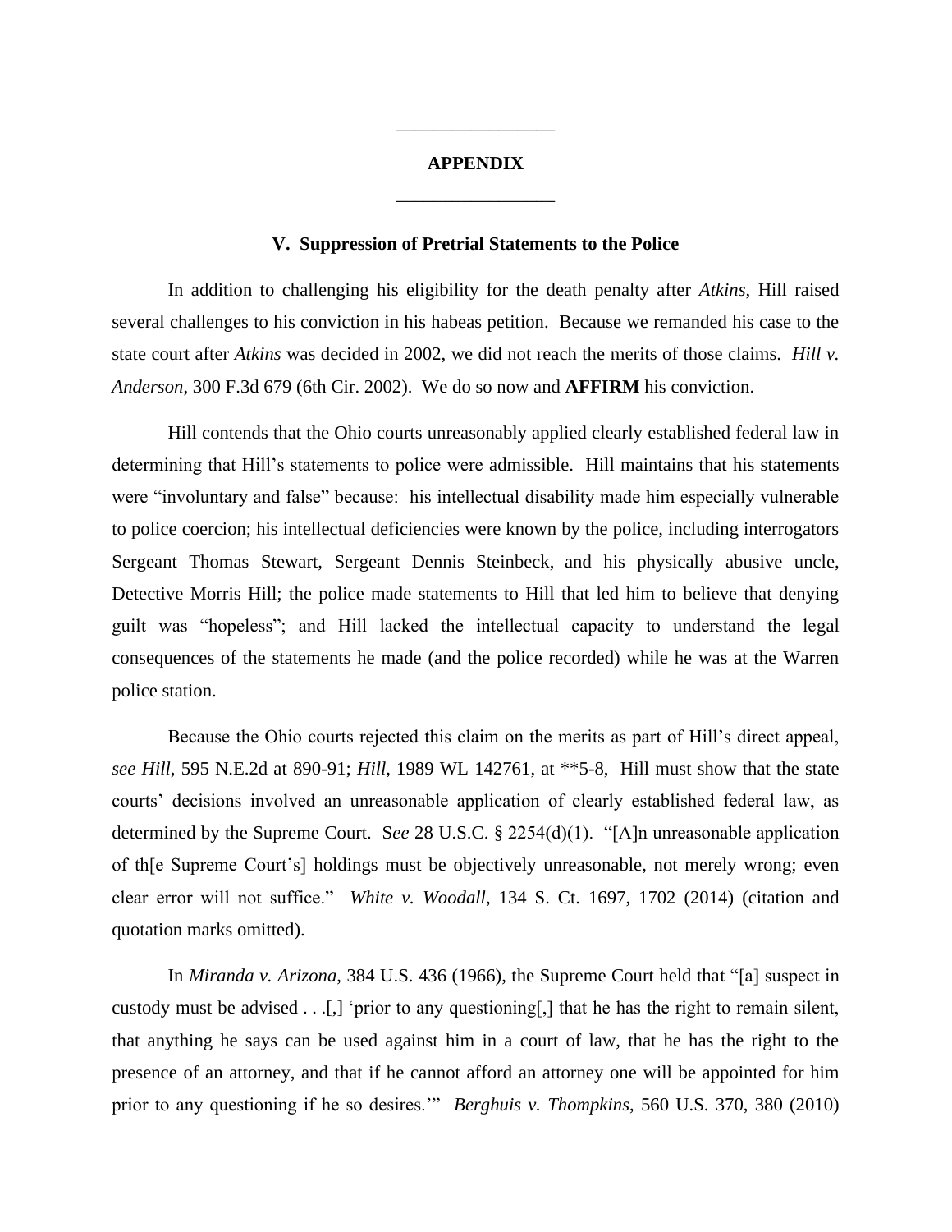---

**APPENDIX**

---

### V. Suppression of Pretrial Statements to the Police

In addition to challenging his eligibility for the death penalty after *Atkins*, Hill raised several challenges to his conviction in his habeas petition. Because we remanded his case to the state court after *Atkins* was decided in 2002, we did not reach the merits of those claims. *Hill v. Anderson*, 300 F.3d 679 (6th Cir. 2002). We do so now and **AFFIRM** his conviction.

Hill contends that the Ohio courts unreasonably applied clearly established federal law in determining that Hill's statements to police were admissible. Hill maintains that his statements were "involuntary and false" because: his intellectual disability made him especially vulnerable to police coercion; his intellectual deficiencies were known by the police, including interrogators Sergeant Thomas Stewart, Sergeant Dennis Steinbeck, and his physically abusive uncle, Detective Morris Hill; the police made statements to Hill that led him to believe that denying guilt was "hopeless"; and Hill lacked the intellectual capacity to understand the legal consequences of the statements he made (and the police recorded) while he was at the Warren police station.

Because the Ohio courts rejected this claim on the merits as part of Hill's direct appeal, *see Hill*, 595 N.E.2d at 890-91; *Hill*, 1989 WL 142761, at **5-8, Hill must show that the state courts' decisions involved an unreasonable application of clearly established federal law, as determined by the Supreme Court. S*ee* 28 U.S.C. § 2254(d)(1). "[A]n unreasonable application of th[e Supreme Court's] holdings must be objectively unreasonable, not merely wrong; even clear error will not suffice." *White v. Woodall*, 134 S. Ct. 1697, 1702 (2014) (citation and quotation marks omitted).

In *Miranda v. Arizona*, 384 U.S. 436 (1966), the Supreme Court held that "[a] suspect in custody must be advised . . .[,] 'prior to any questioning[,] that he has the right to remain silent, that anything he says can be used against him in a court of law, that he has the right to the presence of an attorney, and that if he cannot afford an attorney one will be appointed for him prior to any questioning if he so desires.'" *Berghuis v. Thompkins*, 560 U.S. 370, 380 (2010)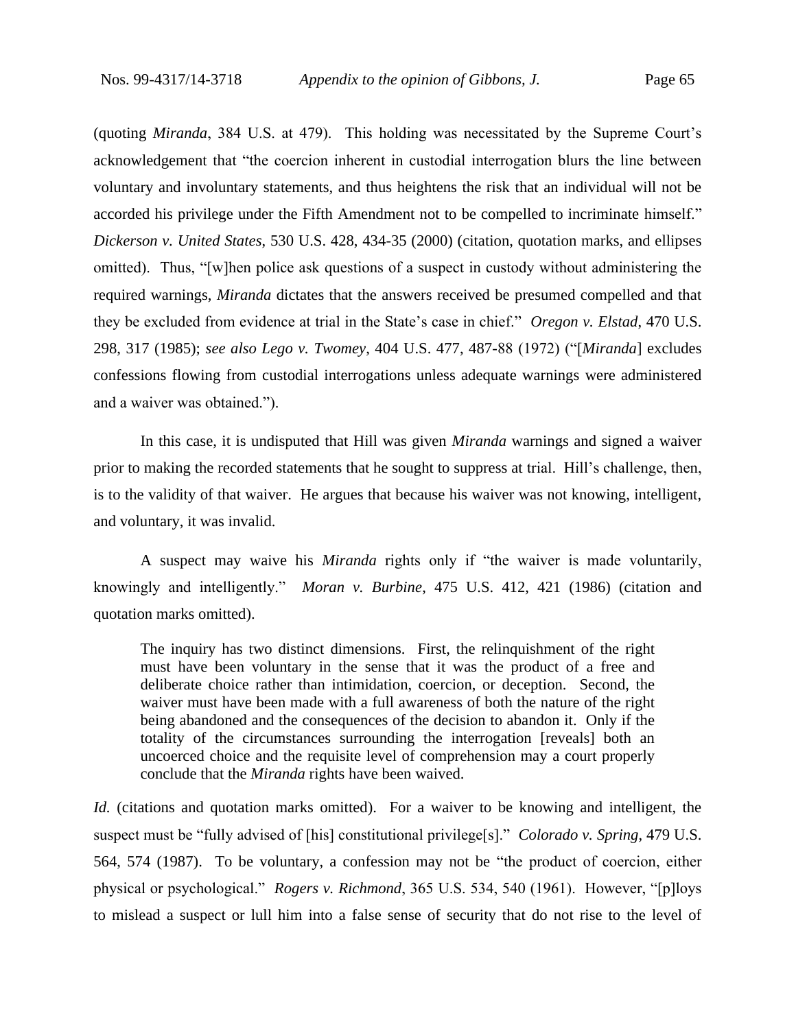(quoting *Miranda*, 384 U.S. at 479). This holding was necessitated by the Supreme Court's acknowledgement that "the coercion inherent in custodial interrogation blurs the line between voluntary and involuntary statements, and thus heightens the risk that an individual will not be accorded his privilege under the Fifth Amendment not to be compelled to incriminate himself." *Dickerson v. United States*, 530 U.S. 428, 434-35 (2000) (citation, quotation marks, and ellipses omitted). Thus, "[w]hen police ask questions of a suspect in custody without administering the required warnings, *Miranda* dictates that the answers received be presumed compelled and that they be excluded from evidence at trial in the State's case in chief." *Oregon v. Elstad*, 470 U.S. 298, 317 (1985); *see also Lego v. Twomey*, 404 U.S. 477, 487-88 (1972) ("[*Miranda*] excludes confessions flowing from custodial interrogations unless adequate warnings were administered and a waiver was obtained.").

In this case, it is undisputed that Hill was given *Miranda* warnings and signed a waiver prior to making the recorded statements that he sought to suppress at trial. Hill's challenge, then, is to the validity of that waiver. He argues that because his waiver was not knowing, intelligent, and voluntary, it was invalid.

A suspect may waive his *Miranda* rights only if "the waiver is made voluntarily, knowingly and intelligently." *Moran v. Burbine*, 475 U.S. 412, 421 (1986) (citation and quotation marks omitted).

> The inquiry has two distinct dimensions. First, the relinquishment of the right must have been voluntary in the sense that it was the product of a free and deliberate choice rather than intimidation, coercion, or deception. Second, the waiver must have been made with a full awareness of both the nature of the right being abandoned and the consequences of the decision to abandon it. Only if the totality of the circumstances surrounding the interrogation [reveals] both an uncoerced choice and the requisite level of comprehension may a court properly conclude that the *Miranda* rights have been waived.

*Id.* (citations and quotation marks omitted). For a waiver to be knowing and intelligent, the suspect must be "fully advised of [his] constitutional privilege[s]." *Colorado v. Spring*, 479 U.S. 564, 574 (1987). To be voluntary, a confession may not be "the product of coercion, either physical or psychological." *Rogers v. Richmond*, 365 U.S. 534, 540 (1961). However, "[p]loys to mislead a suspect or lull him into a false sense of security that do not rise to the level of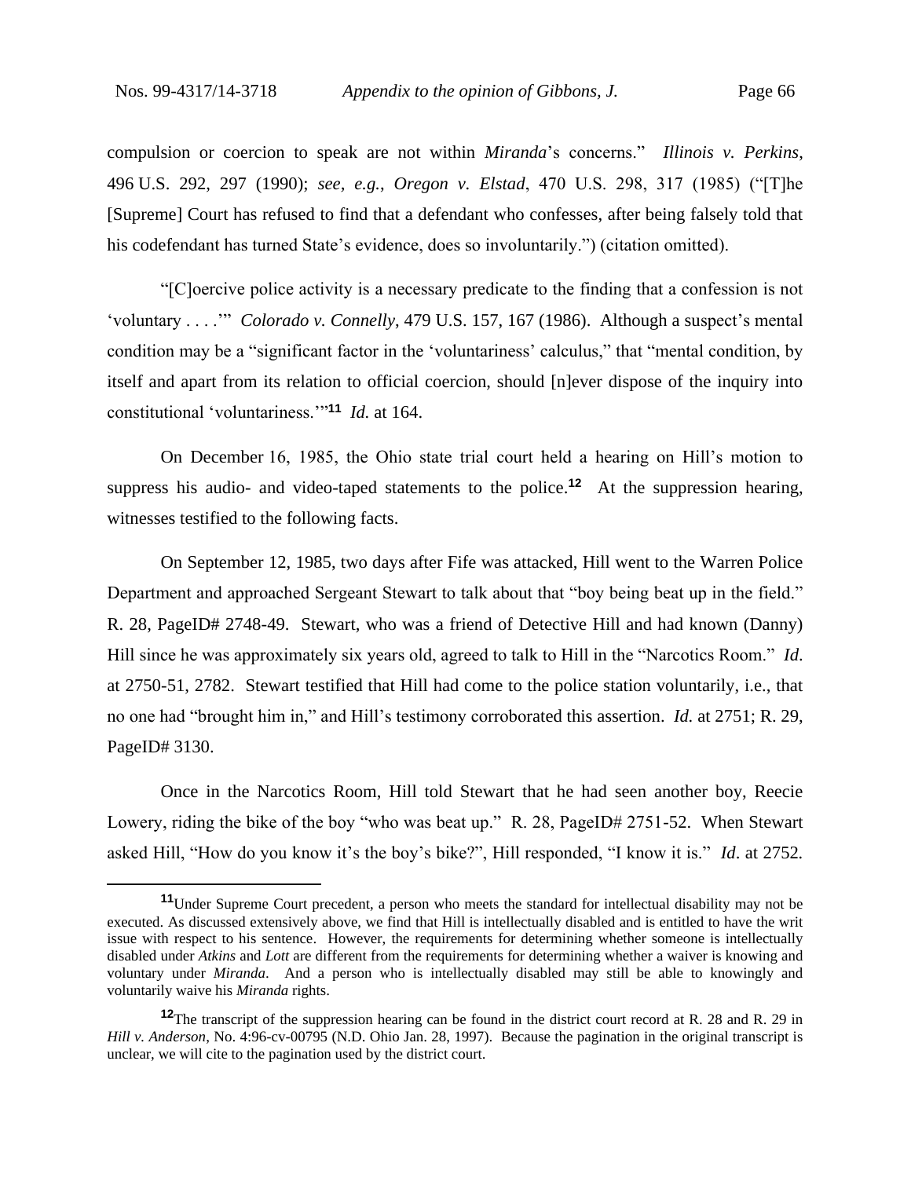compulsion or coercion to speak are not within *Miranda*'s concerns." *Illinois v. Perkins*, 496 U.S. 292, 297 (1990); *see, e.g.*, *Oregon v. Elstad*, 470 U.S. 298, 317 (1985) ("[T]he [Supreme] Court has refused to find that a defendant who confesses, after being falsely told that his codefendant has turned State's evidence, does so involuntarily.") (citation omitted).

"[C]oercive police activity is a necessary predicate to the finding that a confession is not 'voluntary . . . .'" *Colorado v. Connelly*, 479 U.S. 157, 167 (1986). Although a suspect's mental condition may be a "significant factor in the 'voluntariness' calculus," that "mental condition, by itself and apart from its relation to official coercion, should [n]ever dispose of the inquiry into constitutional 'voluntariness.'"[11] *Id.* at 164.

On December 16, 1985, the Ohio state trial court held a hearing on Hill's motion to suppress his audio- and video-taped statements to the police.[12] At the suppression hearing, witnesses testified to the following facts.

On September 12, 1985, two days after Fife was attacked, Hill went to the Warren Police Department and approached Sergeant Stewart to talk about that "boy being beat up in the field." R. 28, PageID# 2748-49. Stewart, who was a friend of Detective Hill and had known (Danny) Hill since he was approximately six years old, agreed to talk to Hill in the "Narcotics Room." *Id*. at 2750-51, 2782. Stewart testified that Hill had come to the police station voluntarily, i.e., that no one had "brought him in," and Hill's testimony corroborated this assertion. *Id.* at 2751; R. 29, PageID# 3130.

Once in the Narcotics Room, Hill told Stewart that he had seen another boy, Reecie Lowery, riding the bike of the boy "who was beat up." R. 28, PageID# 2751-52. When Stewart asked Hill, "How do you know it's the boy's bike?", Hill responded, "I know it is." *Id*. at 2752.

---

[11] Under Supreme Court precedent, a person who meets the standard for intellectual disability may not be executed. As discussed extensively above, we find that Hill is intellectually disabled and is entitled to have the writ issue with respect to his sentence. However, the requirements for determining whether someone is intellectually disabled under *Atkins* and *Lott* are different from the requirements for determining whether a waiver is knowing and voluntary under *Miranda*. And a person who is intellectually disabled may still be able to knowingly and voluntarily waive his *Miranda* rights.

[12] The transcript of the suppression hearing can be found in the district court record at R. 28 and R. 29 in *Hill v. Anderson*, No. 4:96-cv-00795 (N.D. Ohio Jan. 28, 1997). Because the pagination in the original transcript is unclear, we will cite to the pagination used by the district court.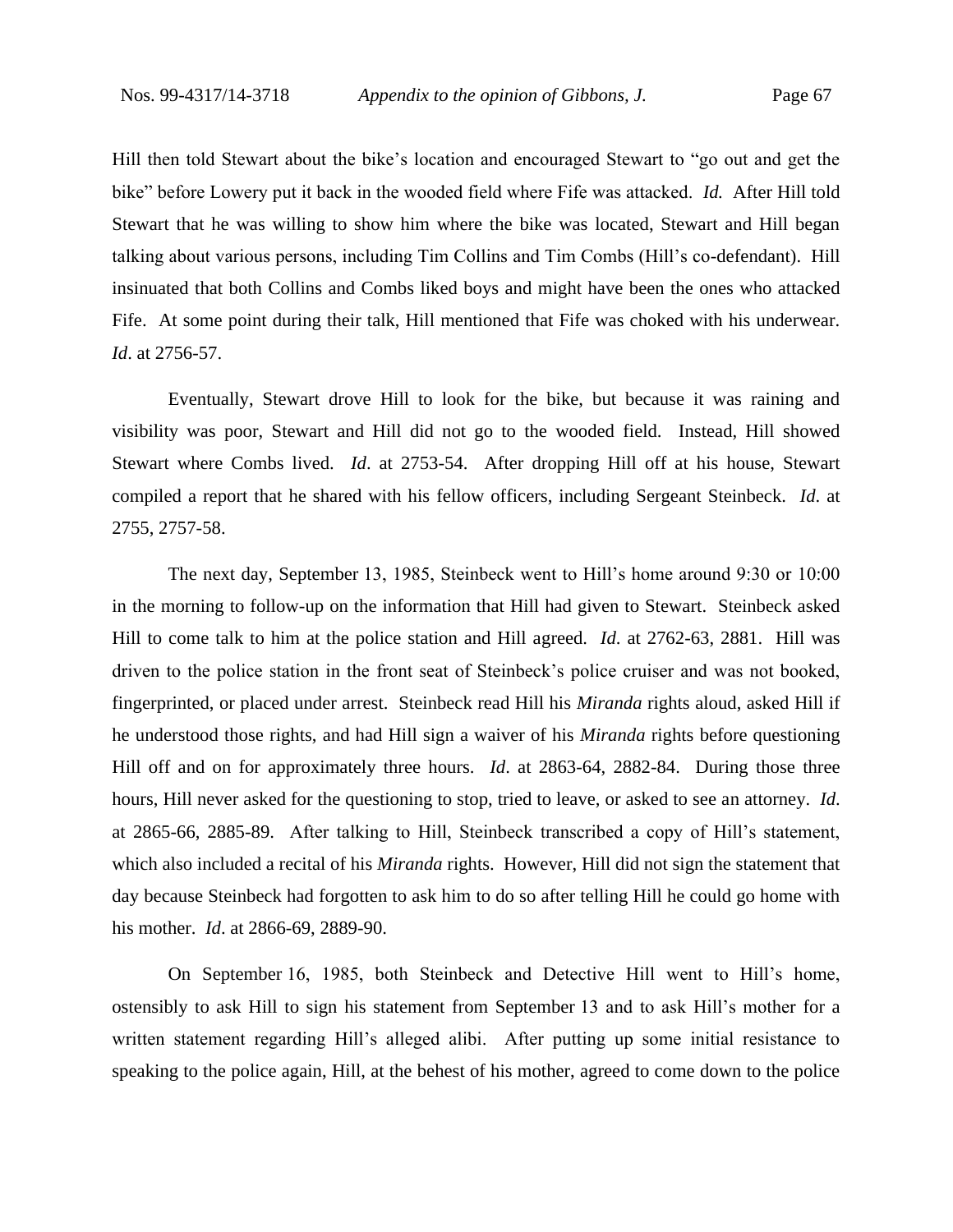Hill then told Stewart about the bike's location and encouraged Stewart to "go out and get the bike" before Lowery put it back in the wooded field where Fife was attacked. *Id.* After Hill told Stewart that he was willing to show him where the bike was located, Stewart and Hill began talking about various persons, including Tim Collins and Tim Combs (Hill's co-defendant). Hill insinuated that both Collins and Combs liked boys and might have been the ones who attacked Fife. At some point during their talk, Hill mentioned that Fife was choked with his underwear. *Id*. at 2756-57.

Eventually, Stewart drove Hill to look for the bike, but because it was raining and visibility was poor, Stewart and Hill did not go to the wooded field. Instead, Hill showed Stewart where Combs lived. *Id*. at 2753-54. After dropping Hill off at his house, Stewart compiled a report that he shared with his fellow officers, including Sergeant Steinbeck. *Id*. at 2755, 2757-58.

The next day, September 13, 1985, Steinbeck went to Hill's home around 9:30 or 10:00 in the morning to follow-up on the information that Hill had given to Stewart. Steinbeck asked Hill to come talk to him at the police station and Hill agreed. *Id*. at 2762-63, 2881. Hill was driven to the police station in the front seat of Steinbeck's police cruiser and was not booked, fingerprinted, or placed under arrest. Steinbeck read Hill his *Miranda* rights aloud, asked Hill if he understood those rights, and had Hill sign a waiver of his *Miranda* rights before questioning Hill off and on for approximately three hours. *Id*. at 2863-64, 2882-84. During those three hours, Hill never asked for the questioning to stop, tried to leave, or asked to see an attorney. *Id*. at 2865-66, 2885-89. After talking to Hill, Steinbeck transcribed a copy of Hill's statement, which also included a recital of his *Miranda* rights. However, Hill did not sign the statement that day because Steinbeck had forgotten to ask him to do so after telling Hill he could go home with his mother. *Id*. at 2866-69, 2889-90.

On September 16, 1985, both Steinbeck and Detective Hill went to Hill's home, ostensibly to ask Hill to sign his statement from September 13 and to ask Hill's mother for a written statement regarding Hill's alleged alibi. After putting up some initial resistance to speaking to the police again, Hill, at the behest of his mother, agreed to come down to the police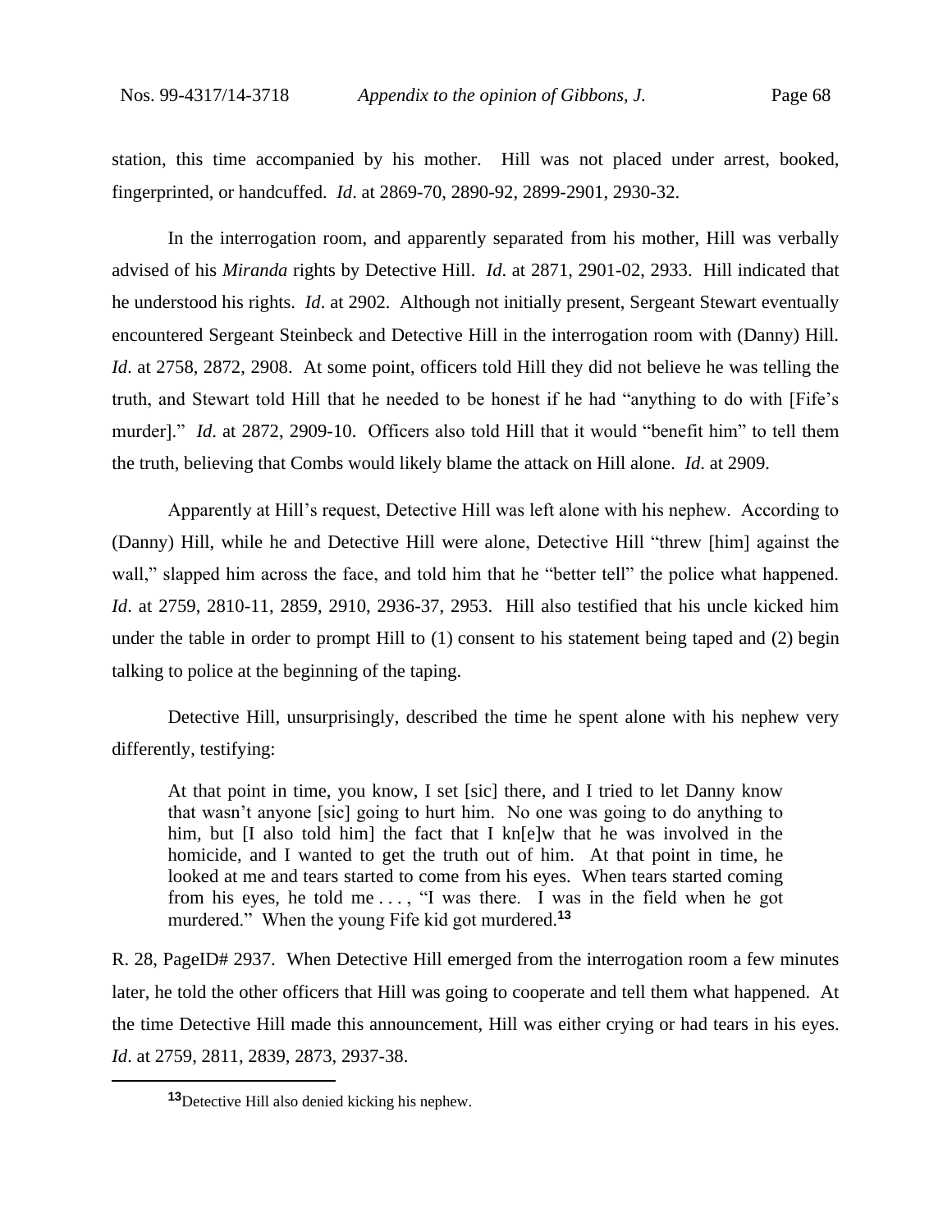station, this time accompanied by his mother. Hill was not placed under arrest, booked, fingerprinted, or handcuffed. *Id*. at 2869-70, 2890-92, 2899-2901, 2930-32.

In the interrogation room, and apparently separated from his mother, Hill was verbally advised of his *Miranda* rights by Detective Hill. *Id*. at 2871, 2901-02, 2933. Hill indicated that he understood his rights. *Id*. at 2902. Although not initially present, Sergeant Stewart eventually encountered Sergeant Steinbeck and Detective Hill in the interrogation room with (Danny) Hill. *Id*. at 2758, 2872, 2908. At some point, officers told Hill they did not believe he was telling the truth, and Stewart told Hill that he needed to be honest if he had "anything to do with [Fife's murder]." *Id*. at 2872, 2909-10. Officers also told Hill that it would "benefit him" to tell them the truth, believing that Combs would likely blame the attack on Hill alone. *Id*. at 2909.

Apparently at Hill's request, Detective Hill was left alone with his nephew. According to (Danny) Hill, while he and Detective Hill were alone, Detective Hill "threw [him] against the wall," slapped him across the face, and told him that he "better tell" the police what happened. *Id*. at 2759, 2810-11, 2859, 2910, 2936-37, 2953. Hill also testified that his uncle kicked him under the table in order to prompt Hill to (1) consent to his statement being taped and (2) begin talking to police at the beginning of the taping.

Detective Hill, unsurprisingly, described the time he spent alone with his nephew very differently, testifying:

> At that point in time, you know, I set [sic] there, and I tried to let Danny know that wasn't anyone [sic] going to hurt him. No one was going to do anything to him, but [I also told him] the fact that I kn[e]w that he was involved in the homicide, and I wanted to get the truth out of him. At that point in time, he looked at me and tears started to come from his eyes. When tears started coming from his eyes, he told me . . . , "I was there. I was in the field when he got murdered." When the young Fife kid got murdered.[13]

R. 28, PageID# 2937. When Detective Hill emerged from the interrogation room a few minutes later, he told the other officers that Hill was going to cooperate and tell them what happened. At the time Detective Hill made this announcement, Hill was either crying or had tears in his eyes. *Id*. at 2759, 2811, 2839, 2873, 2937-38.

---

[13] Detective Hill also denied kicking his nephew.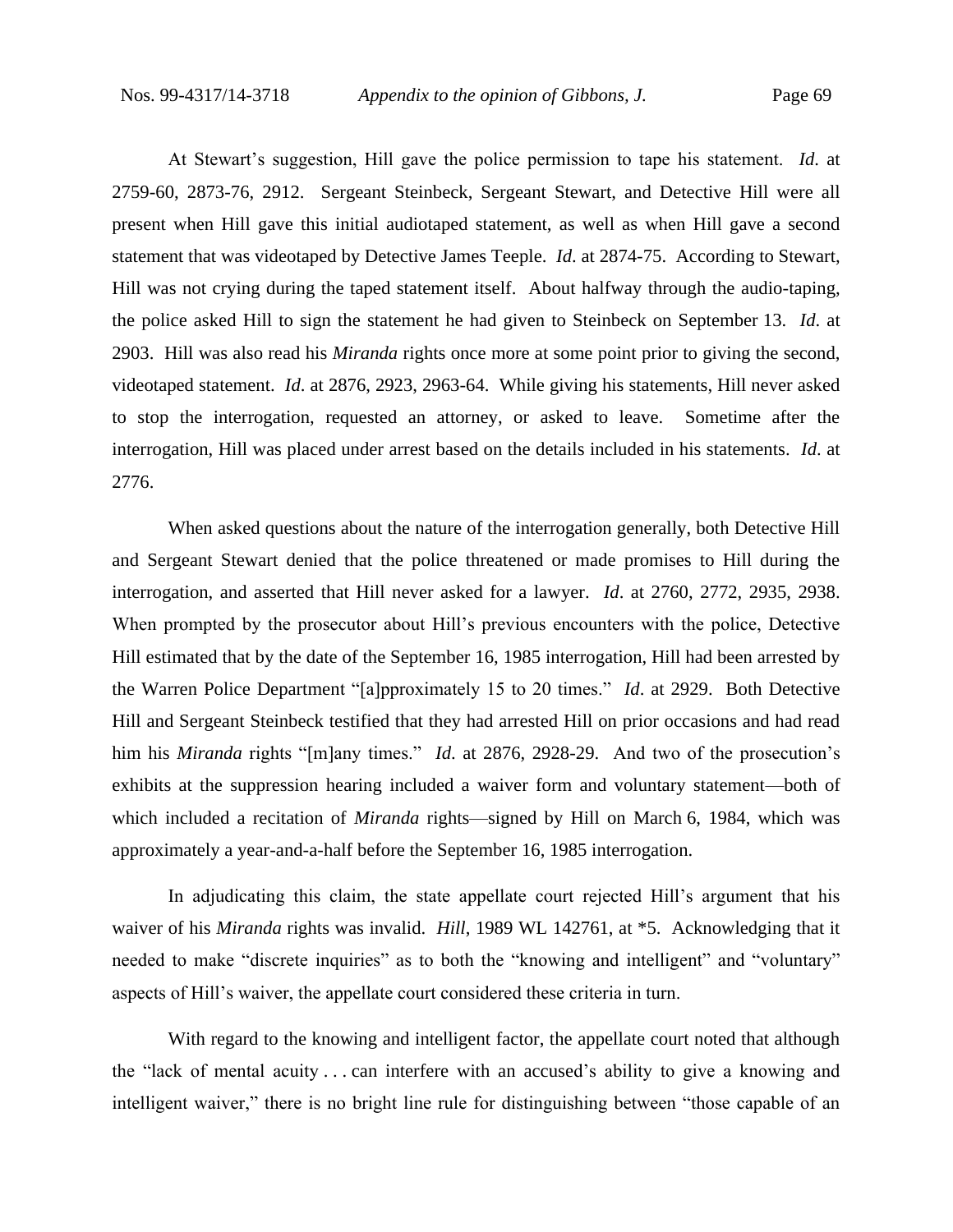At Stewart's suggestion, Hill gave the police permission to tape his statement. *Id*. at 2759-60, 2873-76, 2912. Sergeant Steinbeck, Sergeant Stewart, and Detective Hill were all present when Hill gave this initial audiotaped statement, as well as when Hill gave a second statement that was videotaped by Detective James Teeple. *Id*. at 2874-75. According to Stewart, Hill was not crying during the taped statement itself. About halfway through the audio-taping, the police asked Hill to sign the statement he had given to Steinbeck on September 13. *Id*. at 2903. Hill was also read his *Miranda* rights once more at some point prior to giving the second, videotaped statement. *Id*. at 2876, 2923, 2963-64. While giving his statements, Hill never asked to stop the interrogation, requested an attorney, or asked to leave. Sometime after the interrogation, Hill was placed under arrest based on the details included in his statements. *Id*. at 2776.

When asked questions about the nature of the interrogation generally, both Detective Hill and Sergeant Stewart denied that the police threatened or made promises to Hill during the interrogation, and asserted that Hill never asked for a lawyer. *Id*. at 2760, 2772, 2935, 2938. When prompted by the prosecutor about Hill's previous encounters with the police, Detective Hill estimated that by the date of the September 16, 1985 interrogation, Hill had been arrested by the Warren Police Department "[a]pproximately 15 to 20 times." *Id*. at 2929. Both Detective Hill and Sergeant Steinbeck testified that they had arrested Hill on prior occasions and had read him his *Miranda* rights "[m]any times." *Id*. at 2876, 2928-29. And two of the prosecution's exhibits at the suppression hearing included a waiver form and voluntary statement—both of which included a recitation of *Miranda* rights—signed by Hill on March 6, 1984, which was approximately a year-and-a-half before the September 16, 1985 interrogation.

In adjudicating this claim, the state appellate court rejected Hill's argument that his waiver of his *Miranda* rights was invalid. *Hill*, 1989 WL 142761, at *5. Acknowledging that it needed to make "discrete inquiries" as to both the "knowing and intelligent" and "voluntary" aspects of Hill's waiver, the appellate court considered these criteria in turn.

With regard to the knowing and intelligent factor, the appellate court noted that although the "lack of mental acuity . . . can interfere with an accused's ability to give a knowing and intelligent waiver," there is no bright line rule for distinguishing between "those capable of an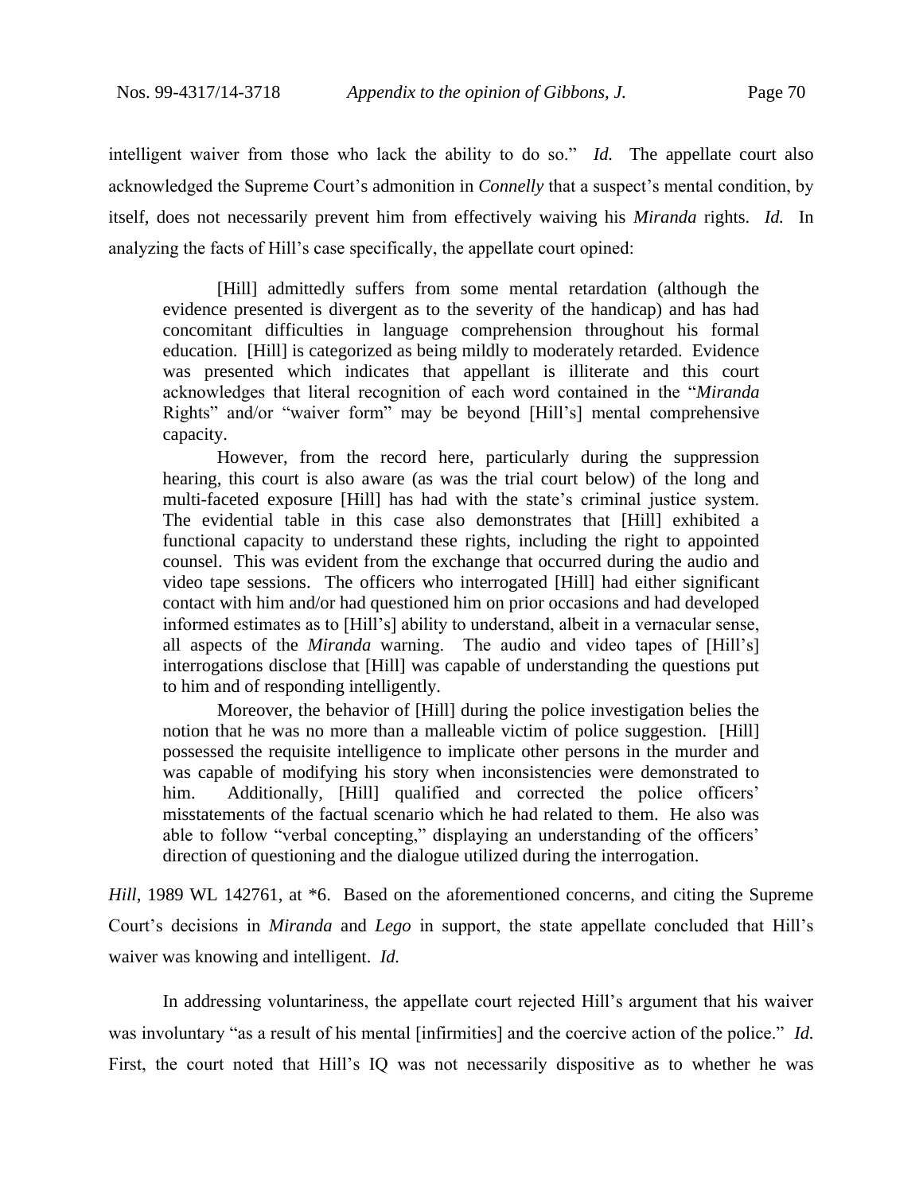intelligent waiver from those who lack the ability to do so." *Id.* The appellate court also acknowledged the Supreme Court's admonition in *Connelly* that a suspect's mental condition, by itself, does not necessarily prevent him from effectively waiving his *Miranda* rights. *Id.* In analyzing the facts of Hill's case specifically, the appellate court opined:

> [Hill] admittedly suffers from some mental retardation (although the evidence presented is divergent as to the severity of the handicap) and has had concomitant difficulties in language comprehension throughout his formal education. [Hill] is categorized as being mildly to moderately retarded. Evidence was presented which indicates that appellant is illiterate and this court acknowledges that literal recognition of each word contained in the "*Miranda* Rights" and/or "waiver form" may be beyond [Hill's] mental comprehensive capacity.
>
> However, from the record here, particularly during the suppression hearing, this court is also aware (as was the trial court below) of the long and multi-faceted exposure [Hill] has had with the state's criminal justice system. The evidential table in this case also demonstrates that [Hill] exhibited a functional capacity to understand these rights, including the right to appointed counsel. This was evident from the exchange that occurred during the audio and video tape sessions. The officers who interrogated [Hill] had either significant contact with him and/or had questioned him on prior occasions and had developed informed estimates as to [Hill's] ability to understand, albeit in a vernacular sense, all aspects of the *Miranda* warning. The audio and video tapes of [Hill's] interrogations disclose that [Hill] was capable of understanding the questions put to him and of responding intelligently.
>
> Moreover, the behavior of [Hill] during the police investigation belies the notion that he was no more than a malleable victim of police suggestion. [Hill] possessed the requisite intelligence to implicate other persons in the murder and was capable of modifying his story when inconsistencies were demonstrated to him. Additionally, [Hill] qualified and corrected the police officers' misstatements of the factual scenario which he had related to them. He also was able to follow "verbal concepting," displaying an understanding of the officers' direction of questioning and the dialogue utilized during the interrogation.

*Hill*, 1989 WL 142761, at \*6. Based on the aforementioned concerns, and citing the Supreme Court's decisions in *Miranda* and *Lego* in support, the state appellate concluded that Hill's waiver was knowing and intelligent. *Id.*

In addressing voluntariness, the appellate court rejected Hill's argument that his waiver was involuntary "as a result of his mental [infirmities] and the coercive action of the police." *Id.* First, the court noted that Hill's IQ was not necessarily dispositive as to whether he was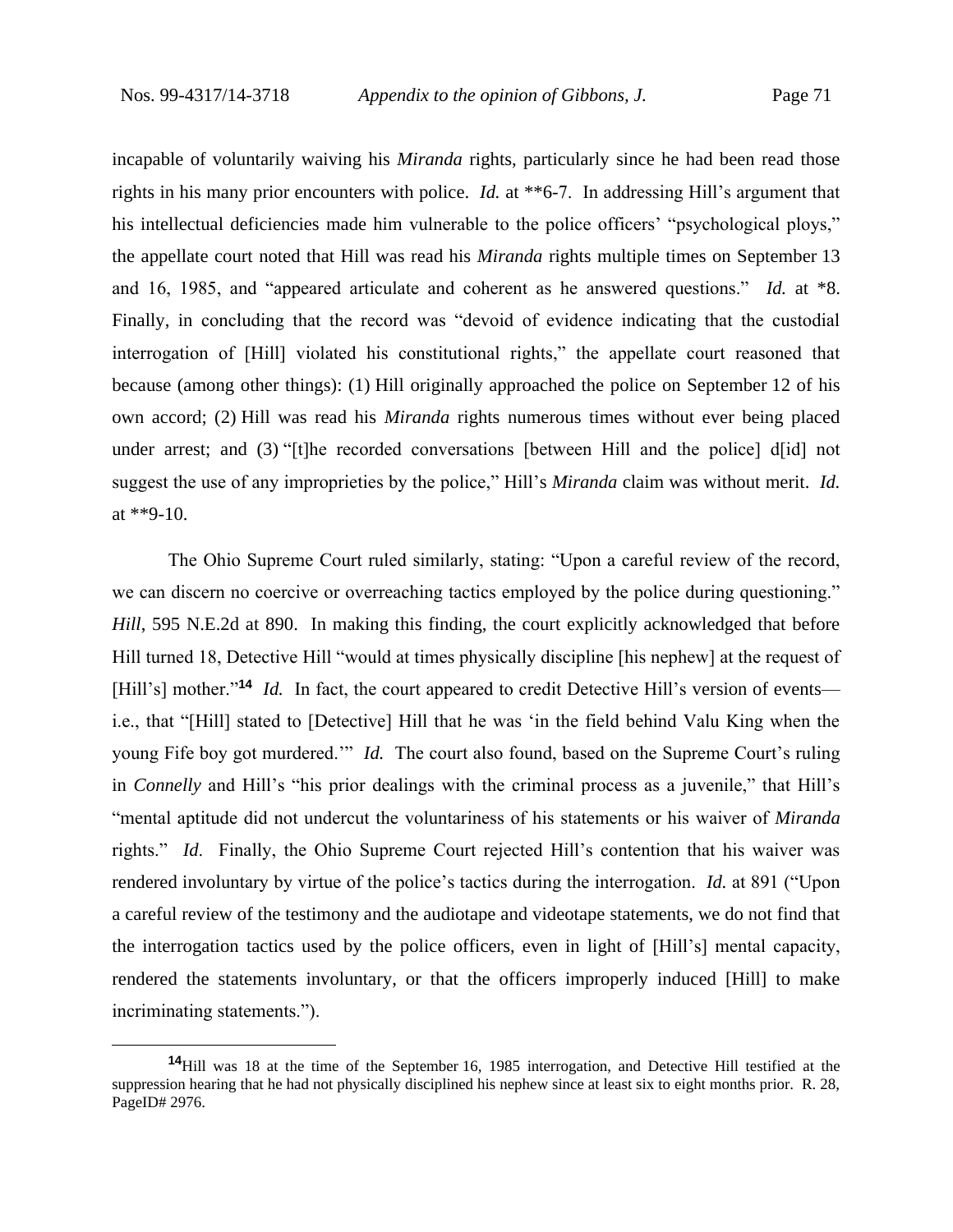incapable of voluntarily waiving his *Miranda* rights, particularly since he had been read those rights in his many prior encounters with police. *Id.* at **6-7. In addressing Hill's argument that his intellectual deficiencies made him vulnerable to the police officers' "psychological ploys," the appellate court noted that Hill was read his *Miranda* rights multiple times on September 13 and 16, 1985, and "appeared articulate and coherent as he answered questions." *Id.* at *8. Finally, in concluding that the record was "devoid of evidence indicating that the custodial interrogation of [Hill] violated his constitutional rights," the appellate court reasoned that because (among other things): (1) Hill originally approached the police on September 12 of his own accord; (2) Hill was read his *Miranda* rights numerous times without ever being placed under arrest; and (3) "[t]he recorded conversations [between Hill and the police] d[id] not suggest the use of any improprieties by the police," Hill's *Miranda* claim was without merit. *Id.* at **9-10.

The Ohio Supreme Court ruled similarly, stating: "Upon a careful review of the record, we can discern no coercive or overreaching tactics employed by the police during questioning." *Hill*, 595 N.E.2d at 890. In making this finding, the court explicitly acknowledged that before Hill turned 18, Detective Hill "would at times physically discipline [his nephew] at the request of [Hill's] mother."[14] *Id.* In fact, the court appeared to credit Detective Hill's version of events—i.e., that "[Hill] stated to [Detective] Hill that he was 'in the field behind Valu King when the young Fife boy got murdered.'" *Id.* The court also found, based on the Supreme Court's ruling in *Connelly* and Hill's "his prior dealings with the criminal process as a juvenile," that Hill's "mental aptitude did not undercut the voluntariness of his statements or his waiver of *Miranda* rights." *Id*. Finally, the Ohio Supreme Court rejected Hill's contention that his waiver was rendered involuntary by virtue of the police's tactics during the interrogation. *Id.* at 891 ("Upon a careful review of the testimony and the audiotape and videotape statements, we do not find that the interrogation tactics used by the police officers, even in light of [Hill's] mental capacity, rendered the statements involuntary, or that the officers improperly induced [Hill] to make incriminating statements.").

---

[14] Hill was 18 at the time of the September 16, 1985 interrogation, and Detective Hill testified at the suppression hearing that he had not physically disciplined his nephew since at least six to eight months prior. R. 28, PageID# 2976.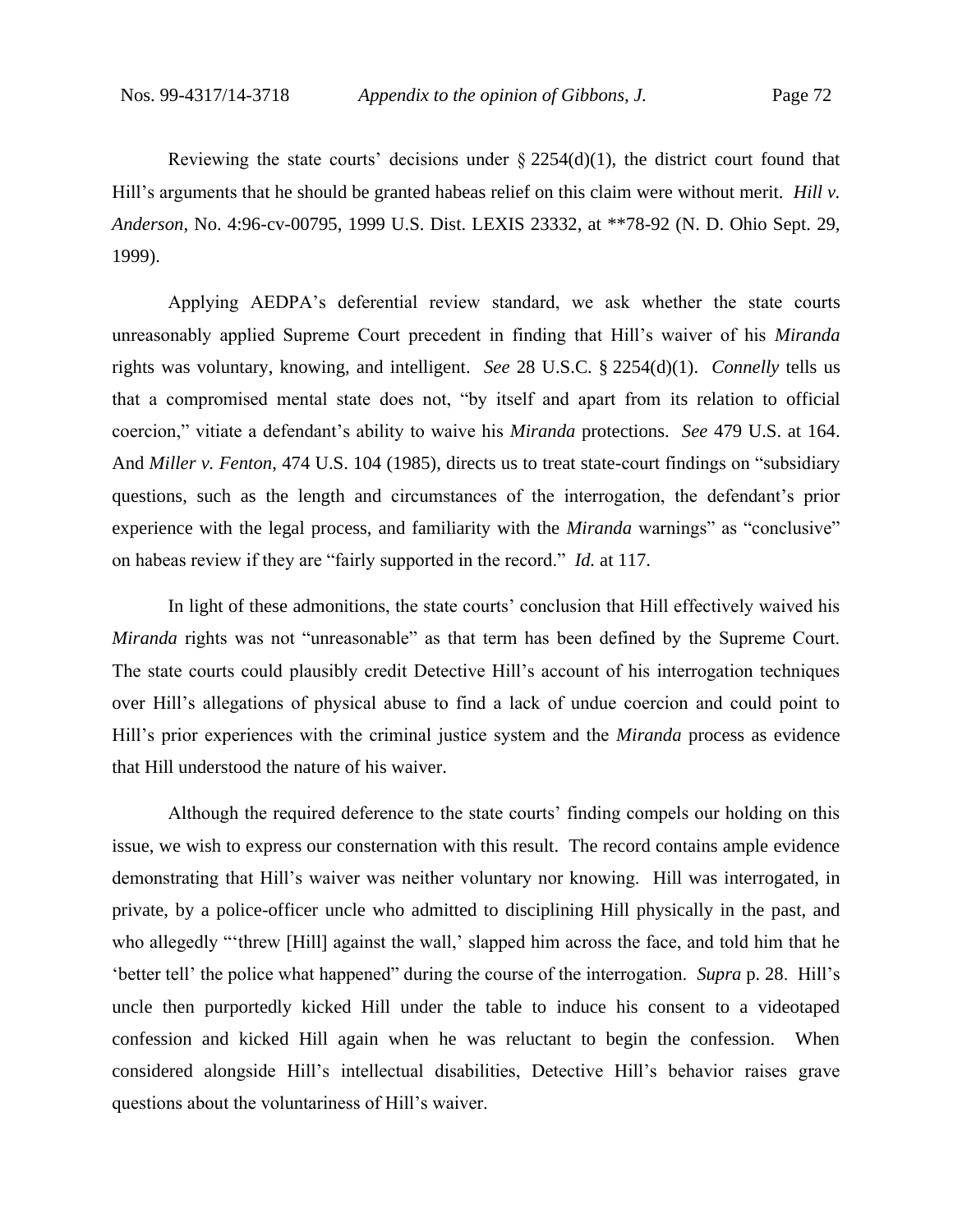Reviewing the state courts' decisions under § 2254(d)(1), the district court found that Hill's arguments that he should be granted habeas relief on this claim were without merit. *Hill v. Anderson*, No. 4:96-cv-00795, 1999 U.S. Dist. LEXIS 23332, at **78-92 (N. D. Ohio Sept. 29, 1999).

Applying AEDPA's deferential review standard, we ask whether the state courts unreasonably applied Supreme Court precedent in finding that Hill's waiver of his *Miranda* rights was voluntary, knowing, and intelligent. *See* 28 U.S.C. § 2254(d)(1). *Connelly* tells us that a compromised mental state does not, "by itself and apart from its relation to official coercion," vitiate a defendant's ability to waive his *Miranda* protections. *See* 479 U.S. at 164. And *Miller v. Fenton*, 474 U.S. 104 (1985), directs us to treat state-court findings on "subsidiary questions, such as the length and circumstances of the interrogation, the defendant's prior experience with the legal process, and familiarity with the *Miranda* warnings" as "conclusive" on habeas review if they are "fairly supported in the record." *Id.* at 117.

In light of these admonitions, the state courts' conclusion that Hill effectively waived his *Miranda* rights was not "unreasonable" as that term has been defined by the Supreme Court. The state courts could plausibly credit Detective Hill's account of his interrogation techniques over Hill's allegations of physical abuse to find a lack of undue coercion and could point to Hill's prior experiences with the criminal justice system and the *Miranda* process as evidence that Hill understood the nature of his waiver.

Although the required deference to the state courts' finding compels our holding on this issue, we wish to express our consternation with this result. The record contains ample evidence demonstrating that Hill's waiver was neither voluntary nor knowing. Hill was interrogated, in private, by a police-officer uncle who admitted to disciplining Hill physically in the past, and who allegedly "'threw [Hill] against the wall,' slapped him across the face, and told him that he 'better tell' the police what happened" during the course of the interrogation. *Supra* p. 28. Hill's uncle then purportedly kicked Hill under the table to induce his consent to a videotaped confession and kicked Hill again when he was reluctant to begin the confession. When considered alongside Hill's intellectual disabilities, Detective Hill's behavior raises grave questions about the voluntariness of Hill's waiver.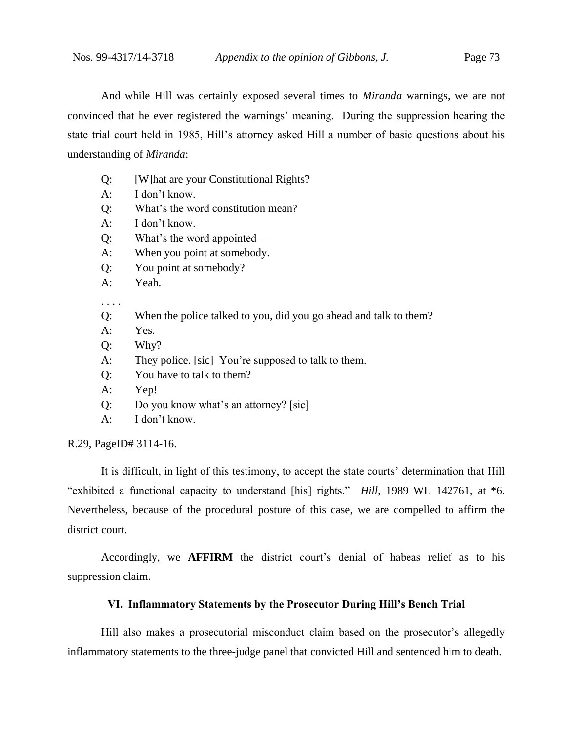And while Hill was certainly exposed several times to *Miranda* warnings, we are not convinced that he ever registered the warnings' meaning. During the suppression hearing the state trial court held in 1985, Hill's attorney asked Hill a number of basic questions about his understanding of *Miranda*:

> Q: [W]hat are your Constitutional Rights?
> A: I don't know.
> Q: What's the word constitution mean?
> A: I don't know.
> Q: What's the word appointed—
> A: When you point at somebody.
> Q: You point at somebody?
> A: Yeah.
>
> . . . .
>
> Q: When the police talked to you, did you go ahead and talk to them?
> A: Yes.
> Q: Why?
> A: They police. [sic] You're supposed to talk to them.
> Q: You have to talk to them?
> A: Yep!
> Q: Do you know what's an attorney? [sic]
> A: I don't know.

R.29, PageID# 3114-16.

It is difficult, in light of this testimony, to accept the state courts' determination that Hill "exhibited a functional capacity to understand [his] rights." *Hill*, 1989 WL 142761, at *6. Nevertheless, because of the procedural posture of this case, we are compelled to affirm the district court.

Accordingly, we **AFFIRM** the district court's denial of habeas relief as to his suppression claim.

### VI. Inflammatory Statements by the Prosecutor During Hill's Bench Trial

Hill also makes a prosecutorial misconduct claim based on the prosecutor's allegedly inflammatory statements to the three-judge panel that convicted Hill and sentenced him to death.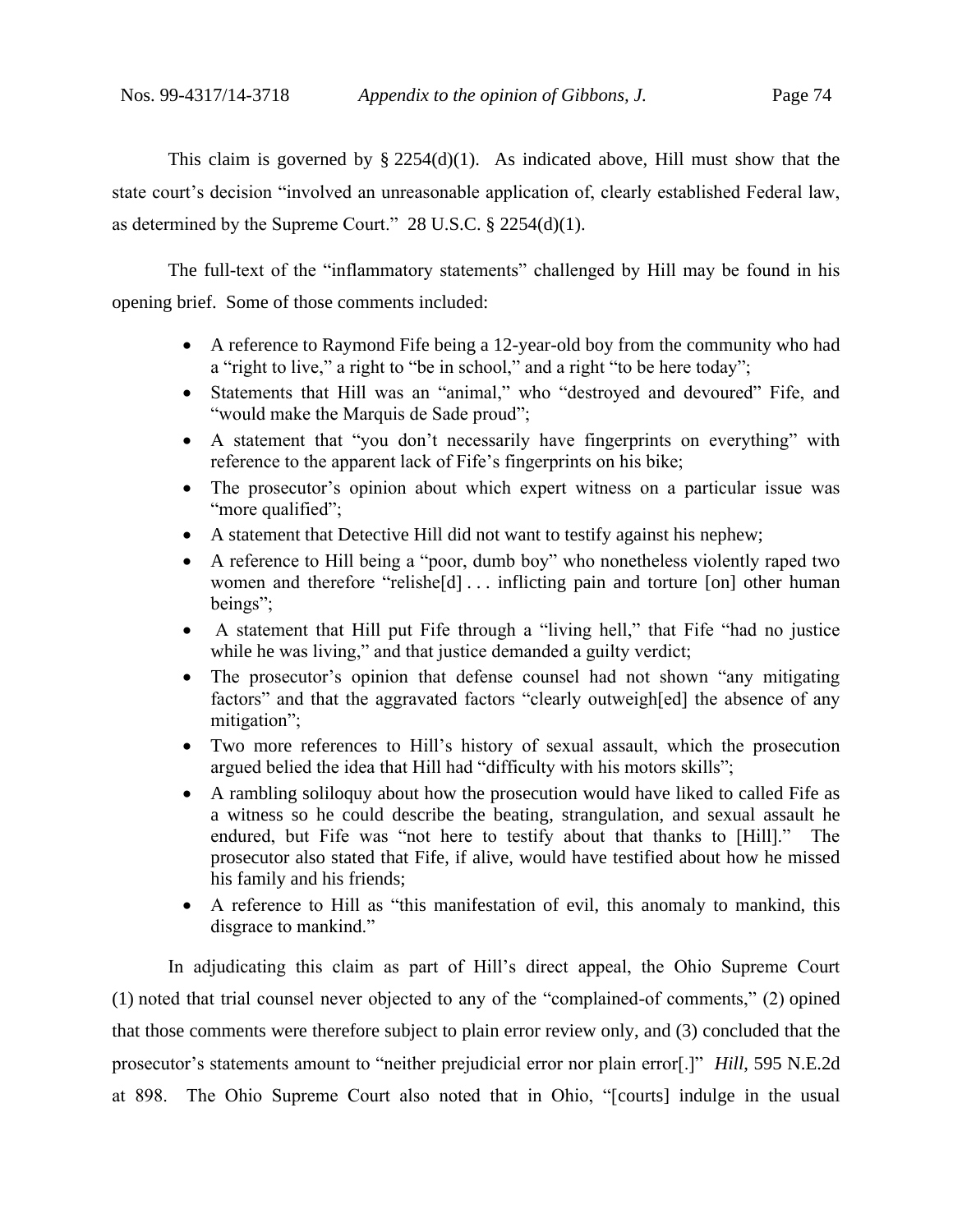This claim is governed by § 2254(d)(1). As indicated above, Hill must show that the state court's decision "involved an unreasonable application of, clearly established Federal law, as determined by the Supreme Court." 28 U.S.C. § 2254(d)(1).

The full-text of the "inflammatory statements" challenged by Hill may be found in his opening brief. Some of those comments included:

- A reference to Raymond Fife being a 12-year-old boy from the community who had a "right to live," a right to "be in school," and a right "to be here today";
- Statements that Hill was an "animal," who "destroyed and devoured" Fife, and "would make the Marquis de Sade proud";
- A statement that "you don't necessarily have fingerprints on everything" with reference to the apparent lack of Fife's fingerprints on his bike;
- The prosecutor's opinion about which expert witness on a particular issue was "more qualified";
- A statement that Detective Hill did not want to testify against his nephew;
- A reference to Hill being a "poor, dumb boy" who nonetheless violently raped two women and therefore "relishe[d] . . . inflicting pain and torture [on] other human beings";
- A statement that Hill put Fife through a "living hell," that Fife "had no justice while he was living," and that justice demanded a guilty verdict;
- The prosecutor's opinion that defense counsel had not shown "any mitigating factors" and that the aggravated factors "clearly outweigh[ed] the absence of any mitigation";
- Two more references to Hill's history of sexual assault, which the prosecution argued belied the idea that Hill had "difficulty with his motors skills";
- A rambling soliloquy about how the prosecution would have liked to called Fife as a witness so he could describe the beating, strangulation, and sexual assault he endured, but Fife was "not here to testify about that thanks to [Hill]." The prosecutor also stated that Fife, if alive, would have testified about how he missed his family and his friends;
- A reference to Hill as "this manifestation of evil, this anomaly to mankind, this disgrace to mankind."

In adjudicating this claim as part of Hill's direct appeal, the Ohio Supreme Court (1) noted that trial counsel never objected to any of the "complained-of comments," (2) opined that those comments were therefore subject to plain error review only, and (3) concluded that the prosecutor's statements amount to "neither prejudicial error nor plain error[.]" *Hill*, 595 N.E.2d at 898. The Ohio Supreme Court also noted that in Ohio, "[courts] indulge in the usual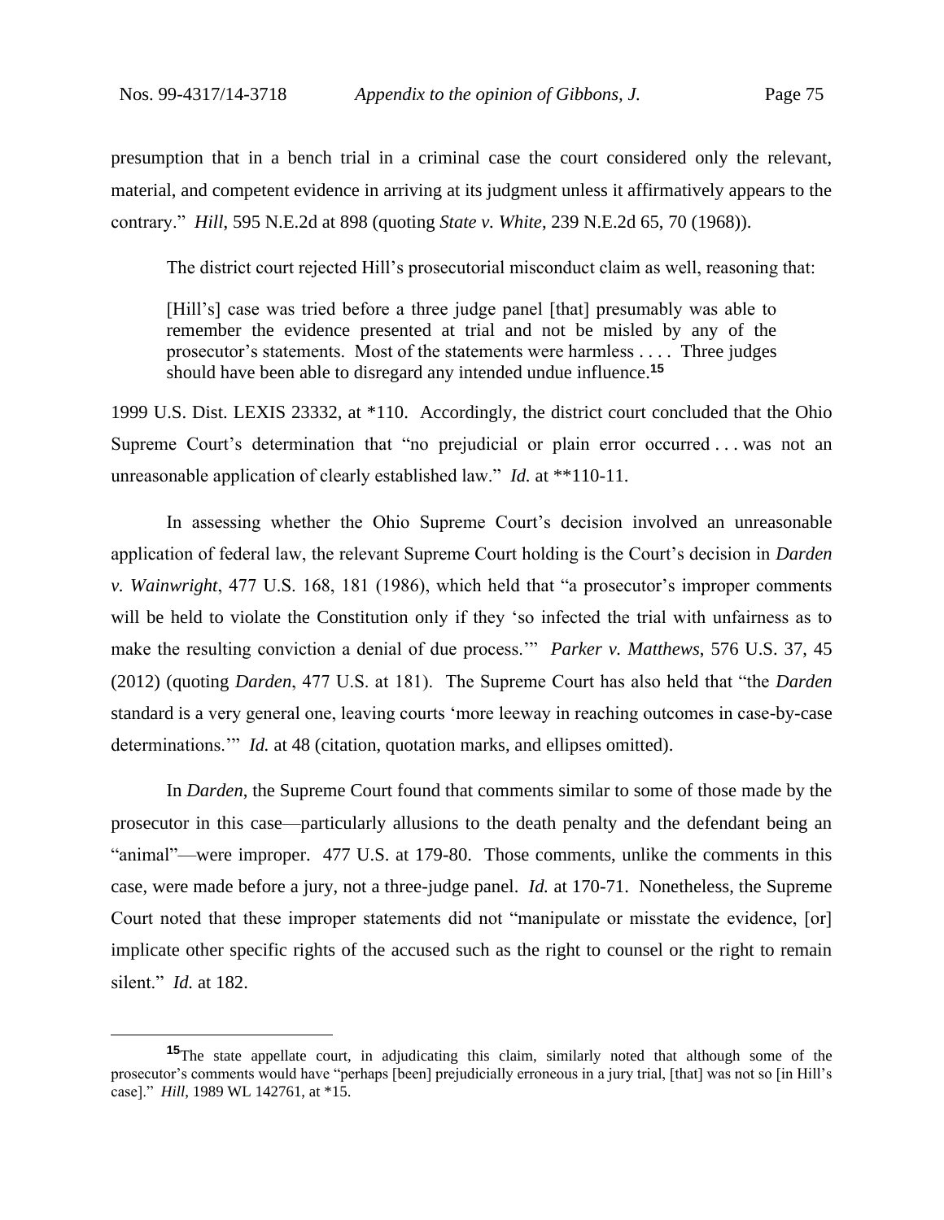presumption that in a bench trial in a criminal case the court considered only the relevant, material, and competent evidence in arriving at its judgment unless it affirmatively appears to the contrary." *Hill*, 595 N.E.2d at 898 (quoting *State v. White*, 239 N.E.2d 65, 70 (1968)).

The district court rejected Hill's prosecutorial misconduct claim as well, reasoning that:

> [Hill's] case was tried before a three judge panel [that] presumably was able to remember the evidence presented at trial and not be misled by any of the prosecutor's statements. Most of the statements were harmless . . . . Three judges should have been able to disregard any intended undue influence.[15]

1999 U.S. Dist. LEXIS 23332, at *110. Accordingly, the district court concluded that the Ohio Supreme Court's determination that "no prejudicial or plain error occurred . . . was not an unreasonable application of clearly established law." *Id.* at **110-11.

In assessing whether the Ohio Supreme Court's decision involved an unreasonable application of federal law, the relevant Supreme Court holding is the Court's decision in *Darden v. Wainwright*, 477 U.S. 168, 181 (1986), which held that "a prosecutor's improper comments will be held to violate the Constitution only if they 'so infected the trial with unfairness as to make the resulting conviction a denial of due process.'" *Parker v. Matthews*, 576 U.S. 37, 45 (2012) (quoting *Darden*, 477 U.S. at 181). The Supreme Court has also held that "the *Darden* standard is a very general one, leaving courts 'more leeway in reaching outcomes in case-by-case determinations.'" *Id.* at 48 (citation, quotation marks, and ellipses omitted).

In *Darden*, the Supreme Court found that comments similar to some of those made by the prosecutor in this case—particularly allusions to the death penalty and the defendant being an "animal"—were improper. 477 U.S. at 179-80. Those comments, unlike the comments in this case, were made before a jury, not a three-judge panel. *Id.* at 170-71. Nonetheless, the Supreme Court noted that these improper statements did not "manipulate or misstate the evidence, [or] implicate other specific rights of the accused such as the right to counsel or the right to remain silent." *Id.* at 182.

---

[15]The state appellate court, in adjudicating this claim, similarly noted that although some of the prosecutor's comments would have "perhaps [been] prejudicially erroneous in a jury trial, [that] was not so [in Hill's case]." *Hill*, 1989 WL 142761, at *15.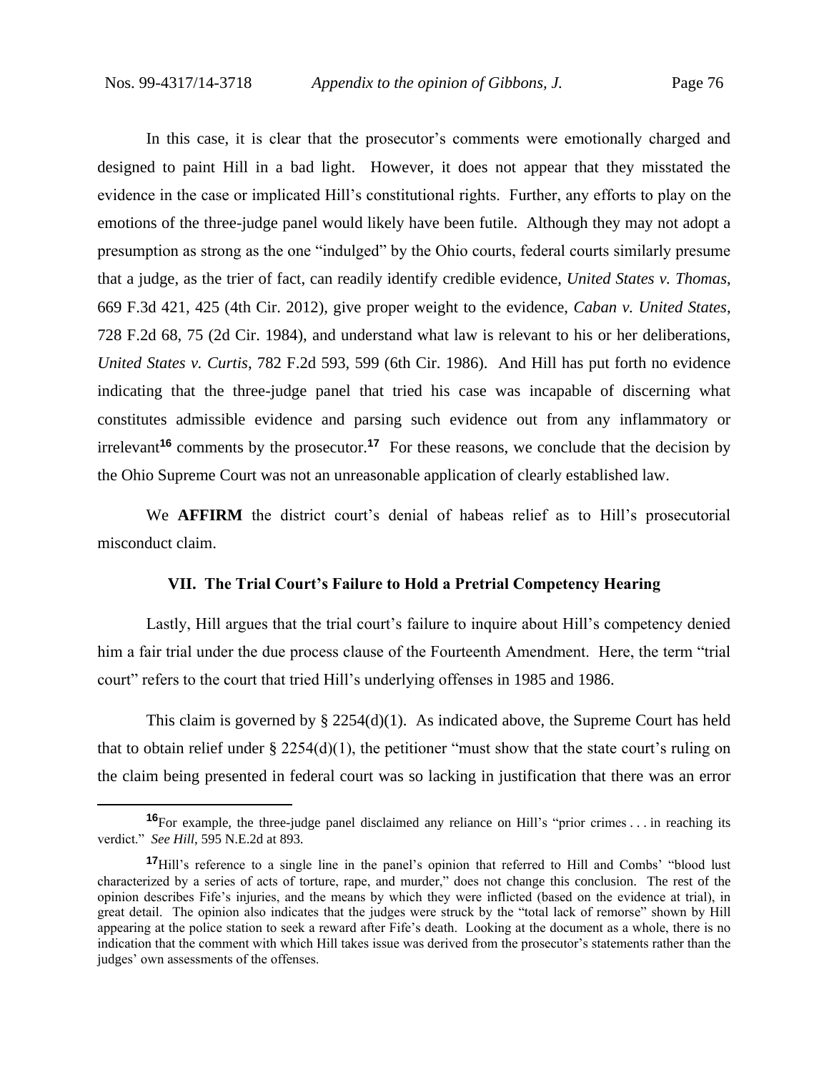In this case, it is clear that the prosecutor's comments were emotionally charged and designed to paint Hill in a bad light. However, it does not appear that they misstated the evidence in the case or implicated Hill's constitutional rights. Further, any efforts to play on the emotions of the three-judge panel would likely have been futile. Although they may not adopt a presumption as strong as the one "indulged" by the Ohio courts, federal courts similarly presume that a judge, as the trier of fact, can readily identify credible evidence, *United States v. Thomas*, 669 F.3d 421, 425 (4th Cir. 2012), give proper weight to the evidence, *Caban v. United States*, 728 F.2d 68, 75 (2d Cir. 1984), and understand what law is relevant to his or her deliberations, *United States v. Curtis*, 782 F.2d 593, 599 (6th Cir. 1986). And Hill has put forth no evidence indicating that the three-judge panel that tried his case was incapable of discerning what constitutes admissible evidence and parsing such evidence out from any inflammatory or irrelevant[16] comments by the prosecutor.[17] For these reasons, we conclude that the decision by the Ohio Supreme Court was not an unreasonable application of clearly established law.

We **AFFIRM** the district court's denial of habeas relief as to Hill's prosecutorial misconduct claim.

### VII. The Trial Court's Failure to Hold a Pretrial Competency Hearing

Lastly, Hill argues that the trial court's failure to inquire about Hill's competency denied him a fair trial under the due process clause of the Fourteenth Amendment. Here, the term "trial court" refers to the court that tried Hill's underlying offenses in 1985 and 1986.

This claim is governed by § 2254(d)(1). As indicated above, the Supreme Court has held that to obtain relief under § 2254(d)(1), the petitioner "must show that the state court's ruling on the claim being presented in federal court was so lacking in justification that there was an error

[16]For example, the three-judge panel disclaimed any reliance on Hill's "prior crimes . . . in reaching its verdict." *See Hill*, 595 N.E.2d at 893.

[17]Hill's reference to a single line in the panel's opinion that referred to Hill and Combs' "blood lust characterized by a series of acts of torture, rape, and murder," does not change this conclusion. The rest of the opinion describes Fife's injuries, and the means by which they were inflicted (based on the evidence at trial), in great detail. The opinion also indicates that the judges were struck by the "total lack of remorse" shown by Hill appearing at the police station to seek a reward after Fife's death. Looking at the document as a whole, there is no indication that the comment with which Hill takes issue was derived from the prosecutor's statements rather than the judges' own assessments of the offenses.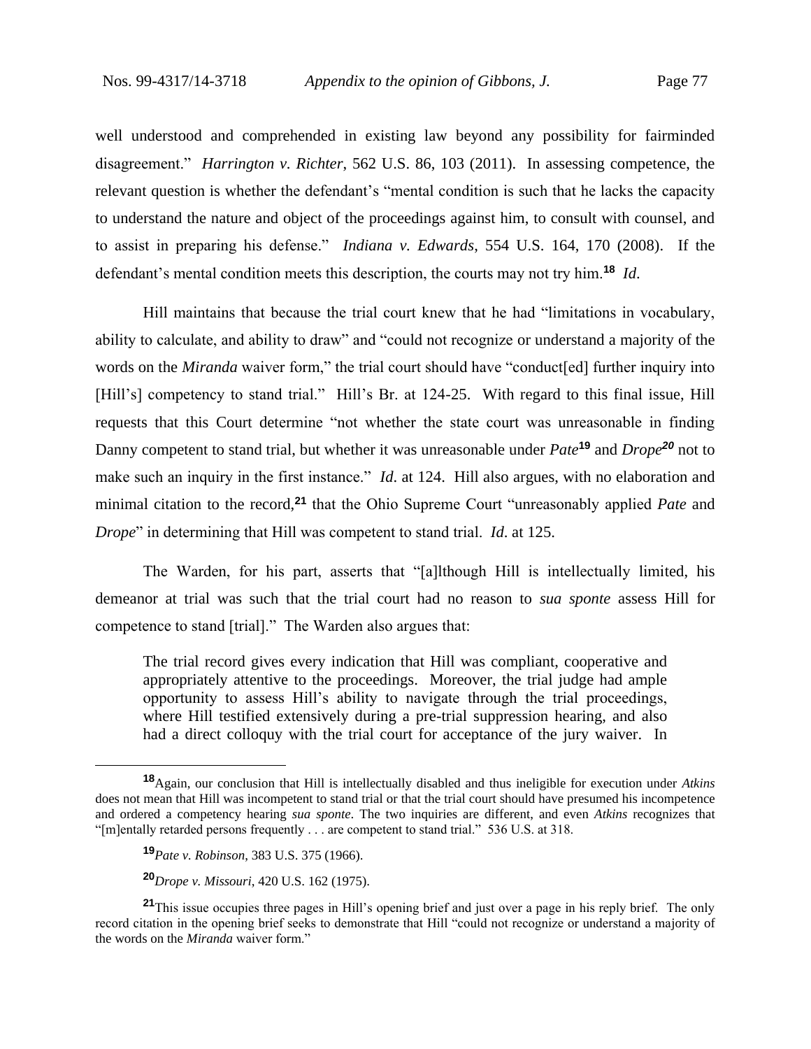well understood and comprehended in existing law beyond any possibility for fairminded disagreement." *Harrington v. Richter*, 562 U.S. 86, 103 (2011). In assessing competence, the relevant question is whether the defendant's "mental condition is such that he lacks the capacity to understand the nature and object of the proceedings against him, to consult with counsel, and to assist in preparing his defense." *Indiana v. Edwards*, 554 U.S. 164, 170 (2008). If the defendant's mental condition meets this description, the courts may not try him.[18] *Id.*

Hill maintains that because the trial court knew that he had "limitations in vocabulary, ability to calculate, and ability to draw" and "could not recognize or understand a majority of the words on the *Miranda* waiver form," the trial court should have "conduct[ed] further inquiry into [Hill's] competency to stand trial." Hill's Br. at 124-25. With regard to this final issue, Hill requests that this Court determine "not whether the state court was unreasonable in finding Danny competent to stand trial, but whether it was unreasonable under *Pate*[19] and *Drope*[20] not to make such an inquiry in the first instance." *Id.* at 124. Hill also argues, with no elaboration and minimal citation to the record,[21] that the Ohio Supreme Court "unreasonably applied *Pate* and *Drope*" in determining that Hill was competent to stand trial. *Id.* at 125.

The Warden, for his part, asserts that "[a]lthough Hill is intellectually limited, his demeanor at trial was such that the trial court had no reason to *sua sponte* assess Hill for competence to stand [trial]." The Warden also argues that:

> The trial record gives every indication that Hill was compliant, cooperative and appropriately attentive to the proceedings. Moreover, the trial judge had ample opportunity to assess Hill's ability to navigate through the trial proceedings, where Hill testified extensively during a pre-trial suppression hearing, and also had a direct colloquy with the trial court for acceptance of the jury waiver. In

---

[18] Again, our conclusion that Hill is intellectually disabled and thus ineligible for execution under *Atkins* does not mean that Hill was incompetent to stand trial or that the trial court should have presumed his incompetence and ordered a competency hearing *sua sponte*. The two inquiries are different, and even *Atkins* recognizes that "[m]entally retarded persons frequently . . . are competent to stand trial." 536 U.S. at 318.

[19] *Pate v. Robinson*, 383 U.S. 375 (1966).

[20] *Drope v. Missouri*, 420 U.S. 162 (1975).

[21] This issue occupies three pages in Hill's opening brief and just over a page in his reply brief. The only record citation in the opening brief seeks to demonstrate that Hill "could not recognize or understand a majority of the words on the *Miranda* waiver form."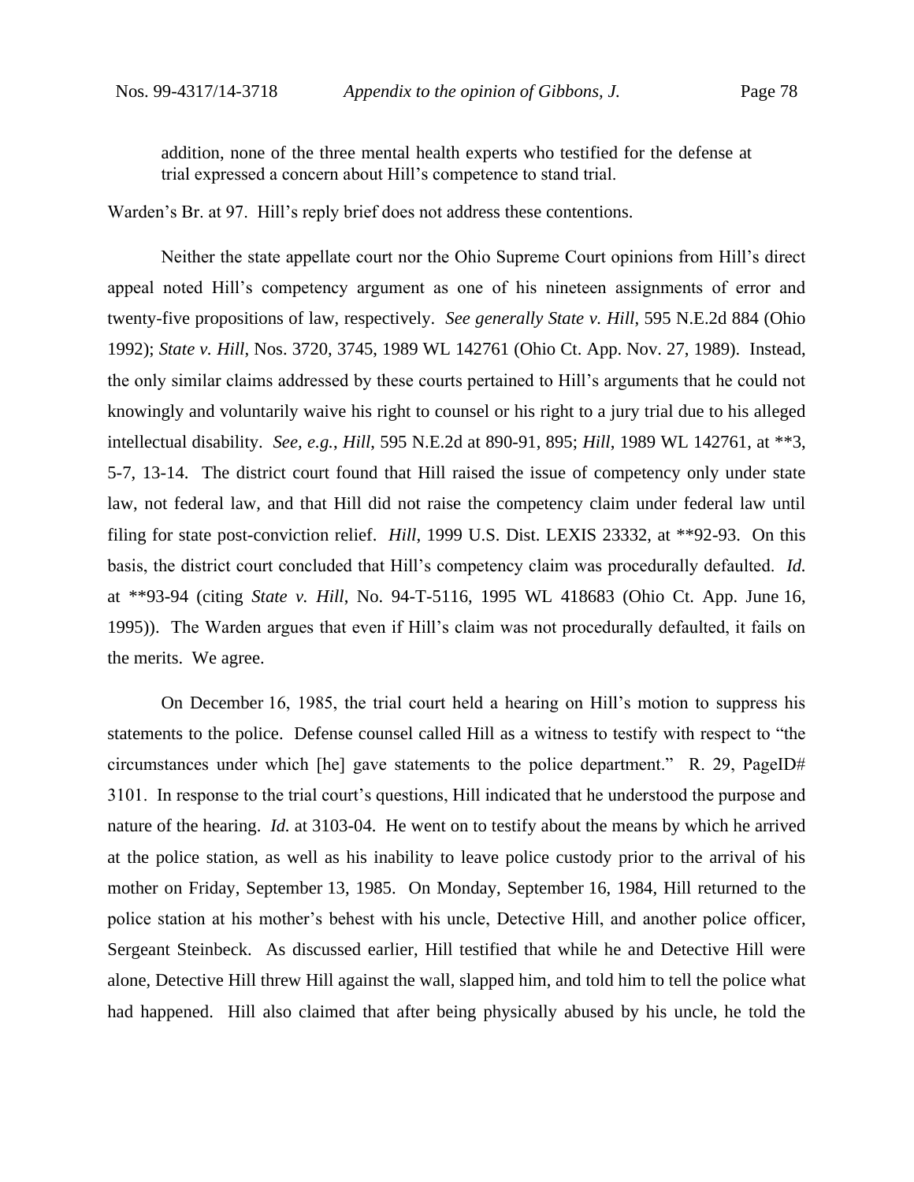addition, none of the three mental health experts who testified for the defense at trial expressed a concern about Hill's competence to stand trial.

Warden's Br. at 97. Hill's reply brief does not address these contentions.

Neither the state appellate court nor the Ohio Supreme Court opinions from Hill's direct appeal noted Hill's competency argument as one of his nineteen assignments of error and twenty-five propositions of law, respectively. *See generally State v. Hill*, 595 N.E.2d 884 (Ohio 1992); *State v. Hill*, Nos. 3720, 3745, 1989 WL 142761 (Ohio Ct. App. Nov. 27, 1989). Instead, the only similar claims addressed by these courts pertained to Hill's arguments that he could not knowingly and voluntarily waive his right to counsel or his right to a jury trial due to his alleged intellectual disability. *See, e.g.*, *Hill*, 595 N.E.2d at 890-91, 895; *Hill*, 1989 WL 142761, at **3, 5-7, 13-14. The district court found that Hill raised the issue of competency only under state law, not federal law, and that Hill did not raise the competency claim under federal law until filing for state post-conviction relief. *Hill*, 1999 U.S. Dist. LEXIS 23332, at **92-93. On this basis, the district court concluded that Hill's competency claim was procedurally defaulted. *Id.* at **93-94 (citing *State v. Hill*, No. 94-T-5116, 1995 WL 418683 (Ohio Ct. App. June 16, 1995)). The Warden argues that even if Hill's claim was not procedurally defaulted, it fails on the merits. We agree.

On December 16, 1985, the trial court held a hearing on Hill's motion to suppress his statements to the police. Defense counsel called Hill as a witness to testify with respect to "the circumstances under which [he] gave statements to the police department." R. 29, PageID# 3101. In response to the trial court's questions, Hill indicated that he understood the purpose and nature of the hearing. *Id.* at 3103-04. He went on to testify about the means by which he arrived at the police station, as well as his inability to leave police custody prior to the arrival of his mother on Friday, September 13, 1985. On Monday, September 16, 1984, Hill returned to the police station at his mother's behest with his uncle, Detective Hill, and another police officer, Sergeant Steinbeck. As discussed earlier, Hill testified that while he and Detective Hill were alone, Detective Hill threw Hill against the wall, slapped him, and told him to tell the police what had happened. Hill also claimed that after being physically abused by his uncle, he told the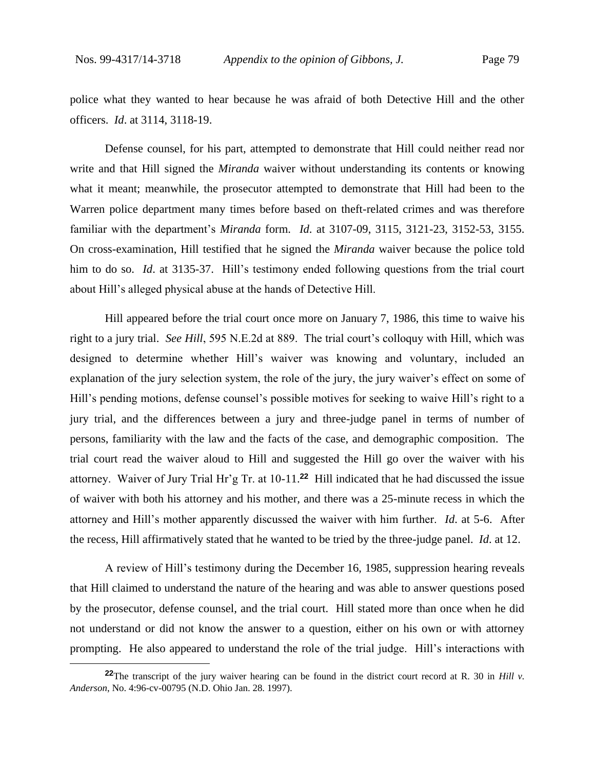police what they wanted to hear because he was afraid of both Detective Hill and the other officers. *Id*. at 3114, 3118-19.

Defense counsel, for his part, attempted to demonstrate that Hill could neither read nor write and that Hill signed the *Miranda* waiver without understanding its contents or knowing what it meant; meanwhile, the prosecutor attempted to demonstrate that Hill had been to the Warren police department many times before based on theft-related crimes and was therefore familiar with the department's *Miranda* form. *Id.* at 3107-09, 3115, 3121-23, 3152-53, 3155. On cross-examination, Hill testified that he signed the *Miranda* waiver because the police told him to do so. *Id*. at 3135-37. Hill's testimony ended following questions from the trial court about Hill's alleged physical abuse at the hands of Detective Hill.

Hill appeared before the trial court once more on January 7, 1986, this time to waive his right to a jury trial. *See Hill*, 595 N.E.2d at 889. The trial court's colloquy with Hill, which was designed to determine whether Hill's waiver was knowing and voluntary, included an explanation of the jury selection system, the role of the jury, the jury waiver's effect on some of Hill's pending motions, defense counsel's possible motives for seeking to waive Hill's right to a jury trial, and the differences between a jury and three-judge panel in terms of number of persons, familiarity with the law and the facts of the case, and demographic composition. The trial court read the waiver aloud to Hill and suggested the Hill go over the waiver with his attorney. Waiver of Jury Trial Hr'g Tr. at 10-11.[22] Hill indicated that he had discussed the issue of waiver with both his attorney and his mother, and there was a 25-minute recess in which the attorney and Hill's mother apparently discussed the waiver with him further. *Id.* at 5-6. After the recess, Hill affirmatively stated that he wanted to be tried by the three-judge panel. *Id.* at 12.

A review of Hill's testimony during the December 16, 1985, suppression hearing reveals that Hill claimed to understand the nature of the hearing and was able to answer questions posed by the prosecutor, defense counsel, and the trial court. Hill stated more than once when he did not understand or did not know the answer to a question, either on his own or with attorney prompting. He also appeared to understand the role of the trial judge. Hill's interactions with

[22] The transcript of the jury waiver hearing can be found in the district court record at R. 30 in *Hill v. Anderson*, No. 4:96-cv-00795 (N.D. Ohio Jan. 28. 1997).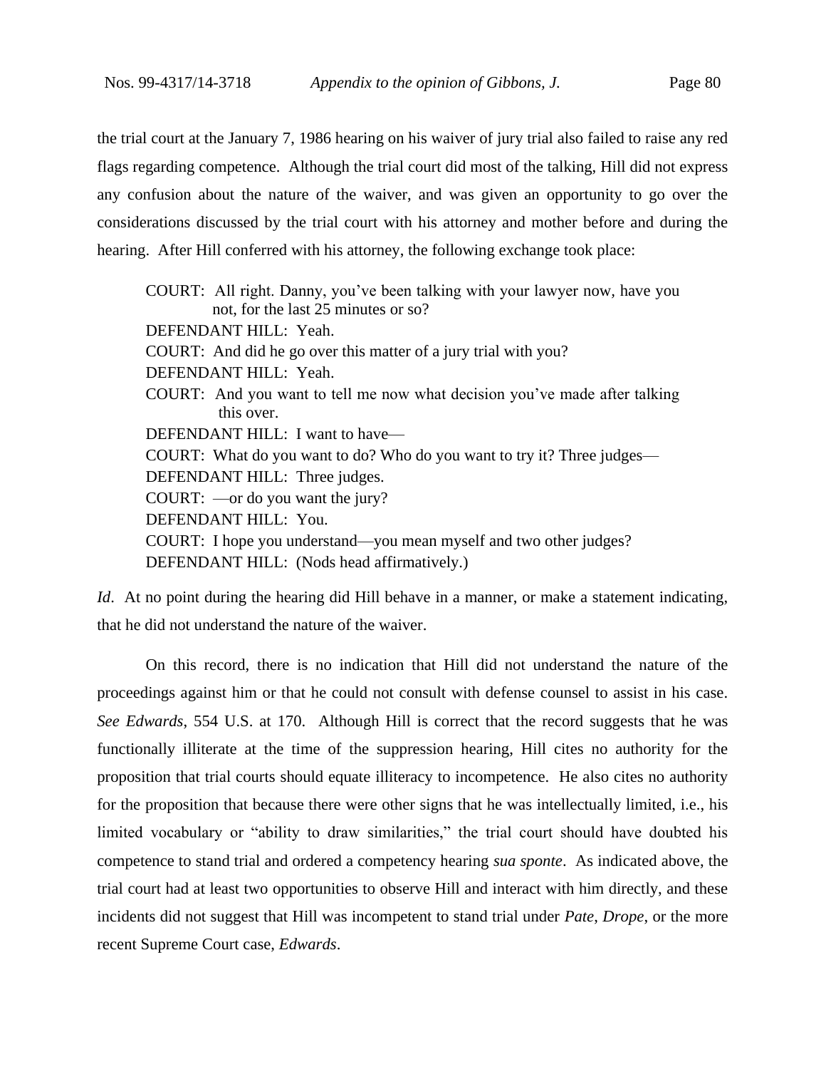the trial court at the January 7, 1986 hearing on his waiver of jury trial also failed to raise any red flags regarding competence. Although the trial court did most of the talking, Hill did not express any confusion about the nature of the waiver, and was given an opportunity to go over the considerations discussed by the trial court with his attorney and mother before and during the hearing. After Hill conferred with his attorney, the following exchange took place:

> COURT: All right. Danny, you've been talking with your lawyer now, have you not, for the last 25 minutes or so?
> DEFENDANT HILL: Yeah.
> COURT: And did he go over this matter of a jury trial with you?
> DEFENDANT HILL: Yeah.
> COURT: And you want to tell me now what decision you've made after talking this over.
> DEFENDANT HILL: I want to have—
> COURT: What do you want to do? Who do you want to try it? Three judges—
> DEFENDANT HILL: Three judges.
> COURT: —or do you want the jury?
> DEFENDANT HILL: You.
> COURT: I hope you understand—you mean myself and two other judges?
> DEFENDANT HILL: (Nods head affirmatively.)

*Id*. At no point during the hearing did Hill behave in a manner, or make a statement indicating, that he did not understand the nature of the waiver.

On this record, there is no indication that Hill did not understand the nature of the proceedings against him or that he could not consult with defense counsel to assist in his case. *See Edwards*, 554 U.S. at 170. Although Hill is correct that the record suggests that he was functionally illiterate at the time of the suppression hearing, Hill cites no authority for the proposition that trial courts should equate illiteracy to incompetence. He also cites no authority for the proposition that because there were other signs that he was intellectually limited, i.e., his limited vocabulary or "ability to draw similarities," the trial court should have doubted his competence to stand trial and ordered a competency hearing *sua sponte*. As indicated above, the trial court had at least two opportunities to observe Hill and interact with him directly, and these incidents did not suggest that Hill was incompetent to stand trial under *Pate*, *Drope*, or the more recent Supreme Court case, *Edwards*.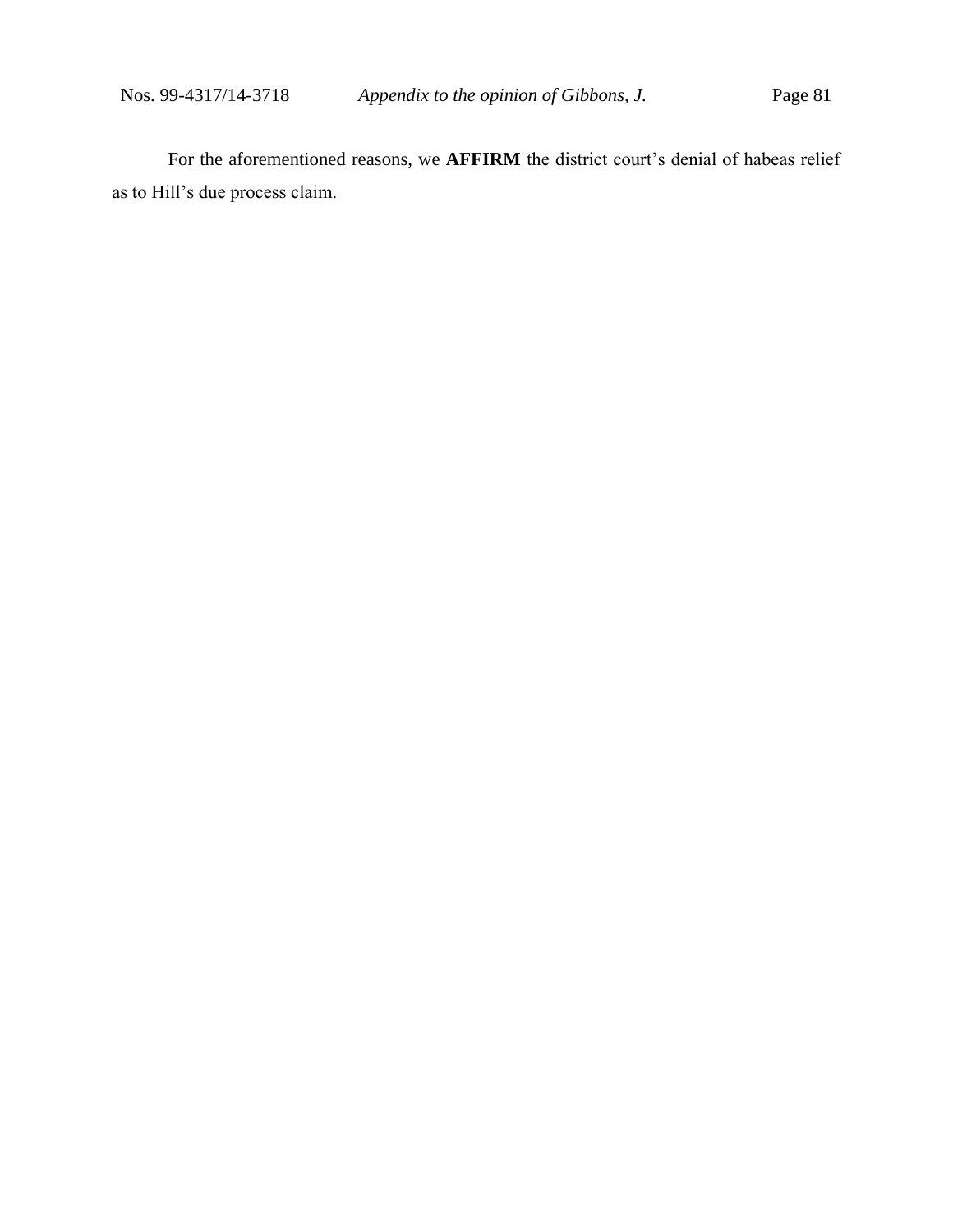For the aforementioned reasons, we **AFFIRM** the district court's denial of habeas relief as to Hill's due process claim.